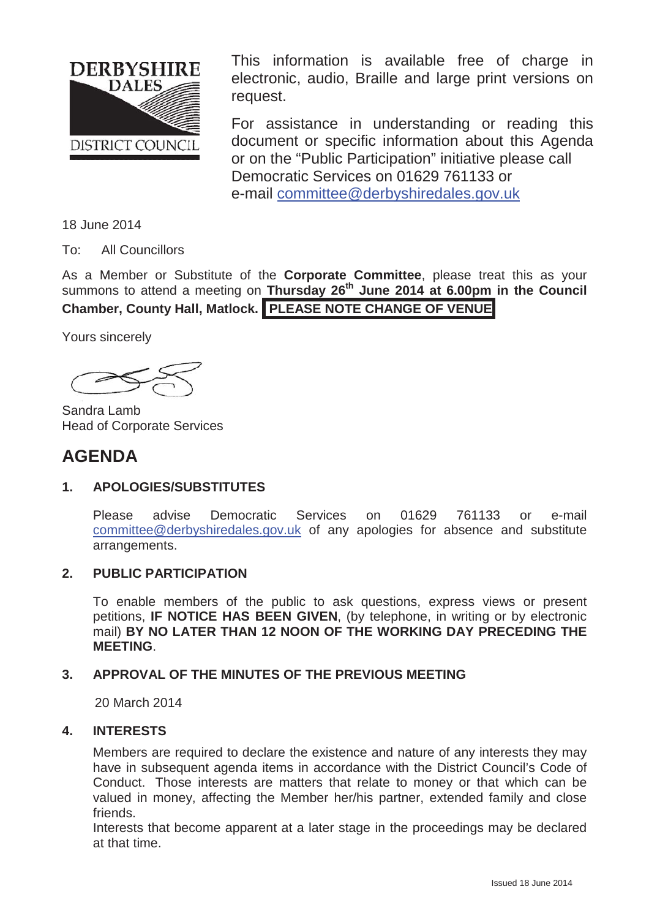DERBYSHIRE DALES DISTRICT COUNCIL

This information is available free of charge in electronic, audio, Braille and large print versions on request.

For assistance in understanding or reading this document or specific information about this Agenda or on the "Public Participation" initiative please call Democratic Services on 01629 761133 or e-mail committee@derbyshiredales.gov.uk

18 June 2014

To: All Councillors

As a Member or Substitute of the **Corporate Committee**, please treat this as your summons to attend a meeting on **Thursday 26th June 2014 at 6.00pm in the Council Chamber, County Hall, Matlock.** **PLEASE NOTE CHANGE OF VENUE**

Yours sincerely

Sandra Lamb
Head of Corporate Services

# AGENDA

### 1. APOLOGIES/SUBSTITUTES

Please advise Democratic Services on 01629 761133 or e-mail committee@derbyshiredales.gov.uk of any apologies for absence and substitute arrangements.

### 2. PUBLIC PARTICIPATION

To enable members of the public to ask questions, express views or present petitions, **IF NOTICE HAS BEEN GIVEN**, (by telephone, in writing or by electronic mail) **BY NO LATER THAN 12 NOON OF THE WORKING DAY PRECEDING THE MEETING**.

### 3. APPROVAL OF THE MINUTES OF THE PREVIOUS MEETING

20 March 2014

### 4. INTERESTS

Members are required to declare the existence and nature of any interests they may have in subsequent agenda items in accordance with the District Council's Code of Conduct. Those interests are matters that relate to money or that which can be valued in money, affecting the Member her/his partner, extended family and close friends.

Interests that become apparent at a later stage in the proceedings may be declared at that time.

Issued 18 June 2014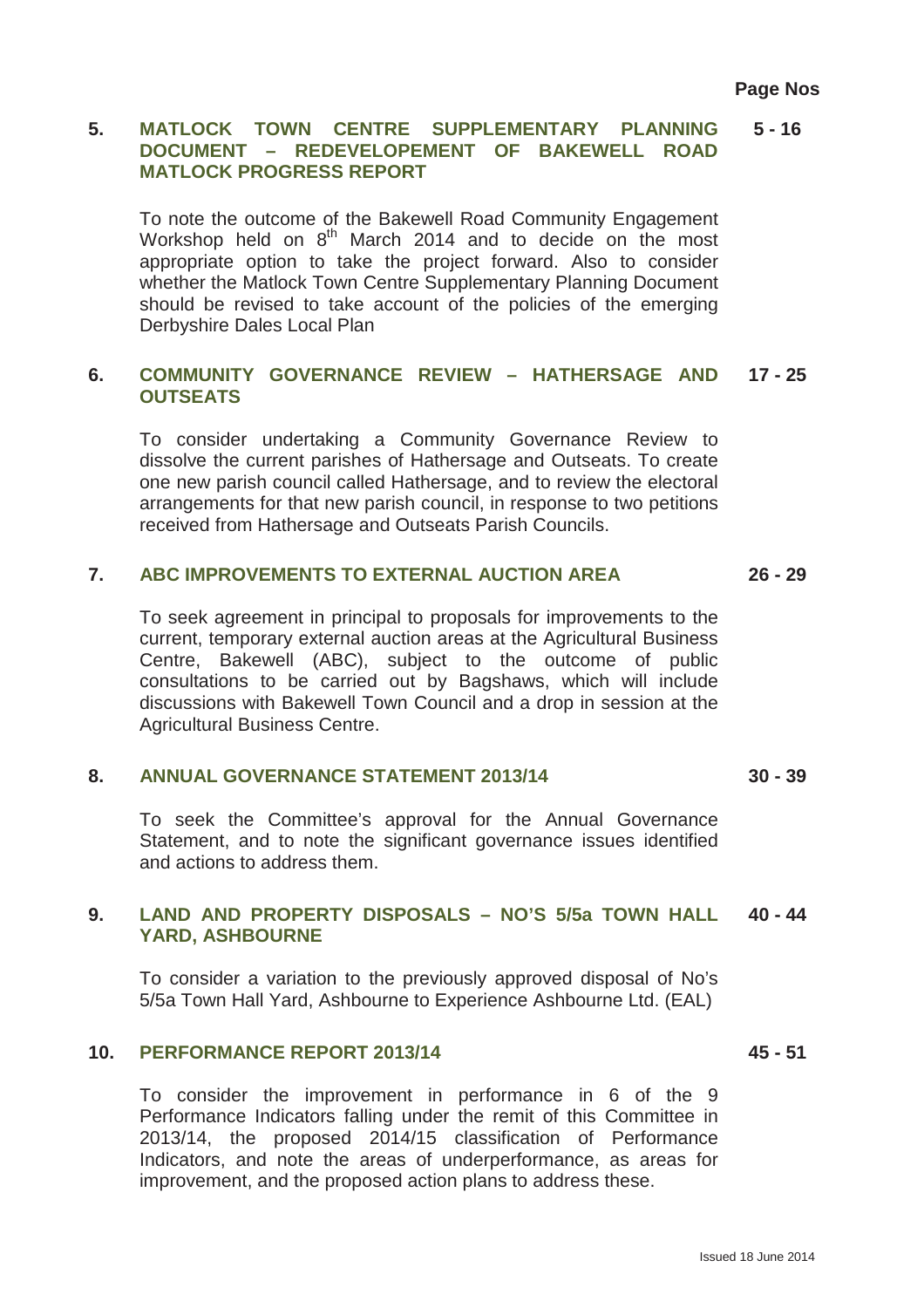**Page Nos**

**5. MATLOCK TOWN CENTRE SUPPLEMENTARY PLANNING DOCUMENT – REDEVELOPEMENT OF BAKEWELL ROAD MATLOCK PROGRESS REPORT** **5 - 16**

To note the outcome of the Bakewell Road Community Engagement Workshop held on 8th March 2014 and to decide on the most appropriate option to take the project forward. Also to consider whether the Matlock Town Centre Supplementary Planning Document should be revised to take account of the policies of the emerging Derbyshire Dales Local Plan

**6. COMMUNITY GOVERNANCE REVIEW – HATHERSAGE AND OUTSEATS** **17 - 25**

To consider undertaking a Community Governance Review to dissolve the current parishes of Hathersage and Outseats. To create one new parish council called Hathersage, and to review the electoral arrangements for that new parish council, in response to two petitions received from Hathersage and Outseats Parish Councils.

**7. ABC IMPROVEMENTS TO EXTERNAL AUCTION AREA** **26 - 29**

To seek agreement in principal to proposals for improvements to the current, temporary external auction areas at the Agricultural Business Centre, Bakewell (ABC), subject to the outcome of public consultations to be carried out by Bagshaws, which will include discussions with Bakewell Town Council and a drop in session at the Agricultural Business Centre.

**8. ANNUAL GOVERNANCE STATEMENT 2013/14** **30 - 39**

To seek the Committee's approval for the Annual Governance Statement, and to note the significant governance issues identified and actions to address them.

**9. LAND AND PROPERTY DISPOSALS – NO'S 5/5a TOWN HALL YARD, ASHBOURNE** **40 - 44**

To consider a variation to the previously approved disposal of No's 5/5a Town Hall Yard, Ashbourne to Experience Ashbourne Ltd. (EAL)

**10. PERFORMANCE REPORT 2013/14** **45 - 51**

To consider the improvement in performance in 6 of the 9 Performance Indicators falling under the remit of this Committee in 2013/14, the proposed 2014/15 classification of Performance Indicators, and note the areas of underperformance, as areas for improvement, and the proposed action plans to address these.

Issued 18 June 2014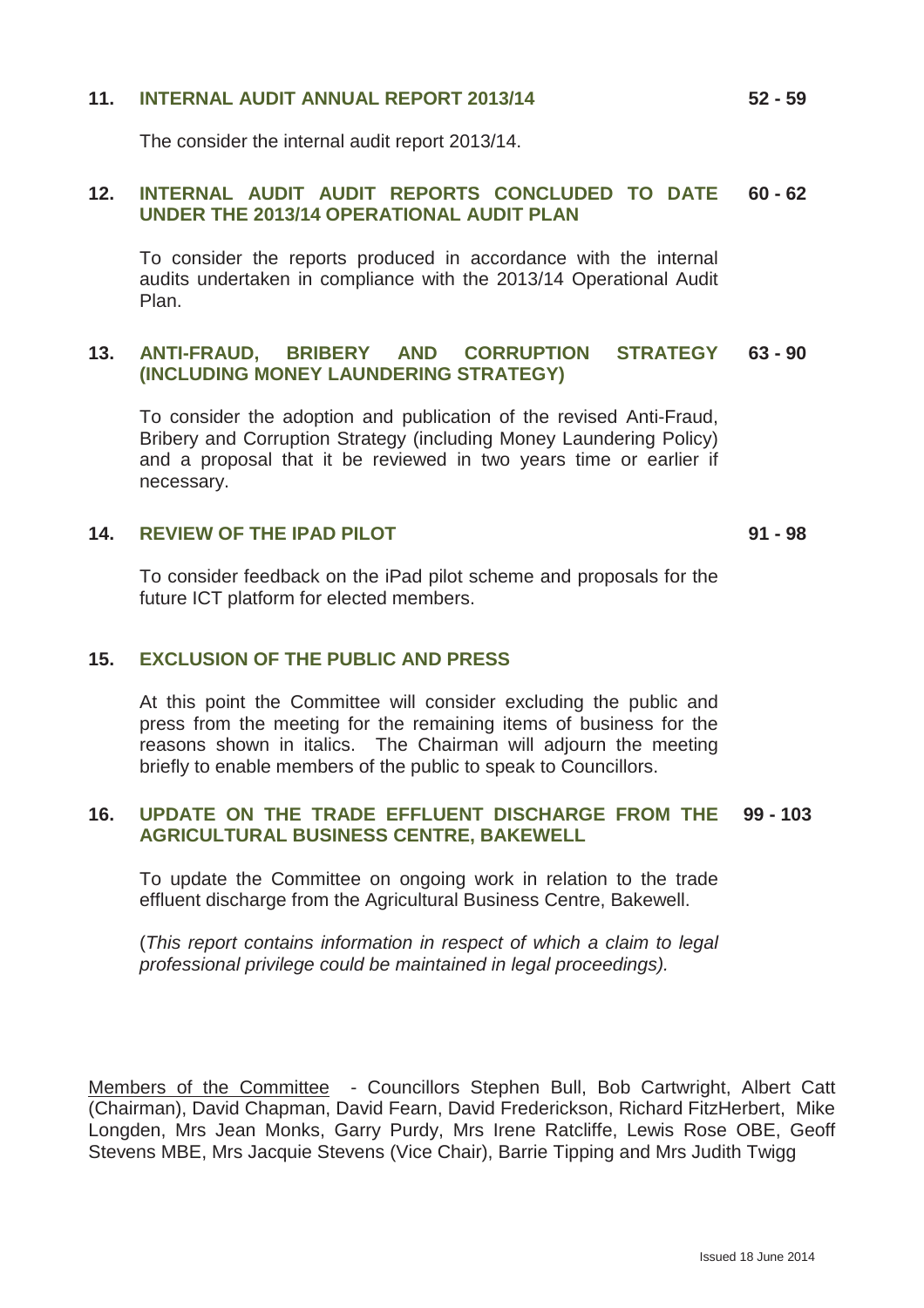**11. INTERNAL AUDIT ANNUAL REPORT 2013/14** **52 - 59**

The consider the internal audit report 2013/14.

**12. INTERNAL AUDIT AUDIT REPORTS CONCLUDED TO DATE UNDER THE 2013/14 OPERATIONAL AUDIT PLAN** **60 - 62**

To consider the reports produced in accordance with the internal audits undertaken in compliance with the 2013/14 Operational Audit Plan.

**13. ANTI-FRAUD, BRIBERY AND CORRUPTION STRATEGY (INCLUDING MONEY LAUNDERING STRATEGY)** **63 - 90**

To consider the adoption and publication of the revised Anti-Fraud, Bribery and Corruption Strategy (including Money Laundering Policy) and a proposal that it be reviewed in two years time or earlier if necessary.

**14. REVIEW OF THE IPAD PILOT** **91 - 98**

To consider feedback on the iPad pilot scheme and proposals for the future ICT platform for elected members.

**15. EXCLUSION OF THE PUBLIC AND PRESS**

At this point the Committee will consider excluding the public and press from the meeting for the remaining items of business for the reasons shown in italics. The Chairman will adjourn the meeting briefly to enable members of the public to speak to Councillors.

**16. UPDATE ON THE TRADE EFFLUENT DISCHARGE FROM THE AGRICULTURAL BUSINESS CENTRE, BAKEWELL** **99 - 103**

To update the Committee on ongoing work in relation to the trade effluent discharge from the Agricultural Business Centre, Bakewell.

(*This report contains information in respect of which a claim to legal professional privilege could be maintained in legal proceedings).*

Members of the Committee - Councillors Stephen Bull, Bob Cartwright, Albert Catt (Chairman), David Chapman, David Fearn, David Frederickson, Richard FitzHerbert, Mike Longden, Mrs Jean Monks, Garry Purdy, Mrs Irene Ratcliffe, Lewis Rose OBE, Geoff Stevens MBE, Mrs Jacquie Stevens (Vice Chair), Barrie Tipping and Mrs Judith Twigg

Issued 18 June 2014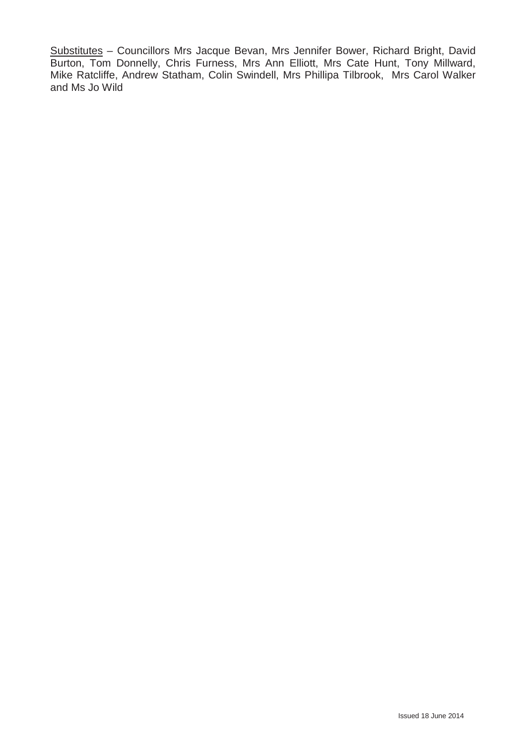<u>Substitutes</u> – Councillors Mrs Jacque Bevan, Mrs Jennifer Bower, Richard Bright, David Burton, Tom Donnelly, Chris Furness, Mrs Ann Elliott, Mrs Cate Hunt, Tony Millward, Mike Ratcliffe, Andrew Statham, Colin Swindell, Mrs Phillipa Tilbrook, Mrs Carol Walker and Ms Jo Wild

Issued 18 June 2014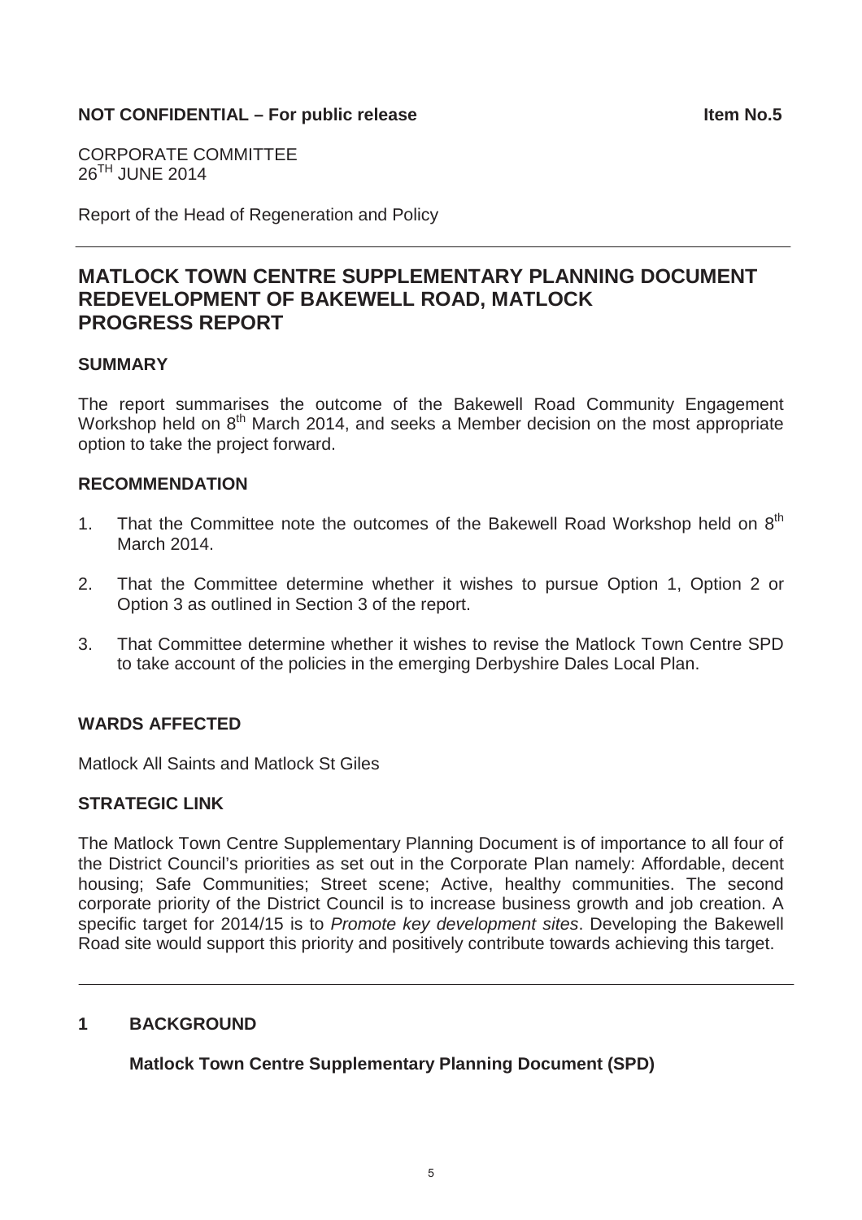**NOT CONFIDENTIAL – For public release** **Item No.5**

CORPORATE COMMITTEE
26TH JUNE 2014

Report of the Head of Regeneration and Policy

## MATLOCK TOWN CENTRE SUPPLEMENTARY PLANNING DOCUMENT REDEVELOPMENT OF BAKEWELL ROAD, MATLOCK PROGRESS REPORT

### SUMMARY

The report summarises the outcome of the Bakewell Road Community Engagement Workshop held on 8th March 2014, and seeks a Member decision on the most appropriate option to take the project forward.

### RECOMMENDATION

1. That the Committee note the outcomes of the Bakewell Road Workshop held on 8th March 2014.

2. That the Committee determine whether it wishes to pursue Option 1, Option 2 or Option 3 as outlined in Section 3 of the report.

3. That Committee determine whether it wishes to revise the Matlock Town Centre SPD to take account of the policies in the emerging Derbyshire Dales Local Plan.

### WARDS AFFECTED

Matlock All Saints and Matlock St Giles

### STRATEGIC LINK

The Matlock Town Centre Supplementary Planning Document is of importance to all four of the District Council's priorities as set out in the Corporate Plan namely: Affordable, decent housing; Safe Communities; Street scene; Active, healthy communities. The second corporate priority of the District Council is to increase business growth and job creation. A specific target for 2014/15 is to *Promote key development sites*. Developing the Bakewell Road site would support this priority and positively contribute towards achieving this target.

---

### 1 BACKGROUND

**Matlock Town Centre Supplementary Planning Document (SPD)**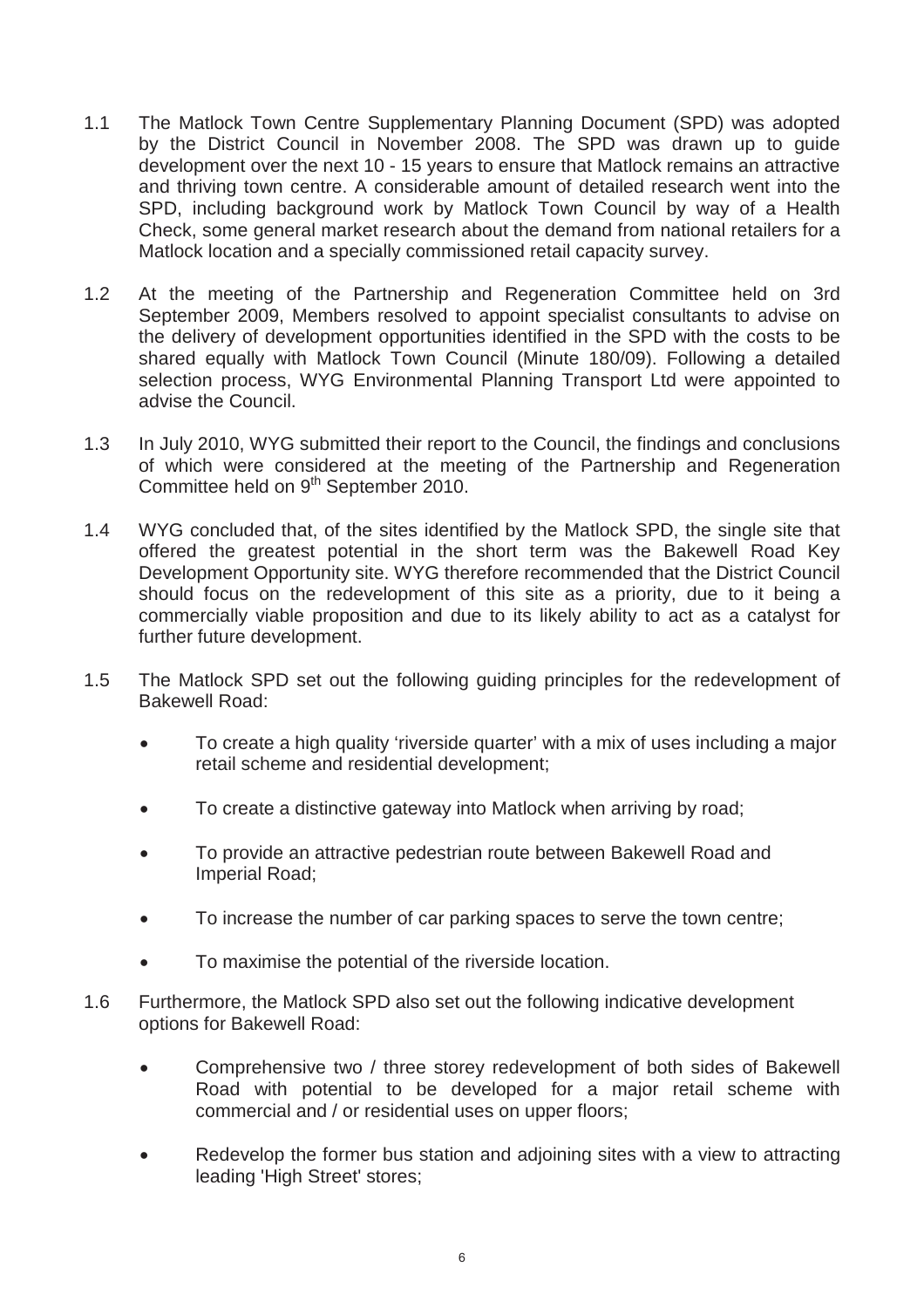1.1 The Matlock Town Centre Supplementary Planning Document (SPD) was adopted by the District Council in November 2008. The SPD was drawn up to guide development over the next 10 - 15 years to ensure that Matlock remains an attractive and thriving town centre. A considerable amount of detailed research went into the SPD, including background work by Matlock Town Council by way of a Health Check, some general market research about the demand from national retailers for a Matlock location and a specially commissioned retail capacity survey.

1.2 At the meeting of the Partnership and Regeneration Committee held on 3rd September 2009, Members resolved to appoint specialist consultants to advise on the delivery of development opportunities identified in the SPD with the costs to be shared equally with Matlock Town Council (Minute 180/09). Following a detailed selection process, WYG Environmental Planning Transport Ltd were appointed to advise the Council.

1.3 In July 2010, WYG submitted their report to the Council, the findings and conclusions of which were considered at the meeting of the Partnership and Regeneration Committee held on 9th September 2010.

1.4 WYG concluded that, of the sites identified by the Matlock SPD, the single site that offered the greatest potential in the short term was the Bakewell Road Key Development Opportunity site. WYG therefore recommended that the District Council should focus on the redevelopment of this site as a priority, due to it being a commercially viable proposition and due to its likely ability to act as a catalyst for further future development.

1.5 The Matlock SPD set out the following guiding principles for the redevelopment of Bakewell Road:

- To create a high quality 'riverside quarter' with a mix of uses including a major retail scheme and residential development;
- To create a distinctive gateway into Matlock when arriving by road;
- To provide an attractive pedestrian route between Bakewell Road and Imperial Road;
- To increase the number of car parking spaces to serve the town centre;
- To maximise the potential of the riverside location.

1.6 Furthermore, the Matlock SPD also set out the following indicative development options for Bakewell Road:

- Comprehensive two / three storey redevelopment of both sides of Bakewell Road with potential to be developed for a major retail scheme with commercial and / or residential uses on upper floors;
- Redevelop the former bus station and adjoining sites with a view to attracting leading 'High Street' stores;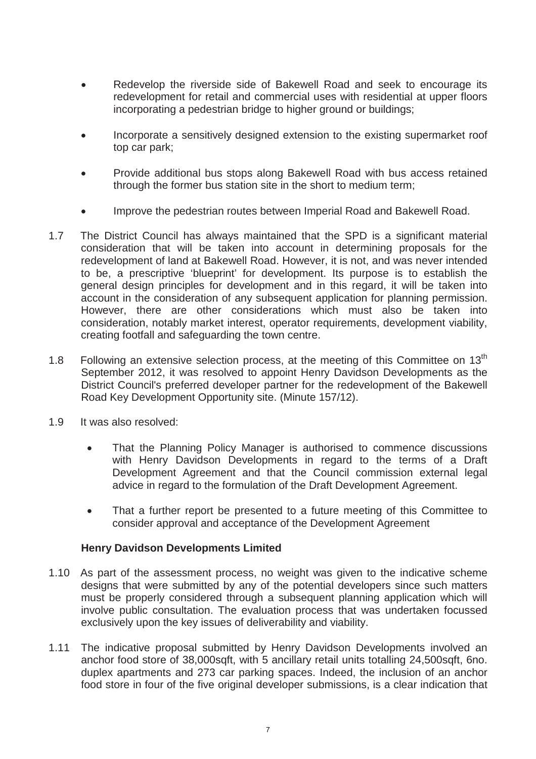- Redevelop the riverside side of Bakewell Road and seek to encourage its redevelopment for retail and commercial uses with residential at upper floors incorporating a pedestrian bridge to higher ground or buildings;

- Incorporate a sensitively designed extension to the existing supermarket roof top car park;

- Provide additional bus stops along Bakewell Road with bus access retained through the former bus station site in the short to medium term;

- Improve the pedestrian routes between Imperial Road and Bakewell Road.

1.7 The District Council has always maintained that the SPD is a significant material consideration that will be taken into account in determining proposals for the redevelopment of land at Bakewell Road. However, it is not, and was never intended to be, a prescriptive 'blueprint' for development. Its purpose is to establish the general design principles for development and in this regard, it will be taken into account in the consideration of any subsequent application for planning permission. However, there are other considerations which must also be taken into consideration, notably market interest, operator requirements, development viability, creating footfall and safeguarding the town centre.

1.8 Following an extensive selection process, at the meeting of this Committee on 13th September 2012, it was resolved to appoint Henry Davidson Developments as the District Council's preferred developer partner for the redevelopment of the Bakewell Road Key Development Opportunity site. (Minute 157/12).

1.9 It was also resolved:

- That the Planning Policy Manager is authorised to commence discussions with Henry Davidson Developments in regard to the terms of a Draft Development Agreement and that the Council commission external legal advice in regard to the formulation of the Draft Development Agreement.

- That a further report be presented to a future meeting of this Committee to consider approval and acceptance of the Development Agreement

**Henry Davidson Developments Limited**

1.10 As part of the assessment process, no weight was given to the indicative scheme designs that were submitted by any of the potential developers since such matters must be properly considered through a subsequent planning application which will involve public consultation. The evaluation process that was undertaken focussed exclusively upon the key issues of deliverability and viability.

1.11 The indicative proposal submitted by Henry Davidson Developments involved an anchor food store of 38,000sqft, with 5 ancillary retail units totalling 24,500sqft, 6no. duplex apartments and 273 car parking spaces. Indeed, the inclusion of an anchor food store in four of the five original developer submissions, is a clear indication that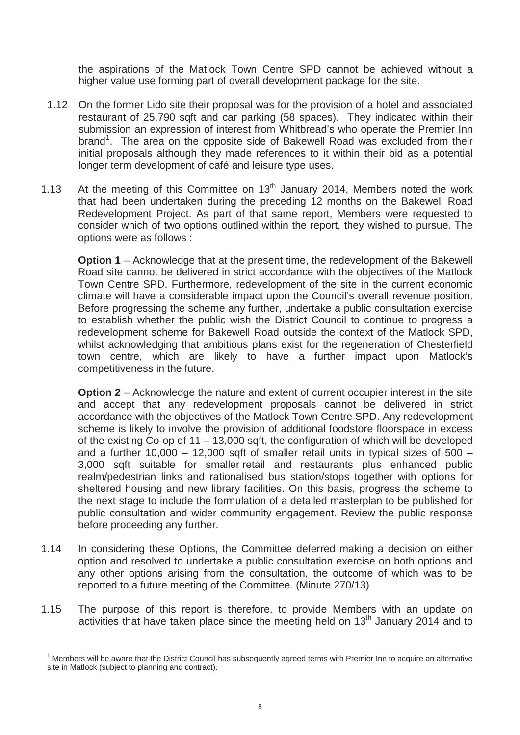the aspirations of the Matlock Town Centre SPD cannot be achieved without a higher value use forming part of overall development package for the site.

1.12 On the former Lido site their proposal was for the provision of a hotel and associated restaurant of 25,790 sqft and car parking (58 spaces). They indicated within their submission an expression of interest from Whitbread's who operate the Premier Inn brand[1]. The area on the opposite side of Bakewell Road was excluded from their initial proposals although they made references to it within their bid as a potential longer term development of café and leisure type uses.

1.13 At the meeting of this Committee on 13th January 2014, Members noted the work that had been undertaken during the preceding 12 months on the Bakewell Road Redevelopment Project. As part of that same report, Members were requested to consider which of two options outlined within the report, they wished to pursue. The options were as follows :

**Option 1** – Acknowledge that at the present time, the redevelopment of the Bakewell Road site cannot be delivered in strict accordance with the objectives of the Matlock Town Centre SPD. Furthermore, redevelopment of the site in the current economic climate will have a considerable impact upon the Council's overall revenue position. Before progressing the scheme any further, undertake a public consultation exercise to establish whether the public wish the District Council to continue to progress a redevelopment scheme for Bakewell Road outside the context of the Matlock SPD, whilst acknowledging that ambitious plans exist for the regeneration of Chesterfield town centre, which are likely to have a further impact upon Matlock's competitiveness in the future.

**Option 2** – Acknowledge the nature and extent of current occupier interest in the site and accept that any redevelopment proposals cannot be delivered in strict accordance with the objectives of the Matlock Town Centre SPD. Any redevelopment scheme is likely to involve the provision of additional foodstore floorspace in excess of the existing Co-op of 11 – 13,000 sqft, the configuration of which will be developed and a further 10,000 – 12,000 sqft of smaller retail units in typical sizes of 500 – 3,000 sqft suitable for smaller retail and restaurants plus enhanced public realm/pedestrian links and rationalised bus station/stops together with options for sheltered housing and new library facilities. On this basis, progress the scheme to the next stage to include the formulation of a detailed masterplan to be published for public consultation and wider community engagement. Review the public response before proceeding any further.

1.14 In considering these Options, the Committee deferred making a decision on either option and resolved to undertake a public consultation exercise on both options and any other options arising from the consultation, the outcome of which was to be reported to a future meeting of the Committee. (Minute 270/13)

1.15 The purpose of this report is therefore, to provide Members with an update on activities that have taken place since the meeting held on 13th January 2014 and to

[1] Members will be aware that the District Council has subsequently agreed terms with Premier Inn to acquire an alternative site in Matlock (subject to planning and contract).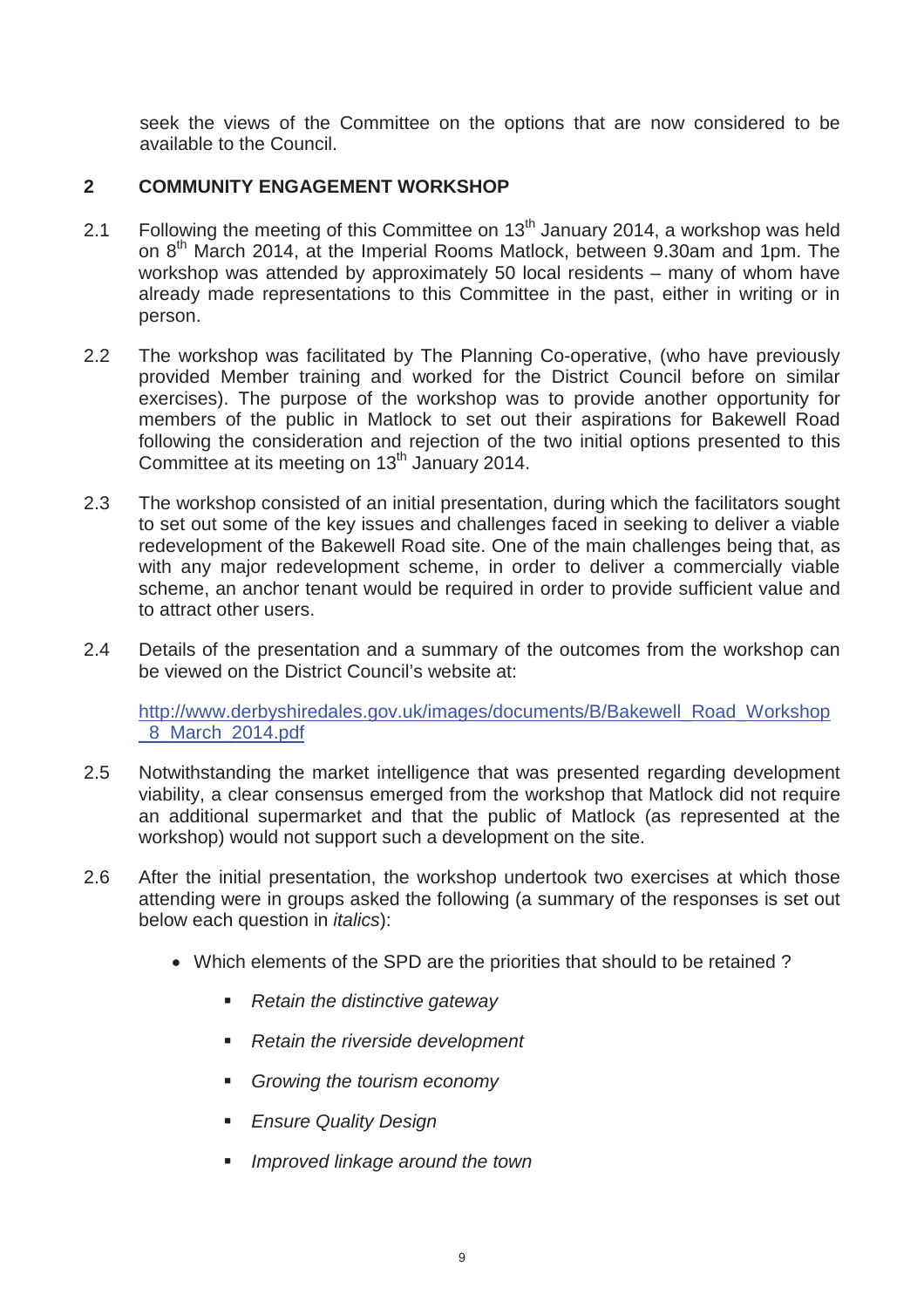seek the views of the Committee on the options that are now considered to be available to the Council.

## 2 COMMUNITY ENGAGEMENT WORKSHOP

2.1 Following the meeting of this Committee on 13th January 2014, a workshop was held on 8th March 2014, at the Imperial Rooms Matlock, between 9.30am and 1pm. The workshop was attended by approximately 50 local residents – many of whom have already made representations to this Committee in the past, either in writing or in person.

2.2 The workshop was facilitated by The Planning Co-operative, (who have previously provided Member training and worked for the District Council before on similar exercises). The purpose of the workshop was to provide another opportunity for members of the public in Matlock to set out their aspirations for Bakewell Road following the consideration and rejection of the two initial options presented to this Committee at its meeting on 13th January 2014.

2.3 The workshop consisted of an initial presentation, during which the facilitators sought to set out some of the key issues and challenges faced in seeking to deliver a viable redevelopment of the Bakewell Road site. One of the main challenges being that, as with any major redevelopment scheme, in order to deliver a commercially viable scheme, an anchor tenant would be required in order to provide sufficient value and to attract other users.

2.4 Details of the presentation and a summary of the outcomes from the workshop can be viewed on the District Council's website at:

http://www.derbyshiredales.gov.uk/images/documents/B/Bakewell_Road_Workshop_8_March_2014.pdf

2.5 Notwithstanding the market intelligence that was presented regarding development viability, a clear consensus emerged from the workshop that Matlock did not require an additional supermarket and that the public of Matlock (as represented at the workshop) would not support such a development on the site.

2.6 After the initial presentation, the workshop undertook two exercises at which those attending were in groups asked the following (a summary of the responses is set out below each question in *italics*):

- Which elements of the SPD are the priorities that should to be retained ?
    - *Retain the distinctive gateway*
    - *Retain the riverside development*
    - *Growing the tourism economy*
    - *Ensure Quality Design*
    - *Improved linkage around the town*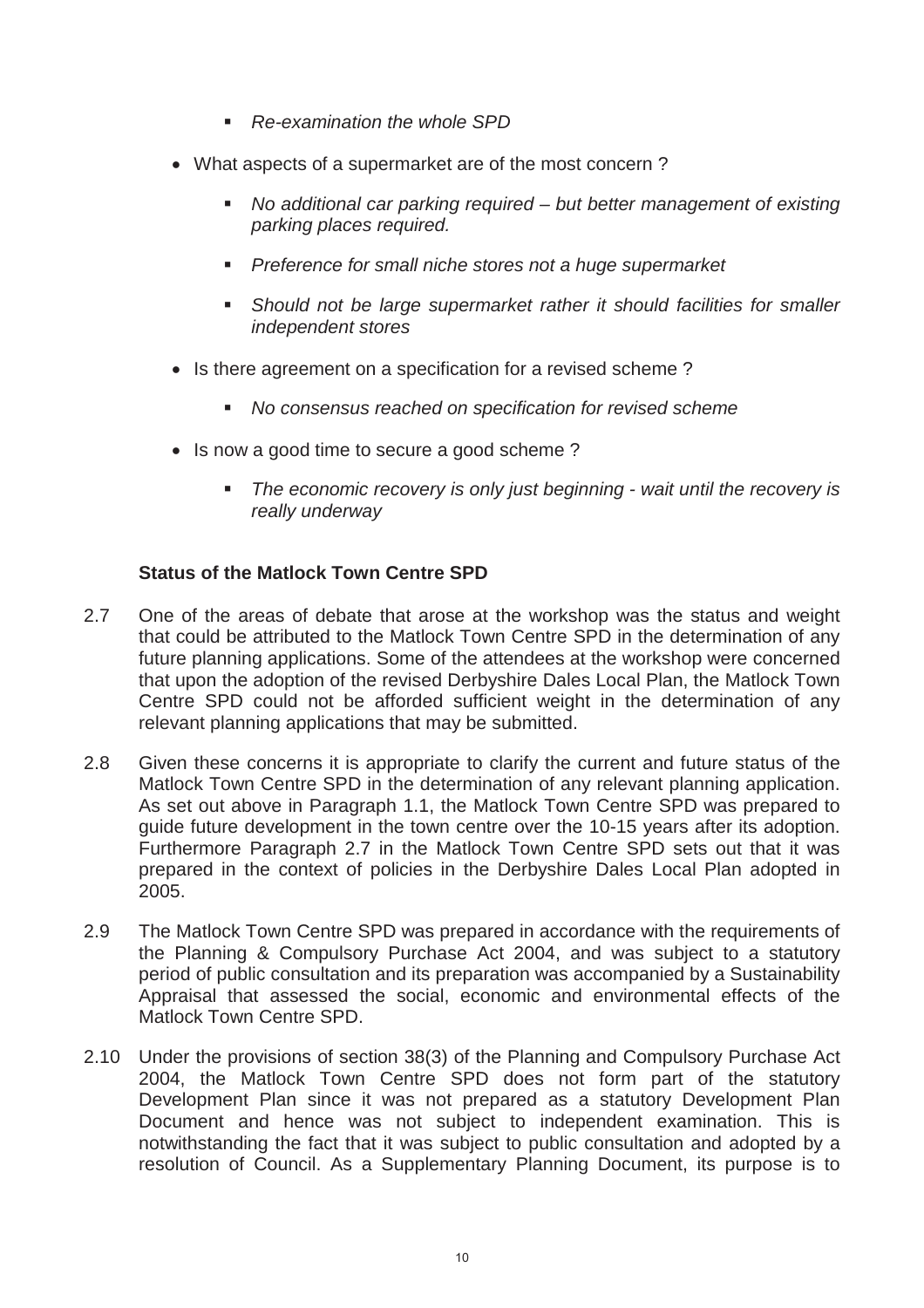- *Re-examination the whole SPD*

- What aspects of a supermarket are of the most concern ?

  - *No additional car parking required – but better management of existing parking places required.*
  - *Preference for small niche stores not a huge supermarket*
  - *Should not be large supermarket rather it should facilities for smaller independent stores*

- Is there agreement on a specification for a revised scheme ?

  - *No consensus reached on specification for revised scheme*

- Is now a good time to secure a good scheme ?

  - *The economic recovery is only just beginning - wait until the recovery is really underway*

**Status of the Matlock Town Centre SPD**

2.7 One of the areas of debate that arose at the workshop was the status and weight that could be attributed to the Matlock Town Centre SPD in the determination of any future planning applications. Some of the attendees at the workshop were concerned that upon the adoption of the revised Derbyshire Dales Local Plan, the Matlock Town Centre SPD could not be afforded sufficient weight in the determination of any relevant planning applications that may be submitted.

2.8 Given these concerns it is appropriate to clarify the current and future status of the Matlock Town Centre SPD in the determination of any relevant planning application. As set out above in Paragraph 1.1, the Matlock Town Centre SPD was prepared to guide future development in the town centre over the 10-15 years after its adoption. Furthermore Paragraph 2.7 in the Matlock Town Centre SPD sets out that it was prepared in the context of policies in the Derbyshire Dales Local Plan adopted in 2005.

2.9 The Matlock Town Centre SPD was prepared in accordance with the requirements of the Planning & Compulsory Purchase Act 2004, and was subject to a statutory period of public consultation and its preparation was accompanied by a Sustainability Appraisal that assessed the social, economic and environmental effects of the Matlock Town Centre SPD.

2.10 Under the provisions of section 38(3) of the Planning and Compulsory Purchase Act 2004, the Matlock Town Centre SPD does not form part of the statutory Development Plan since it was not prepared as a statutory Development Plan Document and hence was not subject to independent examination. This is notwithstanding the fact that it was subject to public consultation and adopted by a resolution of Council. As a Supplementary Planning Document, its purpose is to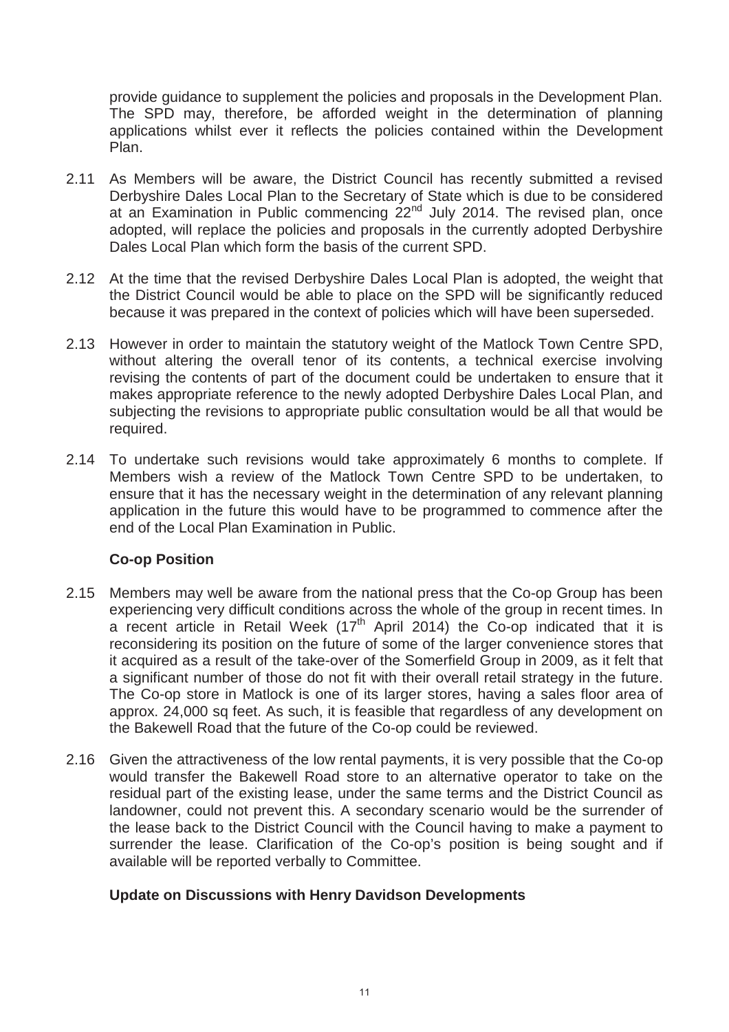provide guidance to supplement the policies and proposals in the Development Plan. The SPD may, therefore, be afforded weight in the determination of planning applications whilst ever it reflects the policies contained within the Development Plan.

2.11 As Members will be aware, the District Council has recently submitted a revised Derbyshire Dales Local Plan to the Secretary of State which is due to be considered at an Examination in Public commencing 22nd July 2014. The revised plan, once adopted, will replace the policies and proposals in the currently adopted Derbyshire Dales Local Plan which form the basis of the current SPD.

2.12 At the time that the revised Derbyshire Dales Local Plan is adopted, the weight that the District Council would be able to place on the SPD will be significantly reduced because it was prepared in the context of policies which will have been superseded.

2.13 However in order to maintain the statutory weight of the Matlock Town Centre SPD, without altering the overall tenor of its contents, a technical exercise involving revising the contents of part of the document could be undertaken to ensure that it makes appropriate reference to the newly adopted Derbyshire Dales Local Plan, and subjecting the revisions to appropriate public consultation would be all that would be required.

2.14 To undertake such revisions would take approximately 6 months to complete. If Members wish a review of the Matlock Town Centre SPD to be undertaken, to ensure that it has the necessary weight in the determination of any relevant planning application in the future this would have to be programmed to commence after the end of the Local Plan Examination in Public.

**Co-op Position**

2.15 Members may well be aware from the national press that the Co-op Group has been experiencing very difficult conditions across the whole of the group in recent times. In a recent article in Retail Week (17th April 2014) the Co-op indicated that it is reconsidering its position on the future of some of the larger convenience stores that it acquired as a result of the take-over of the Somerfield Group in 2009, as it felt that a significant number of those do not fit with their overall retail strategy in the future. The Co-op store in Matlock is one of its larger stores, having a sales floor area of approx. 24,000 sq feet. As such, it is feasible that regardless of any development on the Bakewell Road that the future of the Co-op could be reviewed.

2.16 Given the attractiveness of the low rental payments, it is very possible that the Co-op would transfer the Bakewell Road store to an alternative operator to take on the residual part of the existing lease, under the same terms and the District Council as landowner, could not prevent this. A secondary scenario would be the surrender of the lease back to the District Council with the Council having to make a payment to surrender the lease. Clarification of the Co-op's position is being sought and if available will be reported verbally to Committee.

**Update on Discussions with Henry Davidson Developments**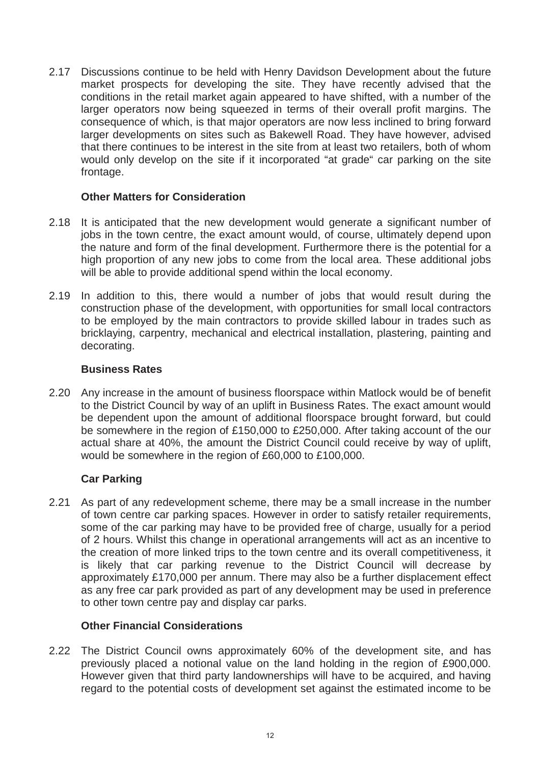2.17 Discussions continue to be held with Henry Davidson Development about the future market prospects for developing the site. They have recently advised that the conditions in the retail market again appeared to have shifted, with a number of the larger operators now being squeezed in terms of their overall profit margins. The consequence of which, is that major operators are now less inclined to bring forward larger developments on sites such as Bakewell Road. They have however, advised that there continues to be interest in the site from at least two retailers, both of whom would only develop on the site if it incorporated "at grade" car parking on the site frontage.

**Other Matters for Consideration**

2.18 It is anticipated that the new development would generate a significant number of jobs in the town centre, the exact amount would, of course, ultimately depend upon the nature and form of the final development. Furthermore there is the potential for a high proportion of any new jobs to come from the local area. These additional jobs will be able to provide additional spend within the local economy.

2.19 In addition to this, there would a number of jobs that would result during the construction phase of the development, with opportunities for small local contractors to be employed by the main contractors to provide skilled labour in trades such as bricklaying, carpentry, mechanical and electrical installation, plastering, painting and decorating.

**Business Rates**

2.20 Any increase in the amount of business floorspace within Matlock would be of benefit to the District Council by way of an uplift in Business Rates. The exact amount would be dependent upon the amount of additional floorspace brought forward, but could be somewhere in the region of £150,000 to £250,000. After taking account of the our actual share at 40%, the amount the District Council could receive by way of uplift, would be somewhere in the region of £60,000 to £100,000.

**Car Parking**

2.21 As part of any redevelopment scheme, there may be a small increase in the number of town centre car parking spaces. However in order to satisfy retailer requirements, some of the car parking may have to be provided free of charge, usually for a period of 2 hours. Whilst this change in operational arrangements will act as an incentive to the creation of more linked trips to the town centre and its overall competitiveness, it is likely that car parking revenue to the District Council will decrease by approximately £170,000 per annum. There may also be a further displacement effect as any free car park provided as part of any development may be used in preference to other town centre pay and display car parks.

**Other Financial Considerations**

2.22 The District Council owns approximately 60% of the development site, and has previously placed a notional value on the land holding in the region of £900,000. However given that third party landownerships will have to be acquired, and having regard to the potential costs of development set against the estimated income to be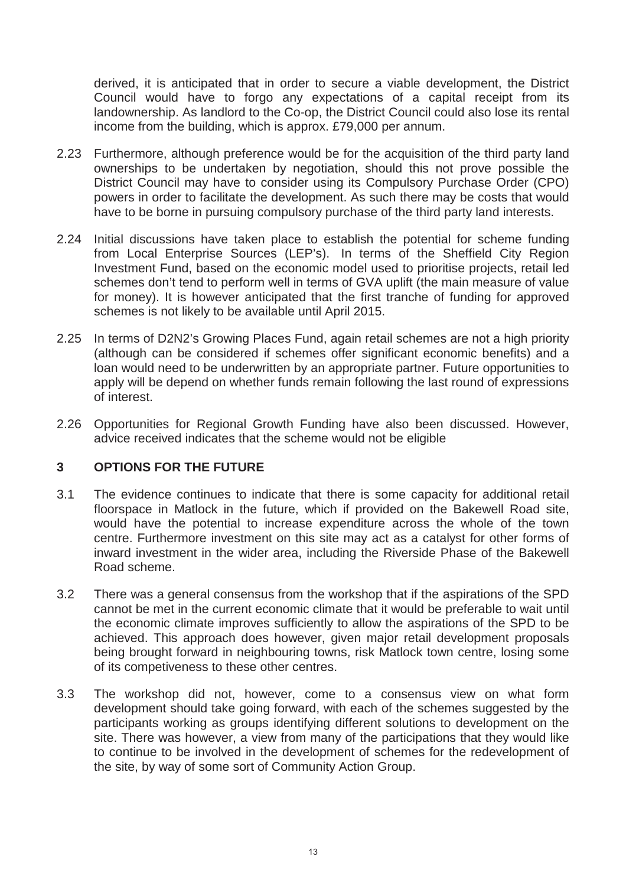derived, it is anticipated that in order to secure a viable development, the District Council would have to forgo any expectations of a capital receipt from its landownership. As landlord to the Co-op, the District Council could also lose its rental income from the building, which is approx. £79,000 per annum.

2.23 Furthermore, although preference would be for the acquisition of the third party land ownerships to be undertaken by negotiation, should this not prove possible the District Council may have to consider using its Compulsory Purchase Order (CPO) powers in order to facilitate the development. As such there may be costs that would have to be borne in pursuing compulsory purchase of the third party land interests.

2.24 Initial discussions have taken place to establish the potential for scheme funding from Local Enterprise Sources (LEP's). In terms of the Sheffield City Region Investment Fund, based on the economic model used to prioritise projects, retail led schemes don't tend to perform well in terms of GVA uplift (the main measure of value for money). It is however anticipated that the first tranche of funding for approved schemes is not likely to be available until April 2015.

2.25 In terms of D2N2's Growing Places Fund, again retail schemes are not a high priority (although can be considered if schemes offer significant economic benefits) and a loan would need to be underwritten by an appropriate partner. Future opportunities to apply will be depend on whether funds remain following the last round of expressions of interest.

2.26 Opportunities for Regional Growth Funding have also been discussed. However, advice received indicates that the scheme would not be eligible

## 3 OPTIONS FOR THE FUTURE

3.1 The evidence continues to indicate that there is some capacity for additional retail floorspace in Matlock in the future, which if provided on the Bakewell Road site, would have the potential to increase expenditure across the whole of the town centre. Furthermore investment on this site may act as a catalyst for other forms of inward investment in the wider area, including the Riverside Phase of the Bakewell Road scheme.

3.2 There was a general consensus from the workshop that if the aspirations of the SPD cannot be met in the current economic climate that it would be preferable to wait until the economic climate improves sufficiently to allow the aspirations of the SPD to be achieved. This approach does however, given major retail development proposals being brought forward in neighbouring towns, risk Matlock town centre, losing some of its competiveness to these other centres.

3.3 The workshop did not, however, come to a consensus view on what form development should take going forward, with each of the schemes suggested by the participants working as groups identifying different solutions to development on the site. There was however, a view from many of the participations that they would like to continue to be involved in the development of schemes for the redevelopment of the site, by way of some sort of Community Action Group.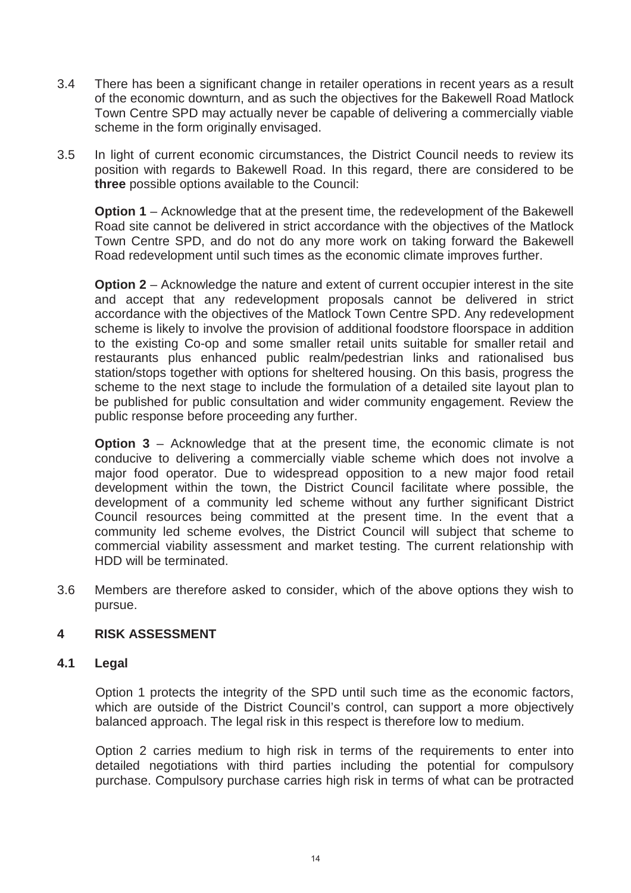3.4 There has been a significant change in retailer operations in recent years as a result of the economic downturn, and as such the objectives for the Bakewell Road Matlock Town Centre SPD may actually never be capable of delivering a commercially viable scheme in the form originally envisaged.

3.5 In light of current economic circumstances, the District Council needs to review its position with regards to Bakewell Road. In this regard, there are considered to be **three** possible options available to the Council:

**Option 1** – Acknowledge that at the present time, the redevelopment of the Bakewell Road site cannot be delivered in strict accordance with the objectives of the Matlock Town Centre SPD, and do not do any more work on taking forward the Bakewell Road redevelopment until such times as the economic climate improves further.

**Option 2** – Acknowledge the nature and extent of current occupier interest in the site and accept that any redevelopment proposals cannot be delivered in strict accordance with the objectives of the Matlock Town Centre SPD. Any redevelopment scheme is likely to involve the provision of additional foodstore floorspace in addition to the existing Co-op and some smaller retail units suitable for smaller retail and restaurants plus enhanced public realm/pedestrian links and rationalised bus station/stops together with options for sheltered housing. On this basis, progress the scheme to the next stage to include the formulation of a detailed site layout plan to be published for public consultation and wider community engagement. Review the public response before proceeding any further.

**Option 3** – Acknowledge that at the present time, the economic climate is not conducive to delivering a commercially viable scheme which does not involve a major food operator. Due to widespread opposition to a new major food retail development within the town, the District Council facilitate where possible, the development of a community led scheme without any further significant District Council resources being committed at the present time. In the event that a community led scheme evolves, the District Council will subject that scheme to commercial viability assessment and market testing. The current relationship with HDD will be terminated.

3.6 Members are therefore asked to consider, which of the above options they wish to pursue.

## 4 RISK ASSESSMENT

### 4.1 Legal

Option 1 protects the integrity of the SPD until such time as the economic factors, which are outside of the District Council's control, can support a more objectively balanced approach. The legal risk in this respect is therefore low to medium.

Option 2 carries medium to high risk in terms of the requirements to enter into detailed negotiations with third parties including the potential for compulsory purchase. Compulsory purchase carries high risk in terms of what can be protracted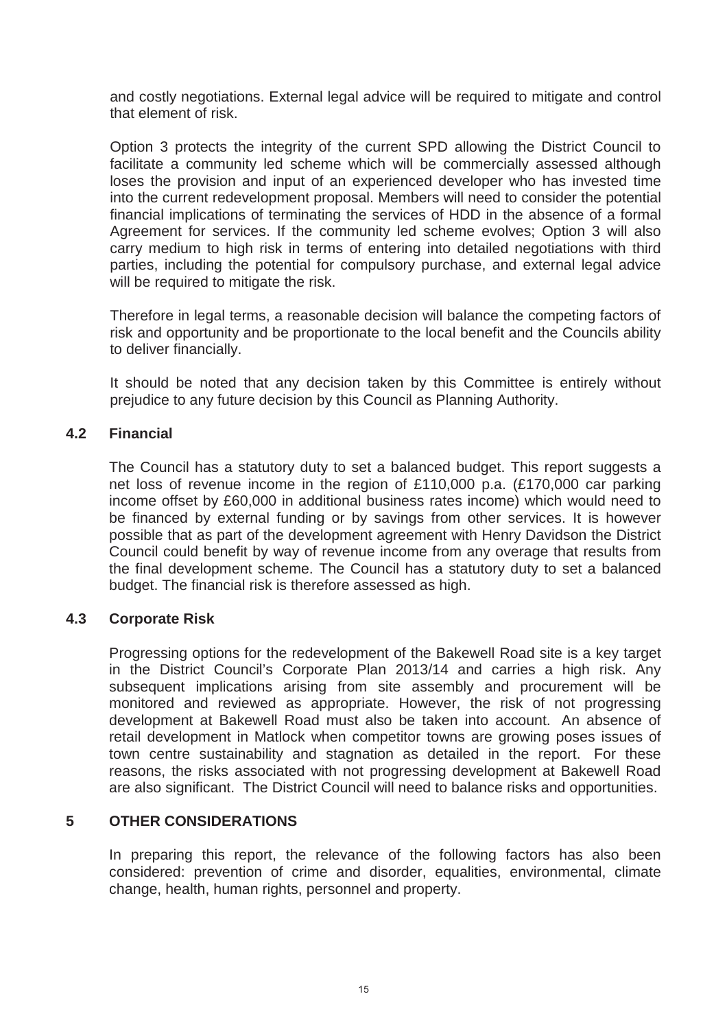and costly negotiations. External legal advice will be required to mitigate and control that element of risk.

Option 3 protects the integrity of the current SPD allowing the District Council to facilitate a community led scheme which will be commercially assessed although loses the provision and input of an experienced developer who has invested time into the current redevelopment proposal. Members will need to consider the potential financial implications of terminating the services of HDD in the absence of a formal Agreement for services. If the community led scheme evolves; Option 3 will also carry medium to high risk in terms of entering into detailed negotiations with third parties, including the potential for compulsory purchase, and external legal advice will be required to mitigate the risk.

Therefore in legal terms, a reasonable decision will balance the competing factors of risk and opportunity and be proportionate to the local benefit and the Councils ability to deliver financially.

It should be noted that any decision taken by this Committee is entirely without prejudice to any future decision by this Council as Planning Authority.

### 4.2 Financial

The Council has a statutory duty to set a balanced budget. This report suggests a net loss of revenue income in the region of £110,000 p.a. (£170,000 car parking income offset by £60,000 in additional business rates income) which would need to be financed by external funding or by savings from other services. It is however possible that as part of the development agreement with Henry Davidson the District Council could benefit by way of revenue income from any overage that results from the final development scheme. The Council has a statutory duty to set a balanced budget. The financial risk is therefore assessed as high.

### 4.3 Corporate Risk

Progressing options for the redevelopment of the Bakewell Road site is a key target in the District Council's Corporate Plan 2013/14 and carries a high risk. Any subsequent implications arising from site assembly and procurement will be monitored and reviewed as appropriate. However, the risk of not progressing development at Bakewell Road must also be taken into account. An absence of retail development in Matlock when competitor towns are growing poses issues of town centre sustainability and stagnation as detailed in the report. For these reasons, the risks associated with not progressing development at Bakewell Road are also significant. The District Council will need to balance risks and opportunities.

## 5 OTHER CONSIDERATIONS

In preparing this report, the relevance of the following factors has also been considered: prevention of crime and disorder, equalities, environmental, climate change, health, human rights, personnel and property.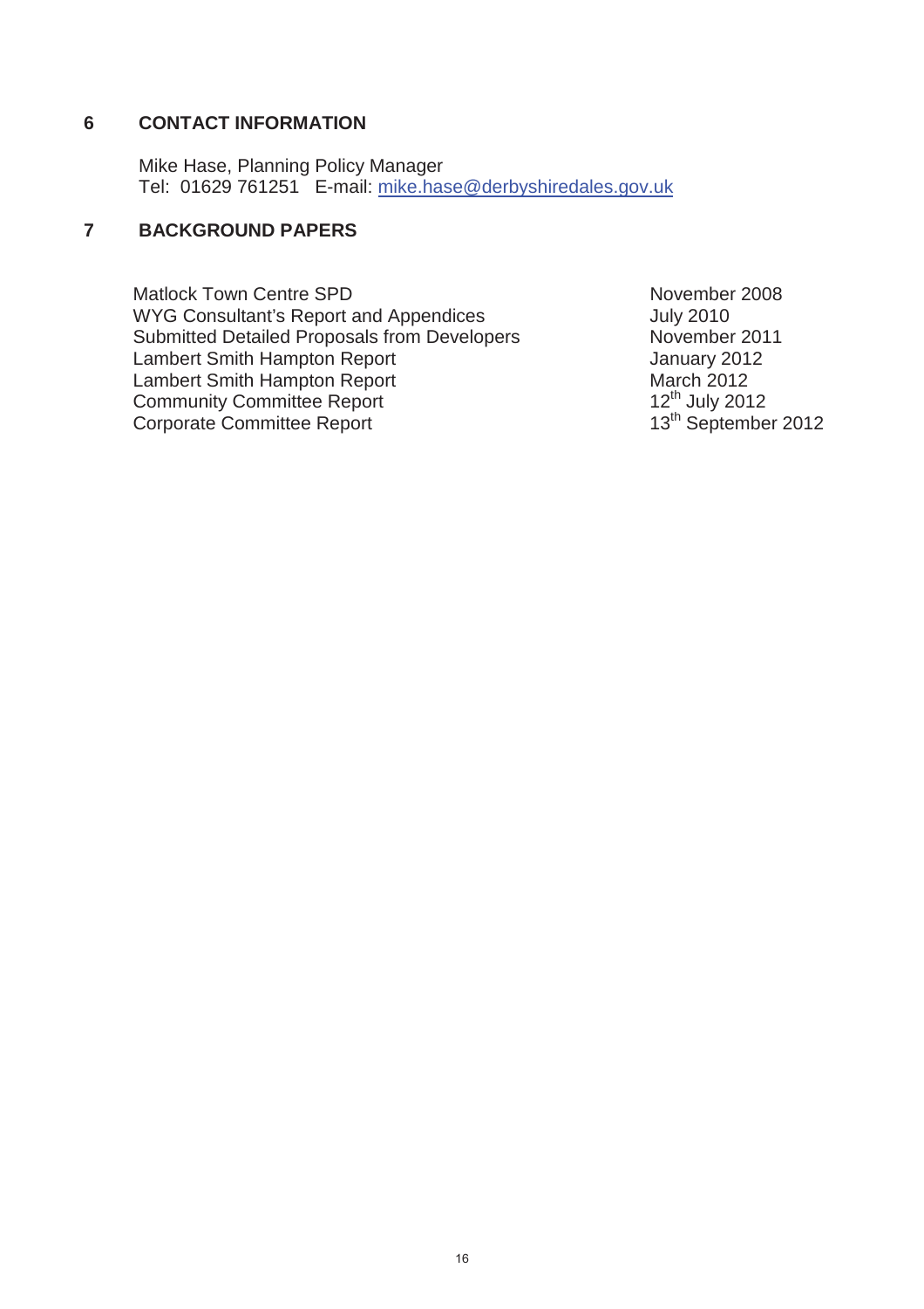## 6 CONTACT INFORMATION

Mike Hase, Planning Policy Manager
Tel: 01629 761251 E-mail: mike.hase@derbyshiredales.gov.uk

## 7 BACKGROUND PAPERS

| | |
|---|---|
| Matlock Town Centre SPD | November 2008 |
| WYG Consultant's Report and Appendices | July 2010 |
| Submitted Detailed Proposals from Developers | November 2011 |
| Lambert Smith Hampton Report | January 2012 |
| Lambert Smith Hampton Report | March 2012 |
| Community Committee Report | 12th July 2012 |
| Corporate Committee Report | 13th September 2012 |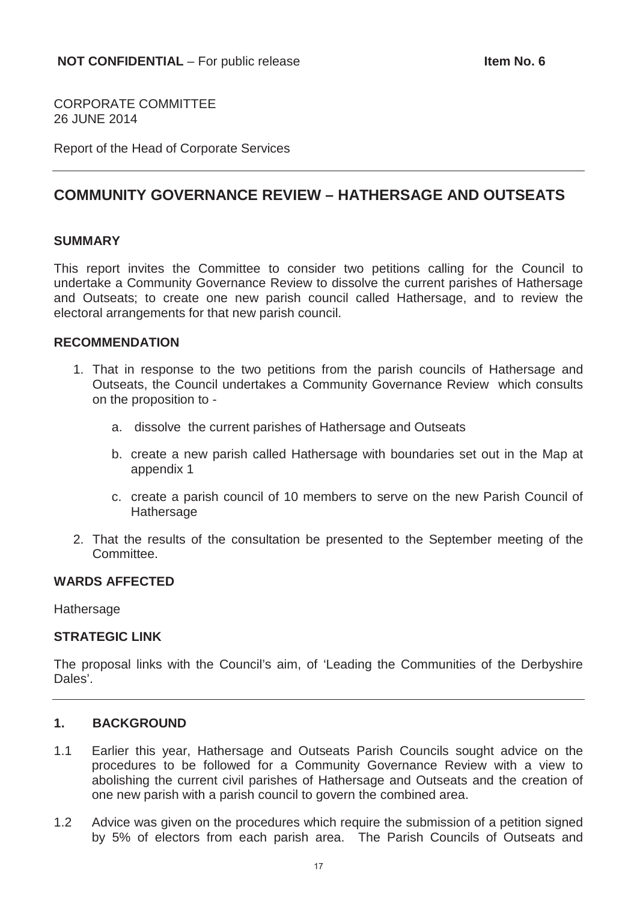**NOT CONFIDENTIAL** – For public release **Item No. 6**

CORPORATE COMMITTEE
26 JUNE 2014

Report of the Head of Corporate Services

## COMMUNITY GOVERNANCE REVIEW – HATHERSAGE AND OUTSEATS

### SUMMARY

This report invites the Committee to consider two petitions calling for the Council to undertake a Community Governance Review to dissolve the current parishes of Hathersage and Outseats; to create one new parish council called Hathersage, and to review the electoral arrangements for that new parish council.

### RECOMMENDATION

1. That in response to the two petitions from the parish councils of Hathersage and Outseats, the Council undertakes a Community Governance Review which consults on the proposition to -

   a. dissolve the current parishes of Hathersage and Outseats

   b. create a new parish called Hathersage with boundaries set out in the Map at appendix 1

   c. create a parish council of 10 members to serve on the new Parish Council of Hathersage

2. That the results of the consultation be presented to the September meeting of the Committee.

### WARDS AFFECTED

Hathersage

### STRATEGIC LINK

The proposal links with the Council's aim, of 'Leading the Communities of the Derbyshire Dales'.

### 1. BACKGROUND

1.1 Earlier this year, Hathersage and Outseats Parish Councils sought advice on the procedures to be followed for a Community Governance Review with a view to abolishing the current civil parishes of Hathersage and Outseats and the creation of one new parish with a parish council to govern the combined area.

1.2 Advice was given on the procedures which require the submission of a petition signed by 5% of electors from each parish area. The Parish Councils of Outseats and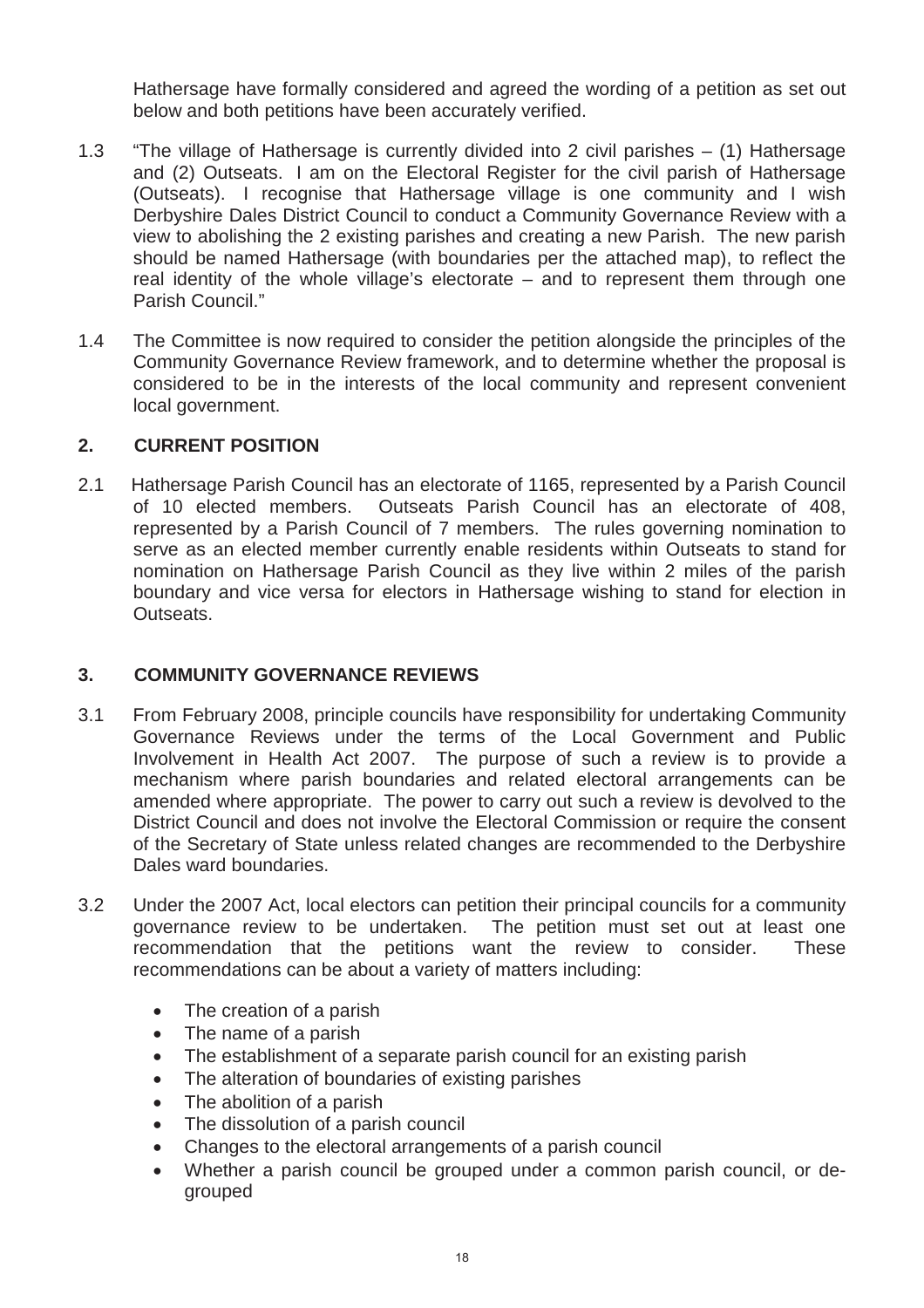Hathersage have formally considered and agreed the wording of a petition as set out below and both petitions have been accurately verified.

1.3 "The village of Hathersage is currently divided into 2 civil parishes – (1) Hathersage and (2) Outseats. I am on the Electoral Register for the civil parish of Hathersage (Outseats). I recognise that Hathersage village is one community and I wish Derbyshire Dales District Council to conduct a Community Governance Review with a view to abolishing the 2 existing parishes and creating a new Parish. The new parish should be named Hathersage (with boundaries per the attached map), to reflect the real identity of the whole village's electorate – and to represent them through one Parish Council."

1.4 The Committee is now required to consider the petition alongside the principles of the Community Governance Review framework, and to determine whether the proposal is considered to be in the interests of the local community and represent convenient local government.

## 2. CURRENT POSITION

2.1 Hathersage Parish Council has an electorate of 1165, represented by a Parish Council of 10 elected members. Outseats Parish Council has an electorate of 408, represented by a Parish Council of 7 members. The rules governing nomination to serve as an elected member currently enable residents within Outseats to stand for nomination on Hathersage Parish Council as they live within 2 miles of the parish boundary and vice versa for electors in Hathersage wishing to stand for election in Outseats.

## 3. COMMUNITY GOVERNANCE REVIEWS

3.1 From February 2008, principle councils have responsibility for undertaking Community Governance Reviews under the terms of the Local Government and Public Involvement in Health Act 2007. The purpose of such a review is to provide a mechanism where parish boundaries and related electoral arrangements can be amended where appropriate. The power to carry out such a review is devolved to the District Council and does not involve the Electoral Commission or require the consent of the Secretary of State unless related changes are recommended to the Derbyshire Dales ward boundaries.

3.2 Under the 2007 Act, local electors can petition their principal councils for a community governance review to be undertaken. The petition must set out at least one recommendation that the petitions want the review to consider. These recommendations can be about a variety of matters including:

- The creation of a parish
- The name of a parish
- The establishment of a separate parish council for an existing parish
- The alteration of boundaries of existing parishes
- The abolition of a parish
- The dissolution of a parish council
- Changes to the electoral arrangements of a parish council
- Whether a parish council be grouped under a common parish council, or de-grouped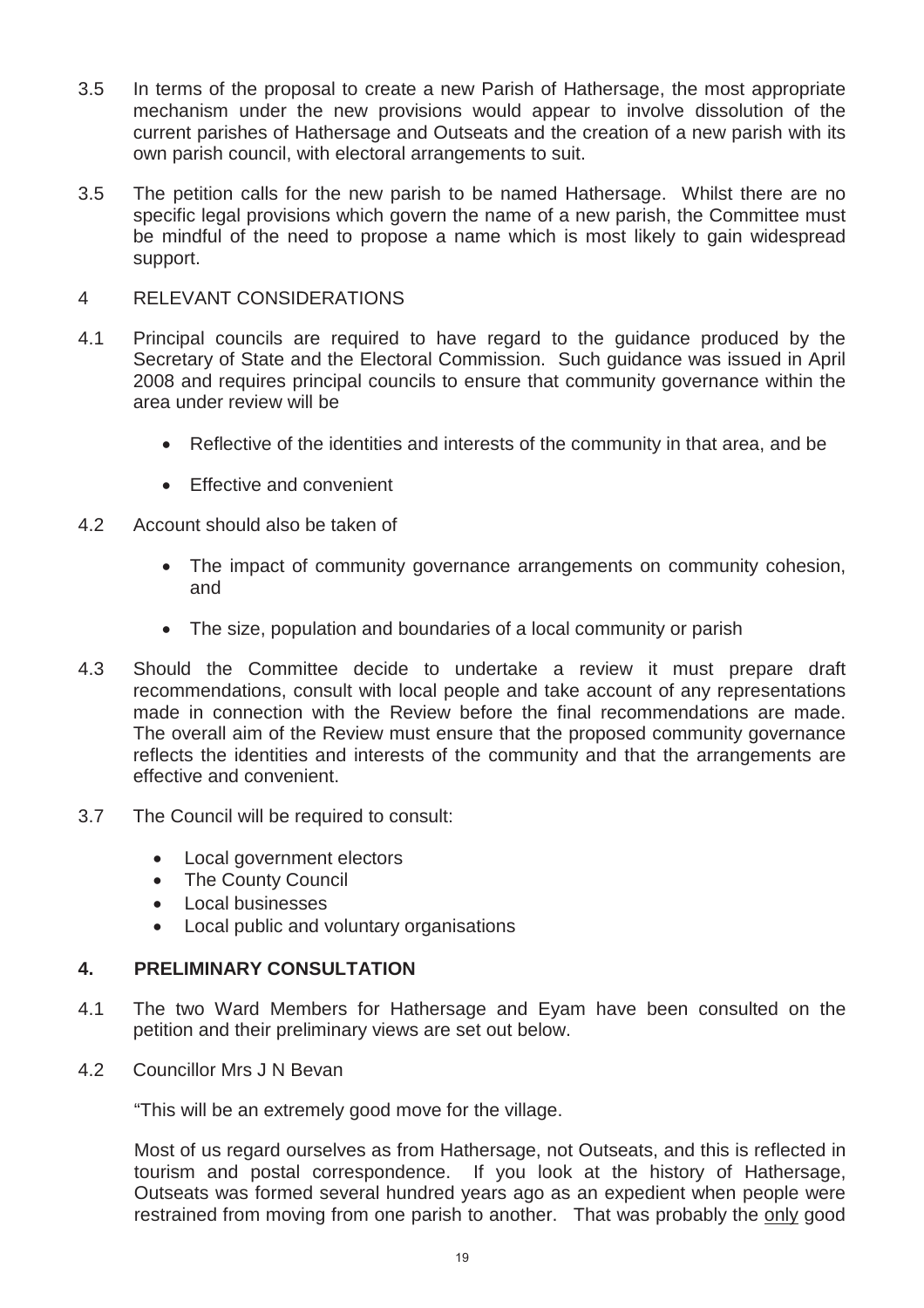3.5 In terms of the proposal to create a new Parish of Hathersage, the most appropriate mechanism under the new provisions would appear to involve dissolution of the current parishes of Hathersage and Outseats and the creation of a new parish with its own parish council, with electoral arrangements to suit.

3.5 The petition calls for the new parish to be named Hathersage. Whilst there are no specific legal provisions which govern the name of a new parish, the Committee must be mindful of the need to propose a name which is most likely to gain widespread support.

4 RELEVANT CONSIDERATIONS

4.1 Principal councils are required to have regard to the guidance produced by the Secretary of State and the Electoral Commission. Such guidance was issued in April 2008 and requires principal councils to ensure that community governance within the area under review will be

- Reflective of the identities and interests of the community in that area, and be
- Effective and convenient

4.2 Account should also be taken of

- The impact of community governance arrangements on community cohesion, and
- The size, population and boundaries of a local community or parish

4.3 Should the Committee decide to undertake a review it must prepare draft recommendations, consult with local people and take account of any representations made in connection with the Review before the final recommendations are made. The overall aim of the Review must ensure that the proposed community governance reflects the identities and interests of the community and that the arrangements are effective and convenient.

3.7 The Council will be required to consult:

- Local government electors
- The County Council
- Local businesses
- Local public and voluntary organisations

## 4. PRELIMINARY CONSULTATION

4.1 The two Ward Members for Hathersage and Eyam have been consulted on the petition and their preliminary views are set out below.

4.2 Councillor Mrs J N Bevan

"This will be an extremely good move for the village.

Most of us regard ourselves as from Hathersage, not Outseats, and this is reflected in tourism and postal correspondence. If you look at the history of Hathersage, Outseats was formed several hundred years ago as an expedient when people were restrained from moving from one parish to another. That was probably the only good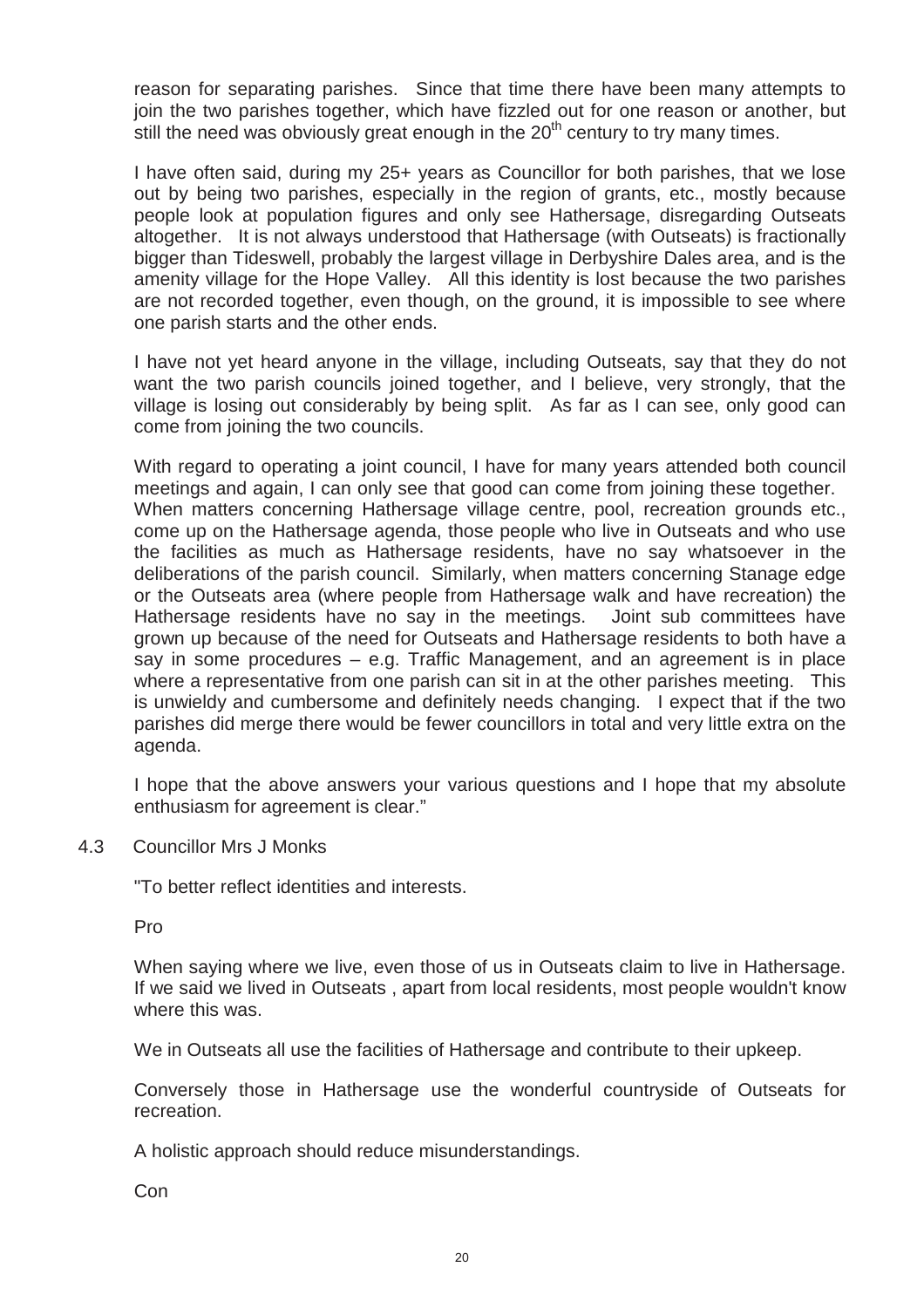reason for separating parishes. Since that time there have been many attempts to join the two parishes together, which have fizzled out for one reason or another, but still the need was obviously great enough in the 20th century to try many times.

I have often said, during my 25+ years as Councillor for both parishes, that we lose out by being two parishes, especially in the region of grants, etc., mostly because people look at population figures and only see Hathersage, disregarding Outseats altogether. It is not always understood that Hathersage (with Outseats) is fractionally bigger than Tideswell, probably the largest village in Derbyshire Dales area, and is the amenity village for the Hope Valley. All this identity is lost because the two parishes are not recorded together, even though, on the ground, it is impossible to see where one parish starts and the other ends.

I have not yet heard anyone in the village, including Outseats, say that they do not want the two parish councils joined together, and I believe, very strongly, that the village is losing out considerably by being split. As far as I can see, only good can come from joining the two councils.

With regard to operating a joint council, I have for many years attended both council meetings and again, I can only see that good can come from joining these together. When matters concerning Hathersage village centre, pool, recreation grounds etc., come up on the Hathersage agenda, those people who live in Outseats and who use the facilities as much as Hathersage residents, have no say whatsoever in the deliberations of the parish council. Similarly, when matters concerning Stanage edge or the Outseats area (where people from Hathersage walk and have recreation) the Hathersage residents have no say in the meetings. Joint sub committees have grown up because of the need for Outseats and Hathersage residents to both have a say in some procedures – e.g. Traffic Management, and an agreement is in place where a representative from one parish can sit in at the other parishes meeting. This is unwieldy and cumbersome and definitely needs changing. I expect that if the two parishes did merge there would be fewer councillors in total and very little extra on the agenda.

I hope that the above answers your various questions and I hope that my absolute enthusiasm for agreement is clear."

4.3 Councillor Mrs J Monks

"To better reflect identities and interests.

Pro

When saying where we live, even those of us in Outseats claim to live in Hathersage. If we said we lived in Outseats , apart from local residents, most people wouldn't know where this was.

We in Outseats all use the facilities of Hathersage and contribute to their upkeep.

Conversely those in Hathersage use the wonderful countryside of Outseats for recreation.

A holistic approach should reduce misunderstandings.

Con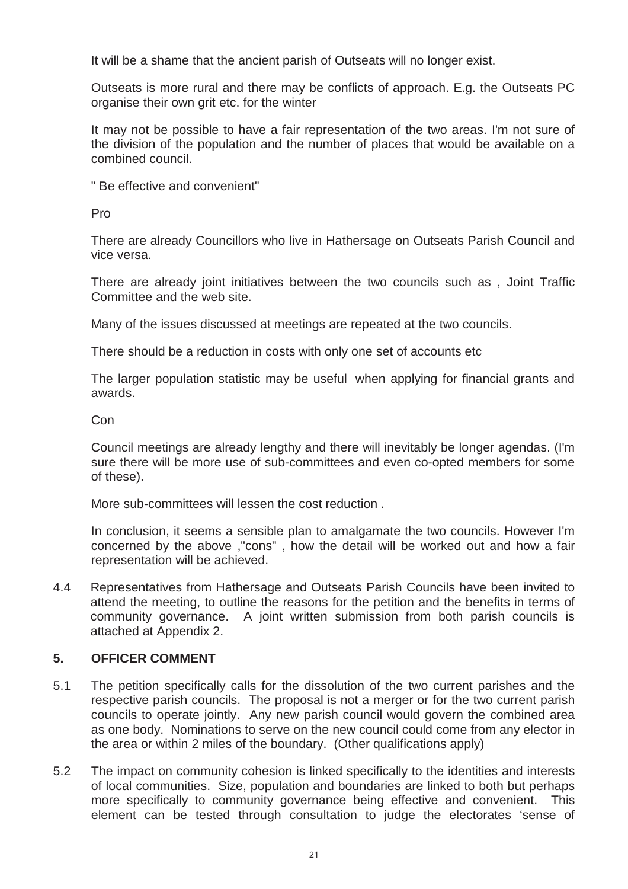It will be a shame that the ancient parish of Outseats will no longer exist.

Outseats is more rural and there may be conflicts of approach. E.g. the Outseats PC organise their own grit etc. for the winter

It may not be possible to have a fair representation of the two areas. I'm not sure of the division of the population and the number of places that would be available on a combined council.

" Be effective and convenient"

Pro

There are already Councillors who live in Hathersage on Outseats Parish Council and vice versa.

There are already joint initiatives between the two councils such as , Joint Traffic Committee and the web site.

Many of the issues discussed at meetings are repeated at the two councils.

There should be a reduction in costs with only one set of accounts etc

The larger population statistic may be useful when applying for financial grants and awards.

Con

Council meetings are already lengthy and there will inevitably be longer agendas. (I'm sure there will be more use of sub-committees and even co-opted members for some of these).

More sub-committees will lessen the cost reduction .

In conclusion, it seems a sensible plan to amalgamate the two councils. However I'm concerned by the above ,"cons" , how the detail will be worked out and how a fair representation will be achieved.

4.4 Representatives from Hathersage and Outseats Parish Councils have been invited to attend the meeting, to outline the reasons for the petition and the benefits in terms of community governance. A joint written submission from both parish councils is attached at Appendix 2.

## 5. OFFICER COMMENT

5.1 The petition specifically calls for the dissolution of the two current parishes and the respective parish councils. The proposal is not a merger or for the two current parish councils to operate jointly. Any new parish council would govern the combined area as one body. Nominations to serve on the new council could come from any elector in the area or within 2 miles of the boundary. (Other qualifications apply)

5.2 The impact on community cohesion is linked specifically to the identities and interests of local communities. Size, population and boundaries are linked to both but perhaps more specifically to community governance being effective and convenient. This element can be tested through consultation to judge the electorates 'sense of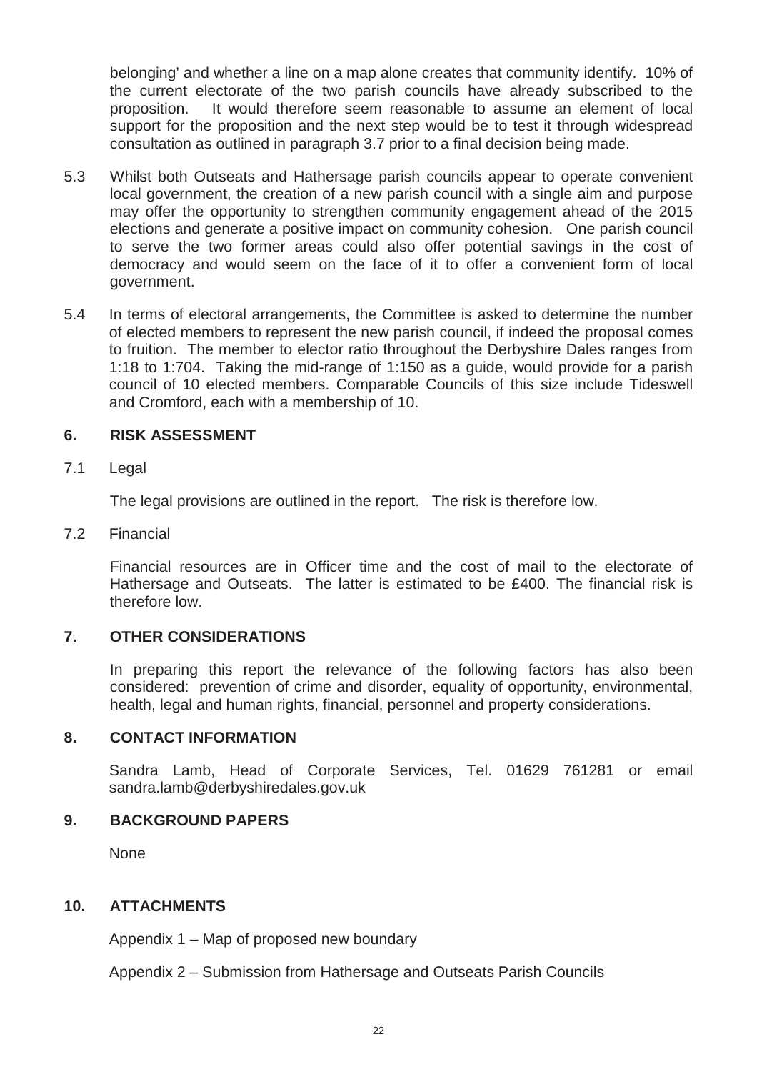belonging' and whether a line on a map alone creates that community identify. 10% of the current electorate of the two parish councils have already subscribed to the proposition. It would therefore seem reasonable to assume an element of local support for the proposition and the next step would be to test it through widespread consultation as outlined in paragraph 3.7 prior to a final decision being made.

5.3 Whilst both Outseats and Hathersage parish councils appear to operate convenient local government, the creation of a new parish council with a single aim and purpose may offer the opportunity to strengthen community engagement ahead of the 2015 elections and generate a positive impact on community cohesion. One parish council to serve the two former areas could also offer potential savings in the cost of democracy and would seem on the face of it to offer a convenient form of local government.

5.4 In terms of electoral arrangements, the Committee is asked to determine the number of elected members to represent the new parish council, if indeed the proposal comes to fruition. The member to elector ratio throughout the Derbyshire Dales ranges from 1:18 to 1:704. Taking the mid-range of 1:150 as a guide, would provide for a parish council of 10 elected members. Comparable Councils of this size include Tideswell and Cromford, each with a membership of 10.

## 6. RISK ASSESSMENT

7.1 Legal

The legal provisions are outlined in the report. The risk is therefore low.

7.2 Financial

Financial resources are in Officer time and the cost of mail to the electorate of Hathersage and Outseats. The latter is estimated to be £400. The financial risk is therefore low.

## 7. OTHER CONSIDERATIONS

In preparing this report the relevance of the following factors has also been considered: prevention of crime and disorder, equality of opportunity, environmental, health, legal and human rights, financial, personnel and property considerations.

## 8. CONTACT INFORMATION

Sandra Lamb, Head of Corporate Services, Tel. 01629 761281 or email sandra.lamb@derbyshiredales.gov.uk

## 9. BACKGROUND PAPERS

None

## 10. ATTACHMENTS

Appendix 1 – Map of proposed new boundary

Appendix 2 – Submission from Hathersage and Outseats Parish Councils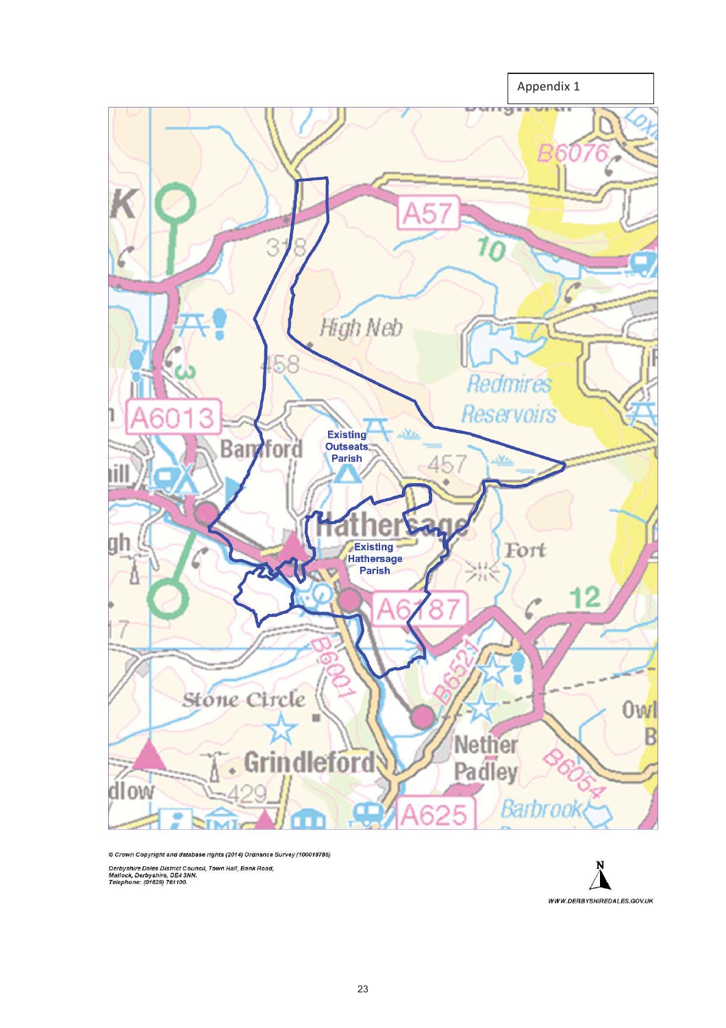Appendix 1

Existing Outseats Parish

Existing Hathersage Parish

© Crown Copyright and database rights (2014) Ordnance Survey (100019785)

Derbyshire Dales District Council, Town Hall, Bank Road, Matlock, Derbyshire, DE4 3NN. Telephone: (01629) 761100.

WWW.DERBYSHIREDALES.GOV.UK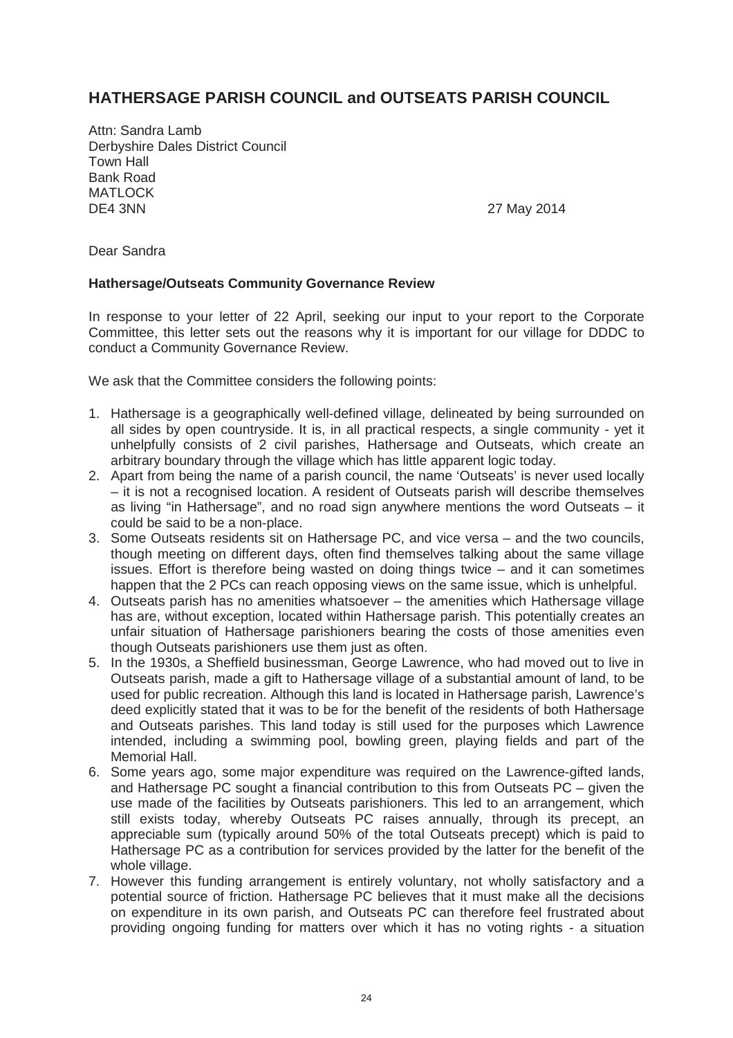## HATHERSAGE PARISH COUNCIL and OUTSEATS PARISH COUNCIL

Attn: Sandra Lamb
Derbyshire Dales District Council
Town Hall
Bank Road
MATLOCK
DE4 3NN

27 May 2014

Dear Sandra

**Hathersage/Outseats Community Governance Review**

In response to your letter of 22 April, seeking our input to your report to the Corporate Committee, this letter sets out the reasons why it is important for our village for DDDC to conduct a Community Governance Review.

We ask that the Committee considers the following points:

1. Hathersage is a geographically well-defined village, delineated by being surrounded on all sides by open countryside. It is, in all practical respects, a single community - yet it unhelpfully consists of 2 civil parishes, Hathersage and Outseats, which create an arbitrary boundary through the village which has little apparent logic today.
2. Apart from being the name of a parish council, the name 'Outseats' is never used locally – it is not a recognised location. A resident of Outseats parish will describe themselves as living "in Hathersage", and no road sign anywhere mentions the word Outseats – it could be said to be a non-place.
3. Some Outseats residents sit on Hathersage PC, and vice versa – and the two councils, though meeting on different days, often find themselves talking about the same village issues. Effort is therefore being wasted on doing things twice – and it can sometimes happen that the 2 PCs can reach opposing views on the same issue, which is unhelpful.
4. Outseats parish has no amenities whatsoever – the amenities which Hathersage village has are, without exception, located within Hathersage parish. This potentially creates an unfair situation of Hathersage parishioners bearing the costs of those amenities even though Outseats parishioners use them just as often.
5. In the 1930s, a Sheffield businessman, George Lawrence, who had moved out to live in Outseats parish, made a gift to Hathersage village of a substantial amount of land, to be used for public recreation. Although this land is located in Hathersage parish, Lawrence's deed explicitly stated that it was to be for the benefit of the residents of both Hathersage and Outseats parishes. This land today is still used for the purposes which Lawrence intended, including a swimming pool, bowling green, playing fields and part of the Memorial Hall.
6. Some years ago, some major expenditure was required on the Lawrence-gifted lands, and Hathersage PC sought a financial contribution to this from Outseats PC – given the use made of the facilities by Outseats parishioners. This led to an arrangement, which still exists today, whereby Outseats PC raises annually, through its precept, an appreciable sum (typically around 50% of the total Outseats precept) which is paid to Hathersage PC as a contribution for services provided by the latter for the benefit of the whole village.
7. However this funding arrangement is entirely voluntary, not wholly satisfactory and a potential source of friction. Hathersage PC believes that it must make all the decisions on expenditure in its own parish, and Outseats PC can therefore feel frustrated about providing ongoing funding for matters over which it has no voting rights - a situation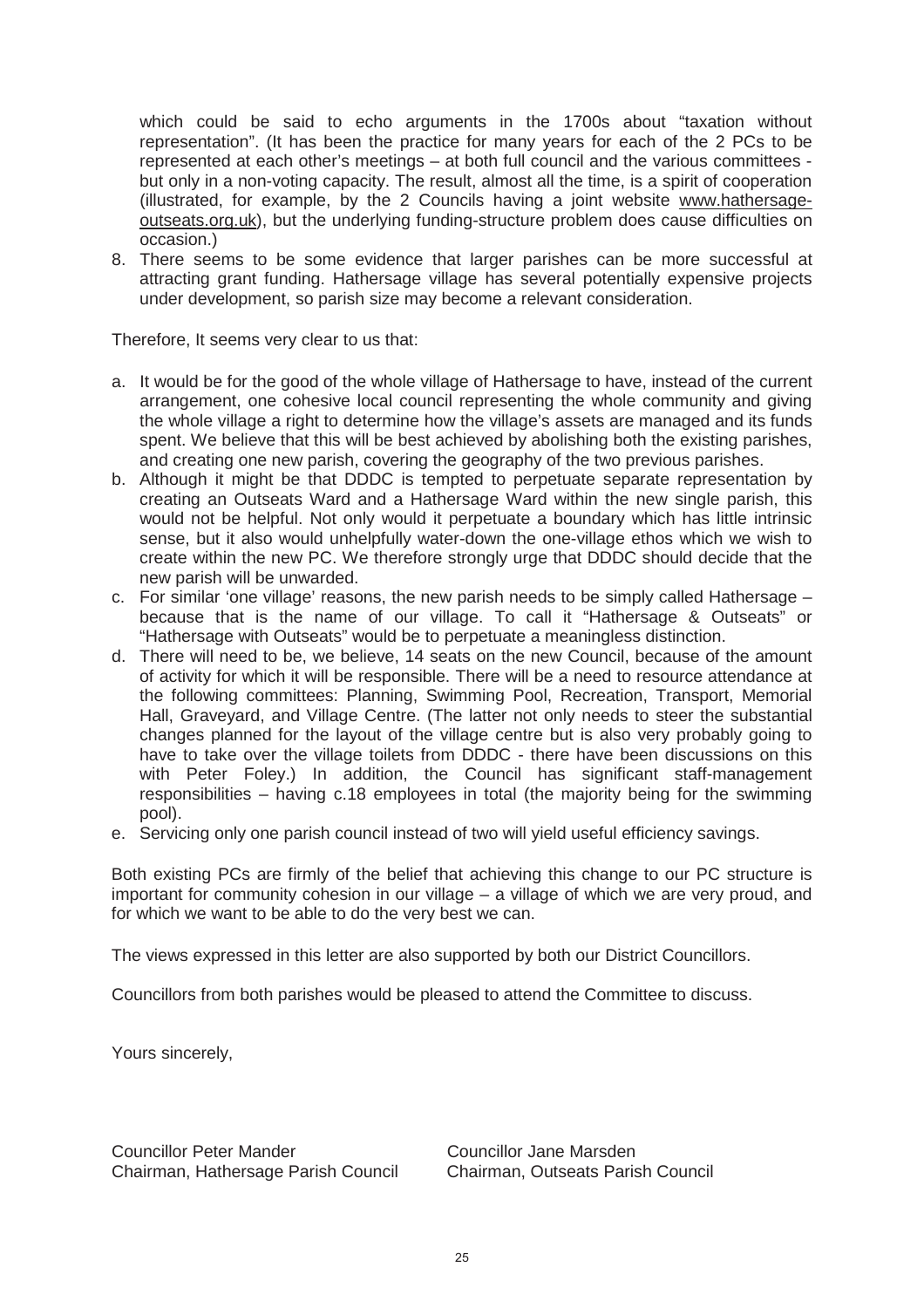which could be said to echo arguments in the 1700s about "taxation without representation". (It has been the practice for many years for each of the 2 PCs to be represented at each other's meetings – at both full council and the various committees - but only in a non-voting capacity. The result, almost all the time, is a spirit of cooperation (illustrated, for example, by the 2 Councils having a joint website www.hathersage-outseats.org.uk), but the underlying funding-structure problem does cause difficulties on occasion.)

8. There seems to be some evidence that larger parishes can be more successful at attracting grant funding. Hathersage village has several potentially expensive projects under development, so parish size may become a relevant consideration.

Therefore, It seems very clear to us that:

a. It would be for the good of the whole village of Hathersage to have, instead of the current arrangement, one cohesive local council representing the whole community and giving the whole village a right to determine how the village's assets are managed and its funds spent. We believe that this will be best achieved by abolishing both the existing parishes, and creating one new parish, covering the geography of the two previous parishes.
b. Although it might be that DDDC is tempted to perpetuate separate representation by creating an Outseats Ward and a Hathersage Ward within the new single parish, this would not be helpful. Not only would it perpetuate a boundary which has little intrinsic sense, but it also would unhelpfully water-down the one-village ethos which we wish to create within the new PC. We therefore strongly urge that DDDC should decide that the new parish will be unwarded.
c. For similar 'one village' reasons, the new parish needs to be simply called Hathersage – because that is the name of our village. To call it "Hathersage & Outseats" or "Hathersage with Outseats" would be to perpetuate a meaningless distinction.
d. There will need to be, we believe, 14 seats on the new Council, because of the amount of activity for which it will be responsible. There will be a need to resource attendance at the following committees: Planning, Swimming Pool, Recreation, Transport, Memorial Hall, Graveyard, and Village Centre. (The latter not only needs to steer the substantial changes planned for the layout of the village centre but is also very probably going to have to take over the village toilets from DDDC - there have been discussions on this with Peter Foley.) In addition, the Council has significant staff-management responsibilities – having c.18 employees in total (the majority being for the swimming pool).
e. Servicing only one parish council instead of two will yield useful efficiency savings.

Both existing PCs are firmly of the belief that achieving this change to our PC structure is important for community cohesion in our village – a village of which we are very proud, and for which we want to be able to do the very best we can.

The views expressed in this letter are also supported by both our District Councillors.

Councillors from both parishes would be pleased to attend the Committee to discuss.

Yours sincerely,

Councillor Peter Mander
Chairman, Hathersage Parish Council

Councillor Jane Marsden
Chairman, Outseats Parish Council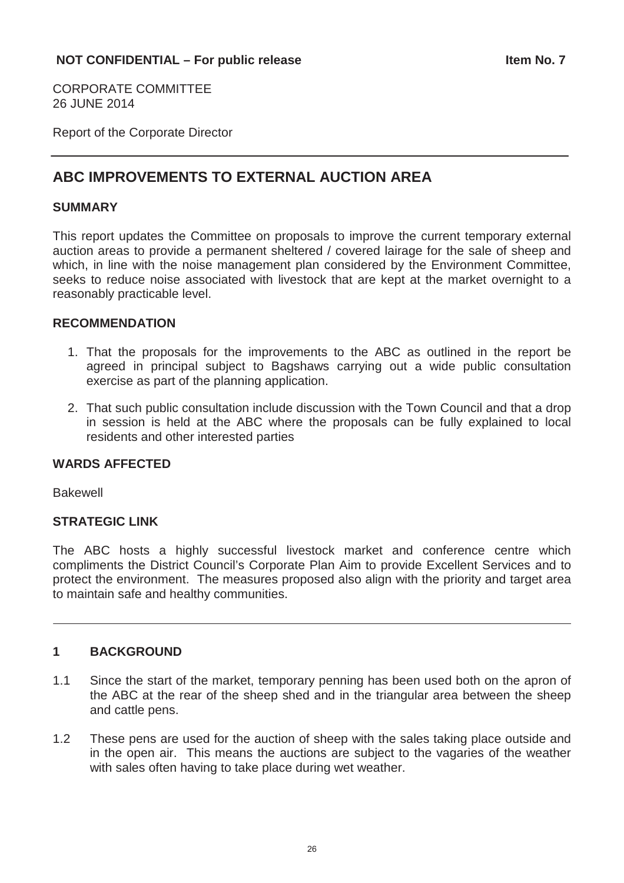**NOT CONFIDENTIAL – For public release** **Item No. 7**

CORPORATE COMMITTEE
26 JUNE 2014

Report of the Corporate Director

---

# ABC IMPROVEMENTS TO EXTERNAL AUCTION AREA

## SUMMARY

This report updates the Committee on proposals to improve the current temporary external auction areas to provide a permanent sheltered / covered lairage for the sale of sheep and which, in line with the noise management plan considered by the Environment Committee, seeks to reduce noise associated with livestock that are kept at the market overnight to a reasonably practicable level.

## RECOMMENDATION

1. That the proposals for the improvements to the ABC as outlined in the report be agreed in principal subject to Bagshaws carrying out a wide public consultation exercise as part of the planning application.
2. That such public consultation include discussion with the Town Council and that a drop in session is held at the ABC where the proposals can be fully explained to local residents and other interested parties

## WARDS AFFECTED

Bakewell

## STRATEGIC LINK

The ABC hosts a highly successful livestock market and conference centre which compliments the District Council's Corporate Plan Aim to provide Excellent Services and to protect the environment. The measures proposed also align with the priority and target area to maintain safe and healthy communities.

---

## 1 BACKGROUND

1.1 Since the start of the market, temporary penning has been used both on the apron of the ABC at the rear of the sheep shed and in the triangular area between the sheep and cattle pens.

1.2 These pens are used for the auction of sheep with the sales taking place outside and in the open air. This means the auctions are subject to the vagaries of the weather with sales often having to take place during wet weather.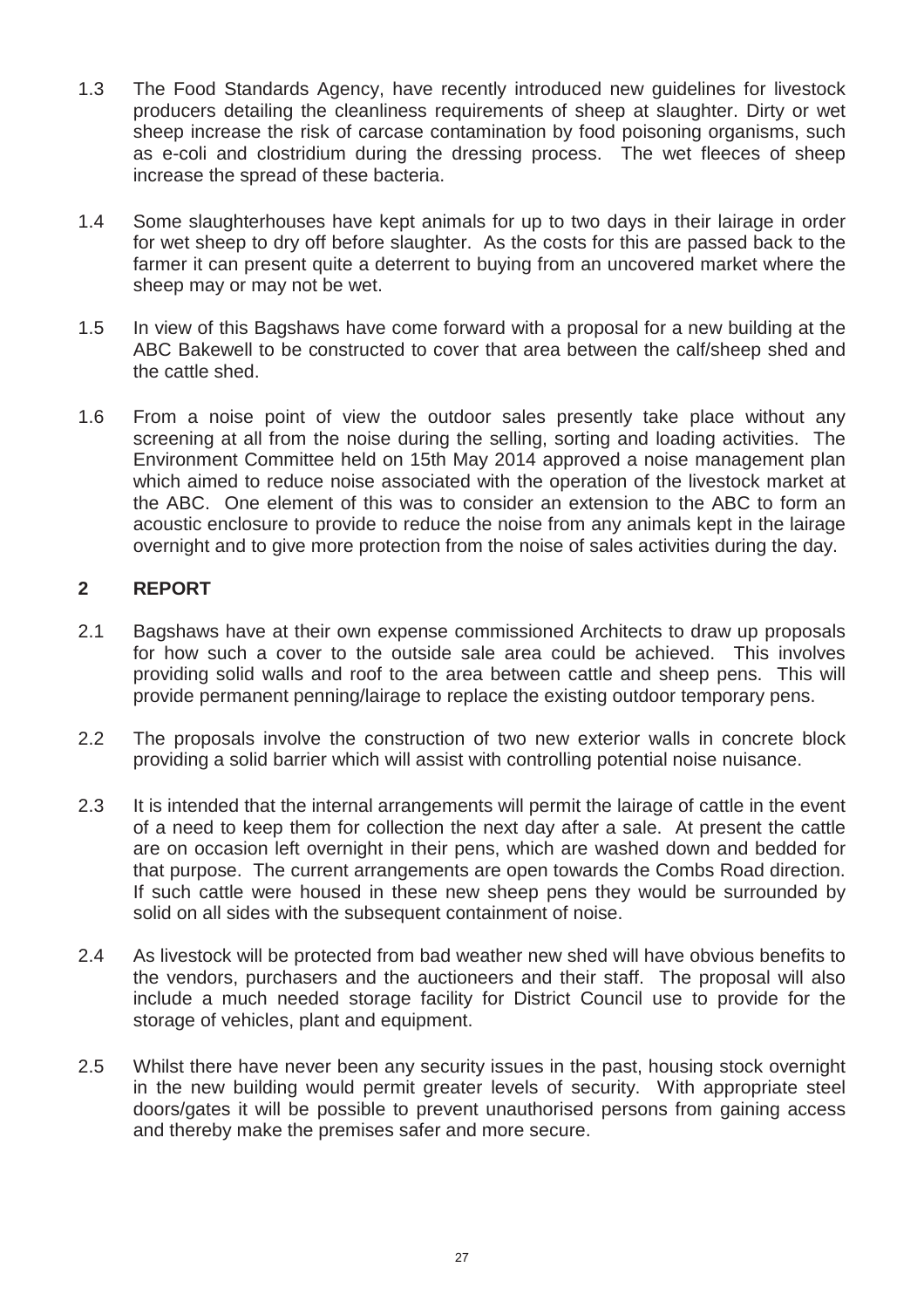1.3 The Food Standards Agency, have recently introduced new guidelines for livestock producers detailing the cleanliness requirements of sheep at slaughter. Dirty or wet sheep increase the risk of carcase contamination by food poisoning organisms, such as e-coli and clostridium during the dressing process. The wet fleeces of sheep increase the spread of these bacteria.

1.4 Some slaughterhouses have kept animals for up to two days in their lairage in order for wet sheep to dry off before slaughter. As the costs for this are passed back to the farmer it can present quite a deterrent to buying from an uncovered market where the sheep may or may not be wet.

1.5 In view of this Bagshaws have come forward with a proposal for a new building at the ABC Bakewell to be constructed to cover that area between the calf/sheep shed and the cattle shed.

1.6 From a noise point of view the outdoor sales presently take place without any screening at all from the noise during the selling, sorting and loading activities. The Environment Committee held on 15th May 2014 approved a noise management plan which aimed to reduce noise associated with the operation of the livestock market at the ABC. One element of this was to consider an extension to the ABC to form an acoustic enclosure to provide to reduce the noise from any animals kept in the lairage overnight and to give more protection from the noise of sales activities during the day.

## 2 REPORT

2.1 Bagshaws have at their own expense commissioned Architects to draw up proposals for how such a cover to the outside sale area could be achieved. This involves providing solid walls and roof to the area between cattle and sheep pens. This will provide permanent penning/lairage to replace the existing outdoor temporary pens.

2.2 The proposals involve the construction of two new exterior walls in concrete block providing a solid barrier which will assist with controlling potential noise nuisance.

2.3 It is intended that the internal arrangements will permit the lairage of cattle in the event of a need to keep them for collection the next day after a sale. At present the cattle are on occasion left overnight in their pens, which are washed down and bedded for that purpose. The current arrangements are open towards the Combs Road direction. If such cattle were housed in these new sheep pens they would be surrounded by solid on all sides with the subsequent containment of noise.

2.4 As livestock will be protected from bad weather new shed will have obvious benefits to the vendors, purchasers and the auctioneers and their staff. The proposal will also include a much needed storage facility for District Council use to provide for the storage of vehicles, plant and equipment.

2.5 Whilst there have never been any security issues in the past, housing stock overnight in the new building would permit greater levels of security. With appropriate steel doors/gates it will be possible to prevent unauthorised persons from gaining access and thereby make the premises safer and more secure.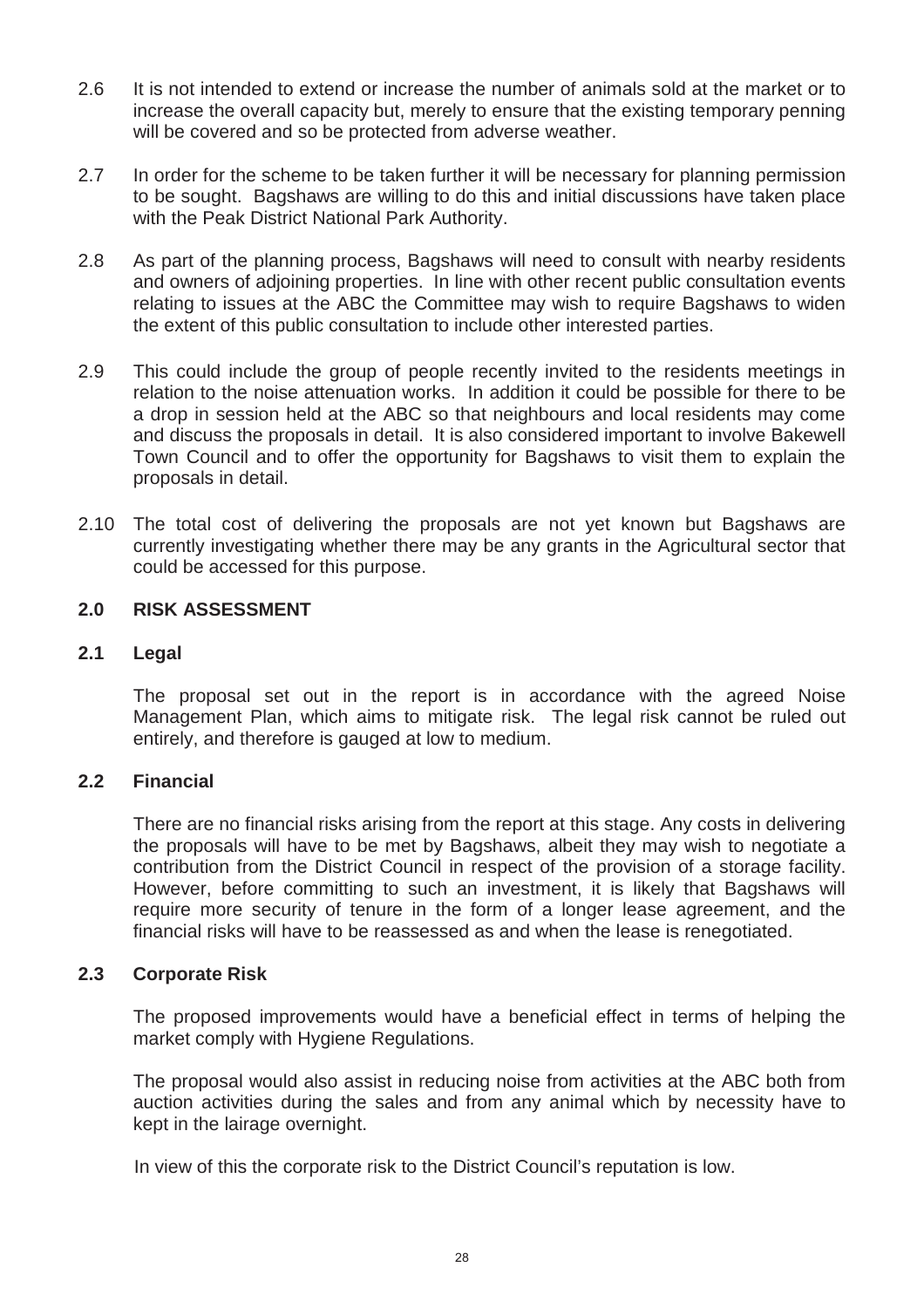2.6 It is not intended to extend or increase the number of animals sold at the market or to increase the overall capacity but, merely to ensure that the existing temporary penning will be covered and so be protected from adverse weather.

2.7 In order for the scheme to be taken further it will be necessary for planning permission to be sought. Bagshaws are willing to do this and initial discussions have taken place with the Peak District National Park Authority.

2.8 As part of the planning process, Bagshaws will need to consult with nearby residents and owners of adjoining properties. In line with other recent public consultation events relating to issues at the ABC the Committee may wish to require Bagshaws to widen the extent of this public consultation to include other interested parties.

2.9 This could include the group of people recently invited to the residents meetings in relation to the noise attenuation works. In addition it could be possible for there to be a drop in session held at the ABC so that neighbours and local residents may come and discuss the proposals in detail. It is also considered important to involve Bakewell Town Council and to offer the opportunity for Bagshaws to visit them to explain the proposals in detail.

2.10 The total cost of delivering the proposals are not yet known but Bagshaws are currently investigating whether there may be any grants in the Agricultural sector that could be accessed for this purpose.

## 2.0 RISK ASSESSMENT

### 2.1 Legal

The proposal set out in the report is in accordance with the agreed Noise Management Plan, which aims to mitigate risk. The legal risk cannot be ruled out entirely, and therefore is gauged at low to medium.

### 2.2 Financial

There are no financial risks arising from the report at this stage. Any costs in delivering the proposals will have to be met by Bagshaws, albeit they may wish to negotiate a contribution from the District Council in respect of the provision of a storage facility. However, before committing to such an investment, it is likely that Bagshaws will require more security of tenure in the form of a longer lease agreement, and the financial risks will have to be reassessed as and when the lease is renegotiated.

### 2.3 Corporate Risk

The proposed improvements would have a beneficial effect in terms of helping the market comply with Hygiene Regulations.

The proposal would also assist in reducing noise from activities at the ABC both from auction activities during the sales and from any animal which by necessity have to kept in the lairage overnight.

In view of this the corporate risk to the District Council's reputation is low.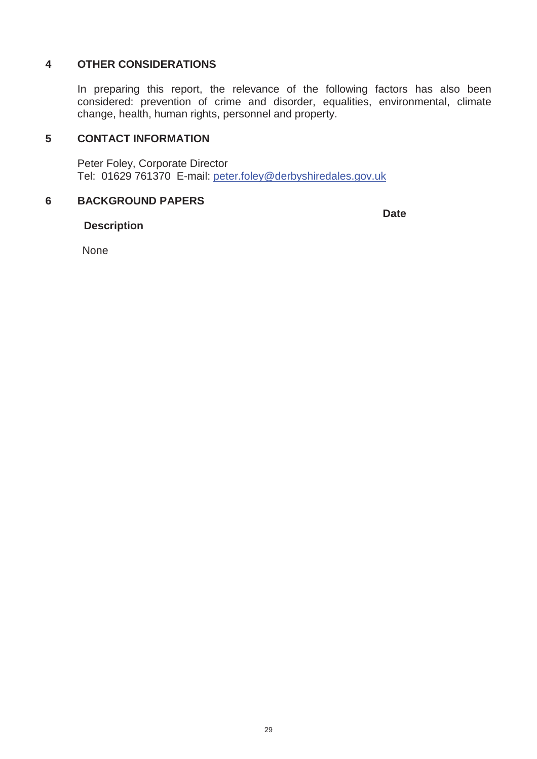## 4 OTHER CONSIDERATIONS

In preparing this report, the relevance of the following factors has also been considered: prevention of crime and disorder, equalities, environmental, climate change, health, human rights, personnel and property.

## 5 CONTACT INFORMATION

Peter Foley, Corporate Director
Tel: 01629 761370 E-mail: peter.foley@derbyshiredales.gov.uk

## 6 BACKGROUND PAPERS

| **Description** | **Date** |
| --- | --- |
| None | |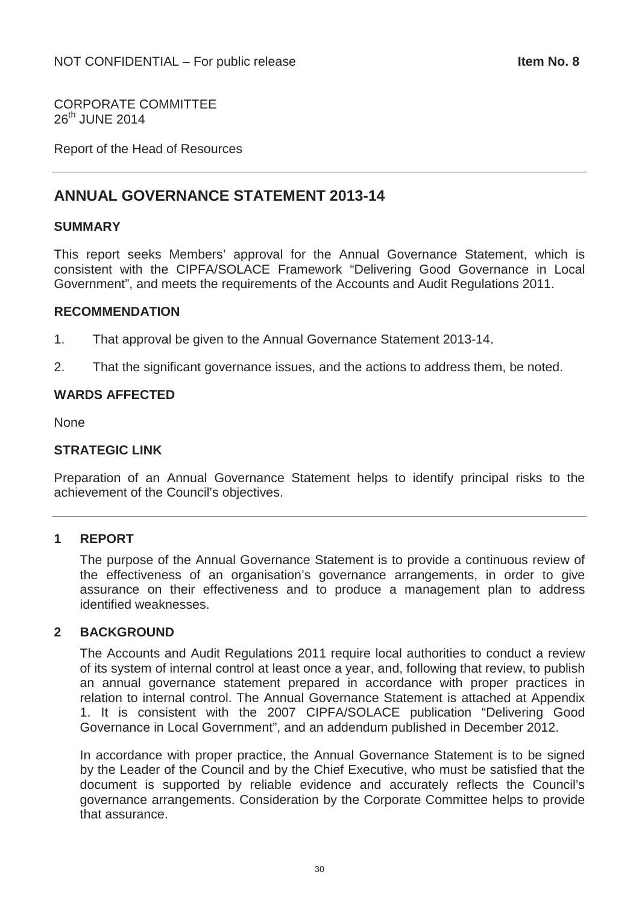NOT CONFIDENTIAL – For public release **Item No. 8**

CORPORATE COMMITTEE
26th JUNE 2014

Report of the Head of Resources

## ANNUAL GOVERNANCE STATEMENT 2013-14

### SUMMARY

This report seeks Members' approval for the Annual Governance Statement, which is consistent with the CIPFA/SOLACE Framework "Delivering Good Governance in Local Government", and meets the requirements of the Accounts and Audit Regulations 2011.

### RECOMMENDATION

1. That approval be given to the Annual Governance Statement 2013-14.
2. That the significant governance issues, and the actions to address them, be noted.

### WARDS AFFECTED

None

### STRATEGIC LINK

Preparation of an Annual Governance Statement helps to identify principal risks to the achievement of the Council's objectives.

### 1 REPORT

The purpose of the Annual Governance Statement is to provide a continuous review of the effectiveness of an organisation's governance arrangements, in order to give assurance on their effectiveness and to produce a management plan to address identified weaknesses.

### 2 BACKGROUND

The Accounts and Audit Regulations 2011 require local authorities to conduct a review of its system of internal control at least once a year, and, following that review, to publish an annual governance statement prepared in accordance with proper practices in relation to internal control. The Annual Governance Statement is attached at Appendix 1. It is consistent with the 2007 CIPFA/SOLACE publication "Delivering Good Governance in Local Government", and an addendum published in December 2012.

In accordance with proper practice, the Annual Governance Statement is to be signed by the Leader of the Council and by the Chief Executive, who must be satisfied that the document is supported by reliable evidence and accurately reflects the Council's governance arrangements. Consideration by the Corporate Committee helps to provide that assurance.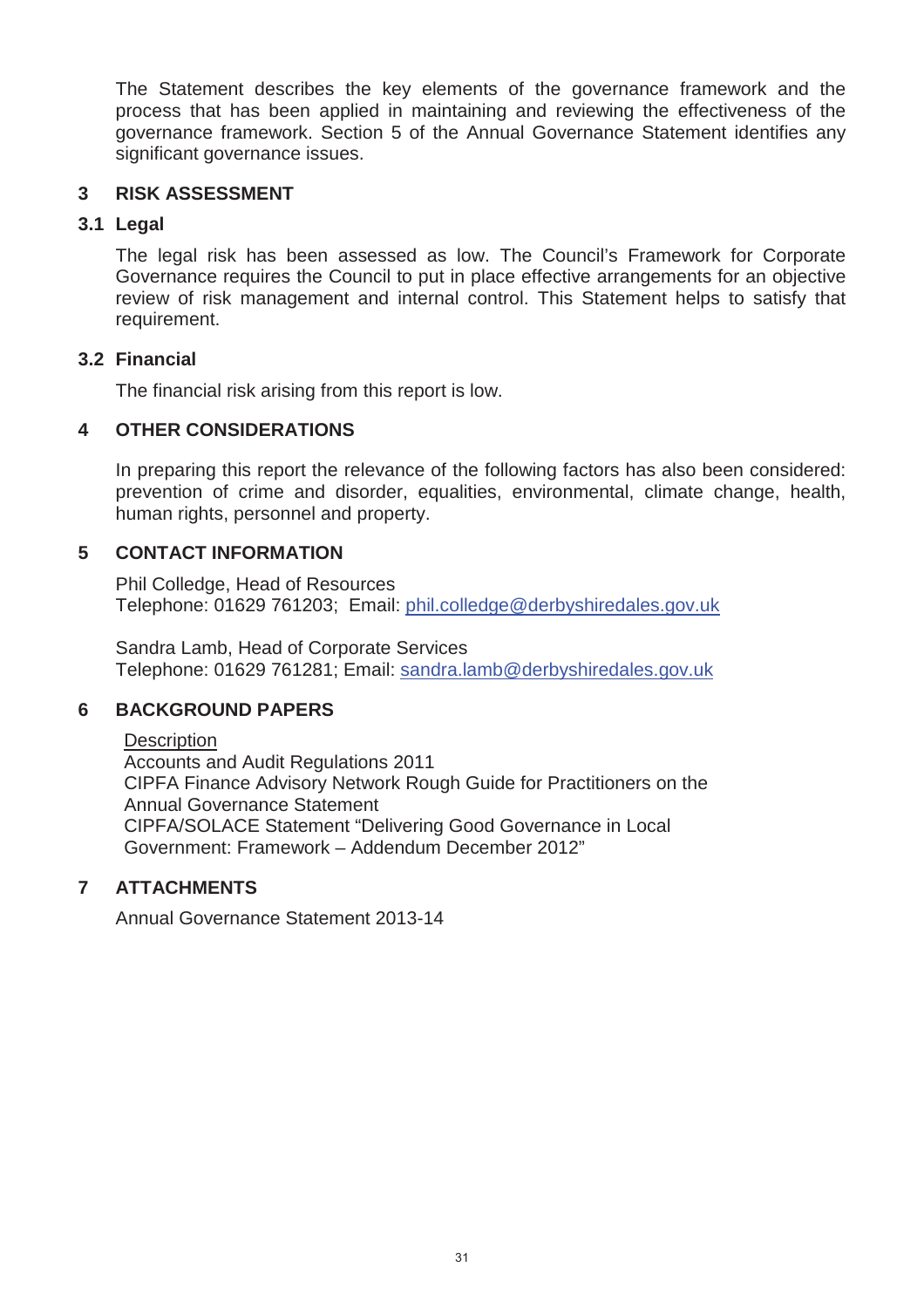The Statement describes the key elements of the governance framework and the process that has been applied in maintaining and reviewing the effectiveness of the governance framework. Section 5 of the Annual Governance Statement identifies any significant governance issues.

## 3 RISK ASSESSMENT

### 3.1 Legal

The legal risk has been assessed as low. The Council's Framework for Corporate Governance requires the Council to put in place effective arrangements for an objective review of risk management and internal control. This Statement helps to satisfy that requirement.

### 3.2 Financial

The financial risk arising from this report is low.

## 4 OTHER CONSIDERATIONS

In preparing this report the relevance of the following factors has also been considered: prevention of crime and disorder, equalities, environmental, climate change, health, human rights, personnel and property.

## 5 CONTACT INFORMATION

Phil Colledge, Head of Resources
Telephone: 01629 761203; Email: phil.colledge@derbyshiredales.gov.uk

Sandra Lamb, Head of Corporate Services
Telephone: 01629 761281; Email: sandra.lamb@derbyshiredales.gov.uk

## 6 BACKGROUND PAPERS

Description
Accounts and Audit Regulations 2011
CIPFA Finance Advisory Network Rough Guide for Practitioners on the Annual Governance Statement
CIPFA/SOLACE Statement "Delivering Good Governance in Local Government: Framework – Addendum December 2012"

## 7 ATTACHMENTS

Annual Governance Statement 2013-14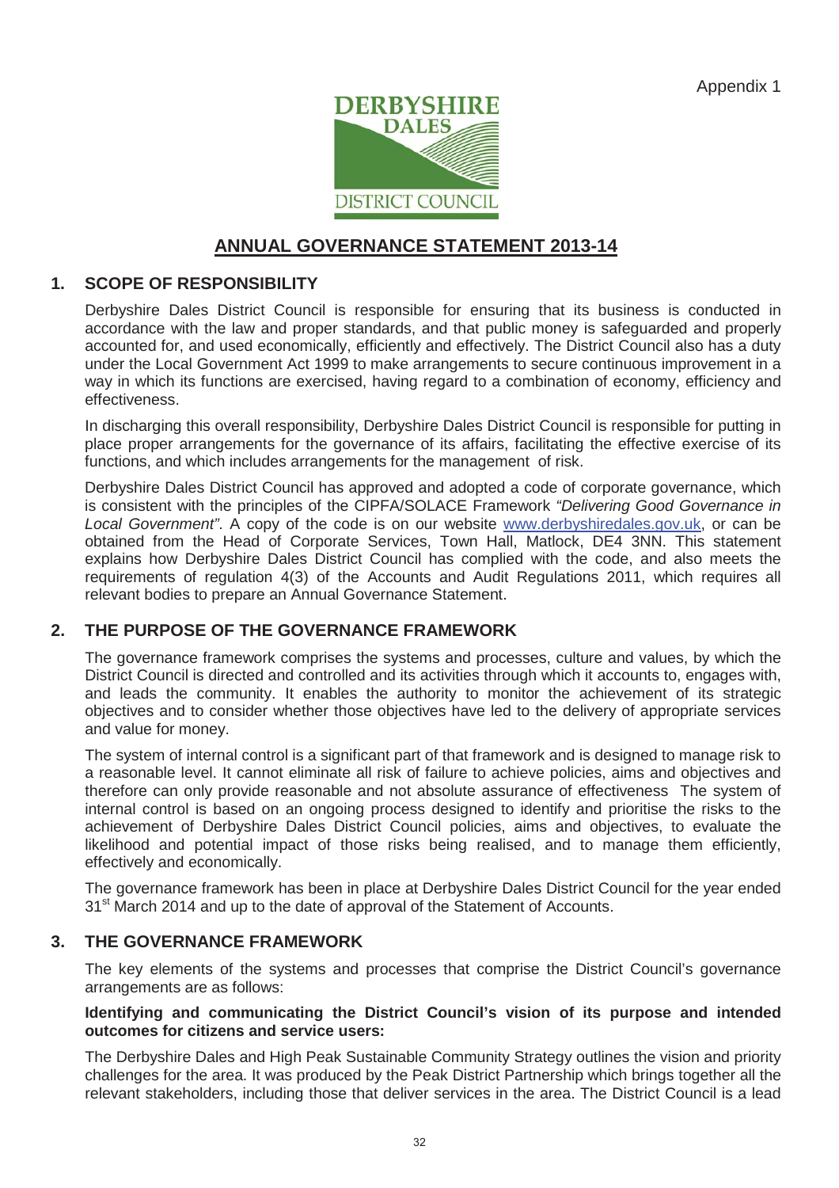Appendix 1

DERBYSHIRE DALES DISTRICT COUNCIL

# ANNUAL GOVERNANCE STATEMENT 2013-14

## 1. SCOPE OF RESPONSIBILITY

Derbyshire Dales District Council is responsible for ensuring that its business is conducted in accordance with the law and proper standards, and that public money is safeguarded and properly accounted for, and used economically, efficiently and effectively. The District Council also has a duty under the Local Government Act 1999 to make arrangements to secure continuous improvement in a way in which its functions are exercised, having regard to a combination of economy, efficiency and effectiveness.

In discharging this overall responsibility, Derbyshire Dales District Council is responsible for putting in place proper arrangements for the governance of its affairs, facilitating the effective exercise of its functions, and which includes arrangements for the management of risk.

Derbyshire Dales District Council has approved and adopted a code of corporate governance, which is consistent with the principles of the CIPFA/SOLACE Framework *"Delivering Good Governance in Local Government"*. A copy of the code is on our website www.derbyshiredales.gov.uk, or can be obtained from the Head of Corporate Services, Town Hall, Matlock, DE4 3NN. This statement explains how Derbyshire Dales District Council has complied with the code, and also meets the requirements of regulation 4(3) of the Accounts and Audit Regulations 2011, which requires all relevant bodies to prepare an Annual Governance Statement.

## 2. THE PURPOSE OF THE GOVERNANCE FRAMEWORK

The governance framework comprises the systems and processes, culture and values, by which the District Council is directed and controlled and its activities through which it accounts to, engages with, and leads the community. It enables the authority to monitor the achievement of its strategic objectives and to consider whether those objectives have led to the delivery of appropriate services and value for money.

The system of internal control is a significant part of that framework and is designed to manage risk to a reasonable level. It cannot eliminate all risk of failure to achieve policies, aims and objectives and therefore can only provide reasonable and not absolute assurance of effectiveness The system of internal control is based on an ongoing process designed to identify and prioritise the risks to the achievement of Derbyshire Dales District Council policies, aims and objectives, to evaluate the likelihood and potential impact of those risks being realised, and to manage them efficiently, effectively and economically.

The governance framework has been in place at Derbyshire Dales District Council for the year ended 31st March 2014 and up to the date of approval of the Statement of Accounts.

## 3. THE GOVERNANCE FRAMEWORK

The key elements of the systems and processes that comprise the District Council's governance arrangements are as follows:

**Identifying and communicating the District Council's vision of its purpose and intended outcomes for citizens and service users:**

The Derbyshire Dales and High Peak Sustainable Community Strategy outlines the vision and priority challenges for the area. It was produced by the Peak District Partnership which brings together all the relevant stakeholders, including those that deliver services in the area. The District Council is a lead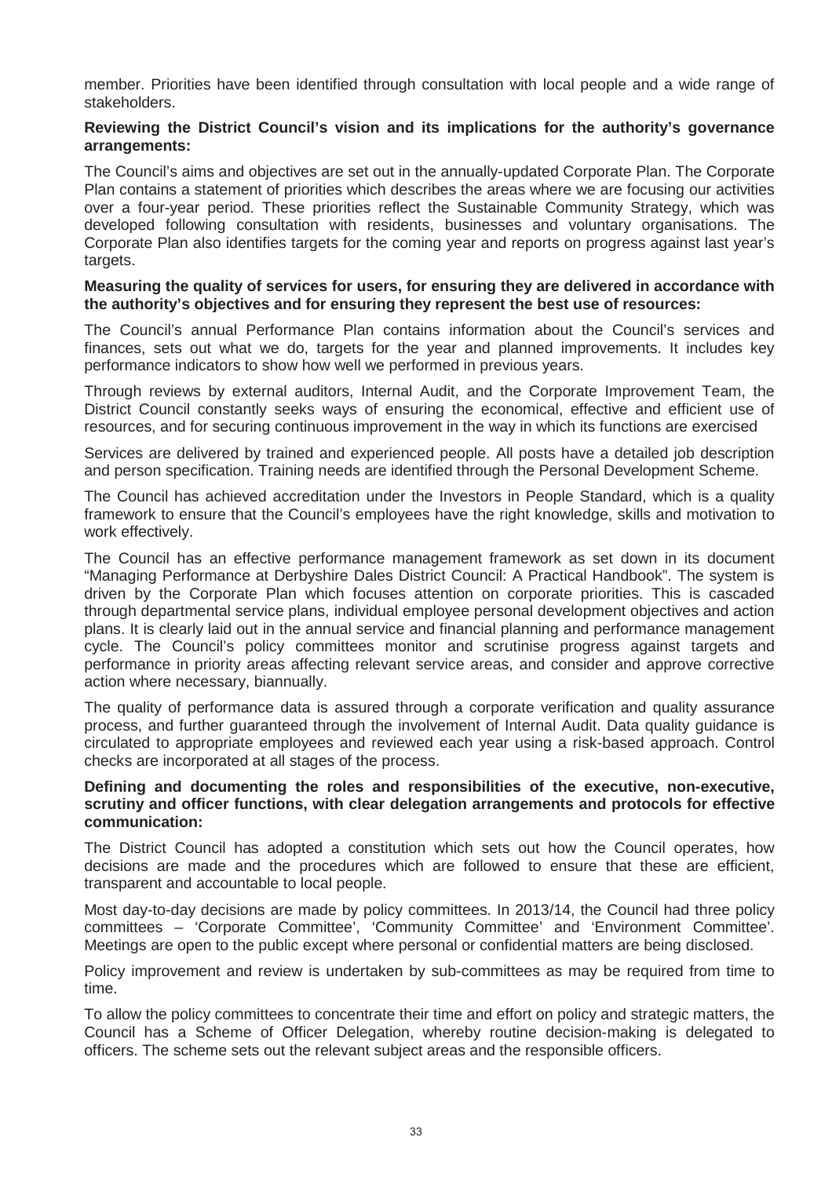member. Priorities have been identified through consultation with local people and a wide range of stakeholders.

**Reviewing the District Council's vision and its implications for the authority's governance arrangements:**

The Council's aims and objectives are set out in the annually-updated Corporate Plan. The Corporate Plan contains a statement of priorities which describes the areas where we are focusing our activities over a four-year period. These priorities reflect the Sustainable Community Strategy, which was developed following consultation with residents, businesses and voluntary organisations. The Corporate Plan also identifies targets for the coming year and reports on progress against last year's targets.

**Measuring the quality of services for users, for ensuring they are delivered in accordance with the authority's objectives and for ensuring they represent the best use of resources:**

The Council's annual Performance Plan contains information about the Council's services and finances, sets out what we do, targets for the year and planned improvements. It includes key performance indicators to show how well we performed in previous years.

Through reviews by external auditors, Internal Audit, and the Corporate Improvement Team, the District Council constantly seeks ways of ensuring the economical, effective and efficient use of resources, and for securing continuous improvement in the way in which its functions are exercised

Services are delivered by trained and experienced people. All posts have a detailed job description and person specification. Training needs are identified through the Personal Development Scheme.

The Council has achieved accreditation under the Investors in People Standard, which is a quality framework to ensure that the Council's employees have the right knowledge, skills and motivation to work effectively.

The Council has an effective performance management framework as set down in its document "Managing Performance at Derbyshire Dales District Council: A Practical Handbook". The system is driven by the Corporate Plan which focuses attention on corporate priorities. This is cascaded through departmental service plans, individual employee personal development objectives and action plans. It is clearly laid out in the annual service and financial planning and performance management cycle. The Council's policy committees monitor and scrutinise progress against targets and performance in priority areas affecting relevant service areas, and consider and approve corrective action where necessary, biannually.

The quality of performance data is assured through a corporate verification and quality assurance process, and further guaranteed through the involvement of Internal Audit. Data quality guidance is circulated to appropriate employees and reviewed each year using a risk-based approach. Control checks are incorporated at all stages of the process.

**Defining and documenting the roles and responsibilities of the executive, non-executive, scrutiny and officer functions, with clear delegation arrangements and protocols for effective communication:**

The District Council has adopted a constitution which sets out how the Council operates, how decisions are made and the procedures which are followed to ensure that these are efficient, transparent and accountable to local people.

Most day-to-day decisions are made by policy committees. In 2013/14, the Council had three policy committees – 'Corporate Committee', 'Community Committee' and 'Environment Committee'. Meetings are open to the public except where personal or confidential matters are being disclosed.

Policy improvement and review is undertaken by sub-committees as may be required from time to time.

To allow the policy committees to concentrate their time and effort on policy and strategic matters, the Council has a Scheme of Officer Delegation, whereby routine decision-making is delegated to officers. The scheme sets out the relevant subject areas and the responsible officers.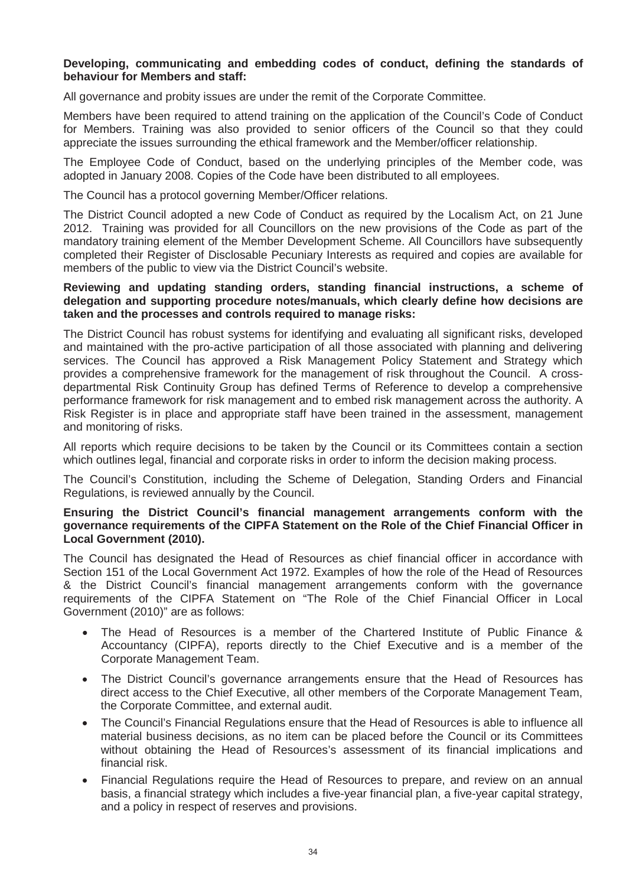**Developing, communicating and embedding codes of conduct, defining the standards of behaviour for Members and staff:**

All governance and probity issues are under the remit of the Corporate Committee.

Members have been required to attend training on the application of the Council's Code of Conduct for Members. Training was also provided to senior officers of the Council so that they could appreciate the issues surrounding the ethical framework and the Member/officer relationship.

The Employee Code of Conduct, based on the underlying principles of the Member code, was adopted in January 2008. Copies of the Code have been distributed to all employees.

The Council has a protocol governing Member/Officer relations.

The District Council adopted a new Code of Conduct as required by the Localism Act, on 21 June 2012. Training was provided for all Councillors on the new provisions of the Code as part of the mandatory training element of the Member Development Scheme. All Councillors have subsequently completed their Register of Disclosable Pecuniary Interests as required and copies are available for members of the public to view via the District Council's website.

**Reviewing and updating standing orders, standing financial instructions, a scheme of delegation and supporting procedure notes/manuals, which clearly define how decisions are taken and the processes and controls required to manage risks:**

The District Council has robust systems for identifying and evaluating all significant risks, developed and maintained with the pro-active participation of all those associated with planning and delivering services. The Council has approved a Risk Management Policy Statement and Strategy which provides a comprehensive framework for the management of risk throughout the Council. A cross-departmental Risk Continuity Group has defined Terms of Reference to develop a comprehensive performance framework for risk management and to embed risk management across the authority. A Risk Register is in place and appropriate staff have been trained in the assessment, management and monitoring of risks.

All reports which require decisions to be taken by the Council or its Committees contain a section which outlines legal, financial and corporate risks in order to inform the decision making process.

The Council's Constitution, including the Scheme of Delegation, Standing Orders and Financial Regulations, is reviewed annually by the Council.

**Ensuring the District Council's financial management arrangements conform with the governance requirements of the CIPFA Statement on the Role of the Chief Financial Officer in Local Government (2010).**

The Council has designated the Head of Resources as chief financial officer in accordance with Section 151 of the Local Government Act 1972. Examples of how the role of the Head of Resources & the District Council's financial management arrangements conform with the governance requirements of the CIPFA Statement on "The Role of the Chief Financial Officer in Local Government (2010)" are as follows:

- The Head of Resources is a member of the Chartered Institute of Public Finance & Accountancy (CIPFA), reports directly to the Chief Executive and is a member of the Corporate Management Team.
- The District Council's governance arrangements ensure that the Head of Resources has direct access to the Chief Executive, all other members of the Corporate Management Team, the Corporate Committee, and external audit.
- The Council's Financial Regulations ensure that the Head of Resources is able to influence all material business decisions, as no item can be placed before the Council or its Committees without obtaining the Head of Resources's assessment of its financial implications and financial risk.
- Financial Regulations require the Head of Resources to prepare, and review on an annual basis, a financial strategy which includes a five-year financial plan, a five-year capital strategy, and a policy in respect of reserves and provisions.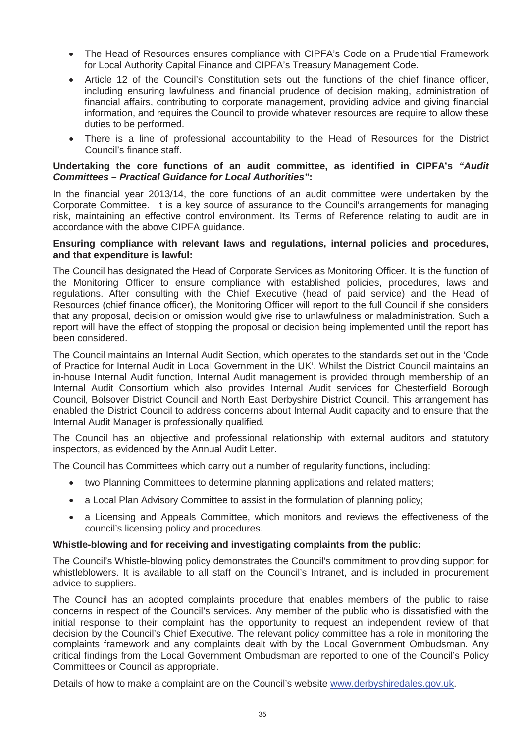- The Head of Resources ensures compliance with CIPFA's Code on a Prudential Framework for Local Authority Capital Finance and CIPFA's Treasury Management Code.
- Article 12 of the Council's Constitution sets out the functions of the chief finance officer, including ensuring lawfulness and financial prudence of decision making, administration of financial affairs, contributing to corporate management, providing advice and giving financial information, and requires the Council to provide whatever resources are require to allow these duties to be performed.
- There is a line of professional accountability to the Head of Resources for the District Council's finance staff.

**Undertaking the core functions of an audit committee, as identified in CIPFA's *"Audit Committees – Practical Guidance for Local Authorities"*:**

In the financial year 2013/14, the core functions of an audit committee were undertaken by the Corporate Committee. It is a key source of assurance to the Council's arrangements for managing risk, maintaining an effective control environment. Its Terms of Reference relating to audit are in accordance with the above CIPFA guidance.

**Ensuring compliance with relevant laws and regulations, internal policies and procedures, and that expenditure is lawful:**

The Council has designated the Head of Corporate Services as Monitoring Officer. It is the function of the Monitoring Officer to ensure compliance with established policies, procedures, laws and regulations. After consulting with the Chief Executive (head of paid service) and the Head of Resources (chief finance officer), the Monitoring Officer will report to the full Council if she considers that any proposal, decision or omission would give rise to unlawfulness or maladministration. Such a report will have the effect of stopping the proposal or decision being implemented until the report has been considered.

The Council maintains an Internal Audit Section, which operates to the standards set out in the 'Code of Practice for Internal Audit in Local Government in the UK'. Whilst the District Council maintains an in-house Internal Audit function, Internal Audit management is provided through membership of an Internal Audit Consortium which also provides Internal Audit services for Chesterfield Borough Council, Bolsover District Council and North East Derbyshire District Council. This arrangement has enabled the District Council to address concerns about Internal Audit capacity and to ensure that the Internal Audit Manager is professionally qualified.

The Council has an objective and professional relationship with external auditors and statutory inspectors, as evidenced by the Annual Audit Letter.

The Council has Committees which carry out a number of regularity functions, including:

- two Planning Committees to determine planning applications and related matters;
- a Local Plan Advisory Committee to assist in the formulation of planning policy;
- a Licensing and Appeals Committee, which monitors and reviews the effectiveness of the council's licensing policy and procedures.

**Whistle-blowing and for receiving and investigating complaints from the public:**

The Council's Whistle-blowing policy demonstrates the Council's commitment to providing support for whistleblowers. It is available to all staff on the Council's Intranet, and is included in procurement advice to suppliers.

The Council has an adopted complaints procedure that enables members of the public to raise concerns in respect of the Council's services. Any member of the public who is dissatisfied with the initial response to their complaint has the opportunity to request an independent review of that decision by the Council's Chief Executive. The relevant policy committee has a role in monitoring the complaints framework and any complaints dealt with by the Local Government Ombudsman. Any critical findings from the Local Government Ombudsman are reported to one of the Council's Policy Committees or Council as appropriate.

Details of how to make a complaint are on the Council's website [www.derbyshiredales.gov.uk](http://www.derbyshiredales.gov.uk).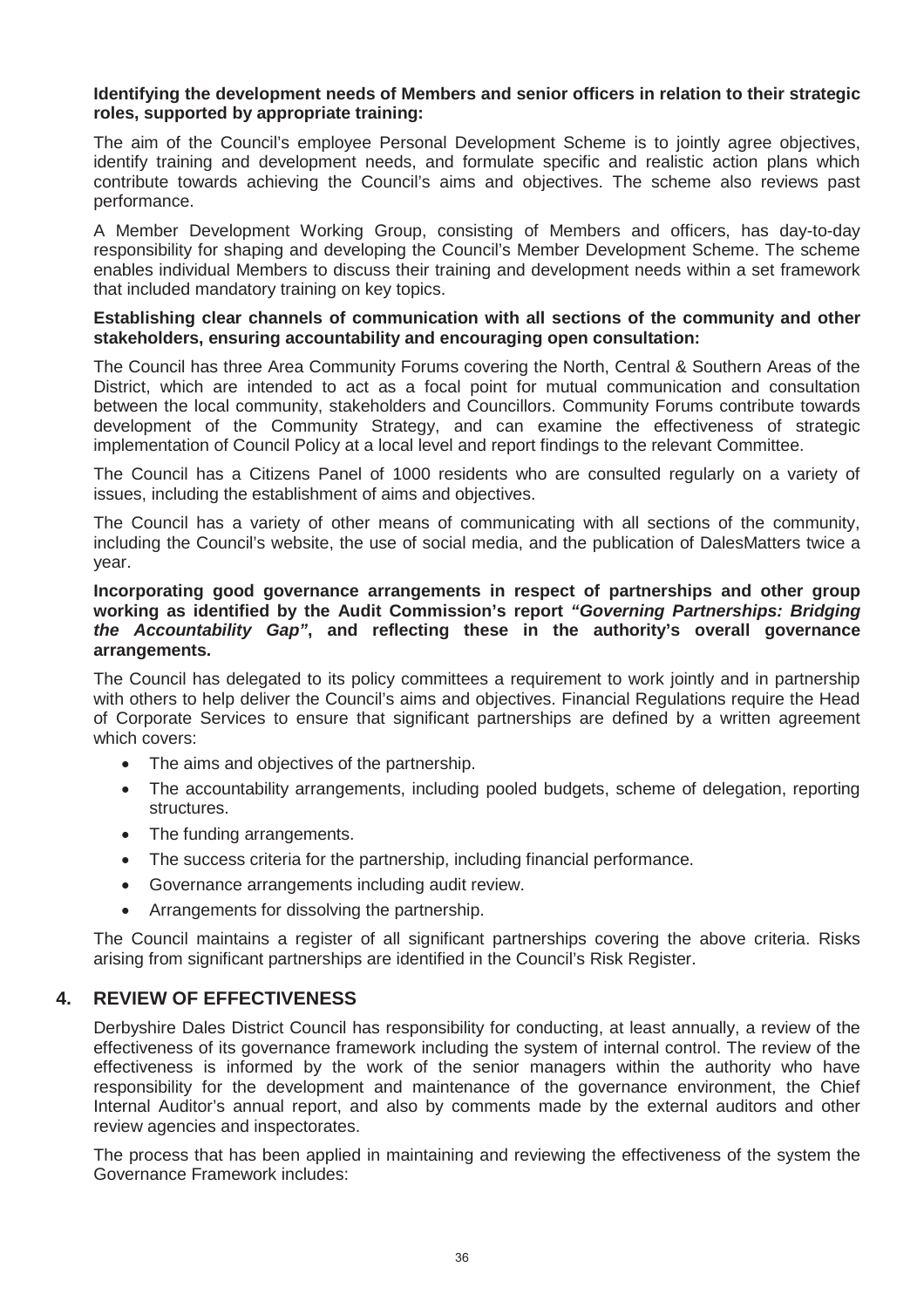**Identifying the development needs of Members and senior officers in relation to their strategic roles, supported by appropriate training:**

The aim of the Council's employee Personal Development Scheme is to jointly agree objectives, identify training and development needs, and formulate specific and realistic action plans which contribute towards achieving the Council's aims and objectives. The scheme also reviews past performance.

A Member Development Working Group, consisting of Members and officers, has day-to-day responsibility for shaping and developing the Council's Member Development Scheme. The scheme enables individual Members to discuss their training and development needs within a set framework that included mandatory training on key topics.

**Establishing clear channels of communication with all sections of the community and other stakeholders, ensuring accountability and encouraging open consultation:**

The Council has three Area Community Forums covering the North, Central & Southern Areas of the District, which are intended to act as a focal point for mutual communication and consultation between the local community, stakeholders and Councillors. Community Forums contribute towards development of the Community Strategy, and can examine the effectiveness of strategic implementation of Council Policy at a local level and report findings to the relevant Committee.

The Council has a Citizens Panel of 1000 residents who are consulted regularly on a variety of issues, including the establishment of aims and objectives.

The Council has a variety of other means of communicating with all sections of the community, including the Council's website, the use of social media, and the publication of DalesMatters twice a year.

**Incorporating good governance arrangements in respect of partnerships and other group working as identified by the Audit Commission's report *"Governing Partnerships: Bridging the Accountability Gap"*, and reflecting these in the authority's overall governance arrangements.**

The Council has delegated to its policy committees a requirement to work jointly and in partnership with others to help deliver the Council's aims and objectives. Financial Regulations require the Head of Corporate Services to ensure that significant partnerships are defined by a written agreement which covers:

- The aims and objectives of the partnership.
- The accountability arrangements, including pooled budgets, scheme of delegation, reporting structures.
- The funding arrangements.
- The success criteria for the partnership, including financial performance.
- Governance arrangements including audit review.
- Arrangements for dissolving the partnership.

The Council maintains a register of all significant partnerships covering the above criteria. Risks arising from significant partnerships are identified in the Council's Risk Register.

## 4. REVIEW OF EFFECTIVENESS

Derbyshire Dales District Council has responsibility for conducting, at least annually, a review of the effectiveness of its governance framework including the system of internal control. The review of the effectiveness is informed by the work of the senior managers within the authority who have responsibility for the development and maintenance of the governance environment, the Chief Internal Auditor's annual report, and also by comments made by the external auditors and other review agencies and inspectorates.

The process that has been applied in maintaining and reviewing the effectiveness of the system the Governance Framework includes: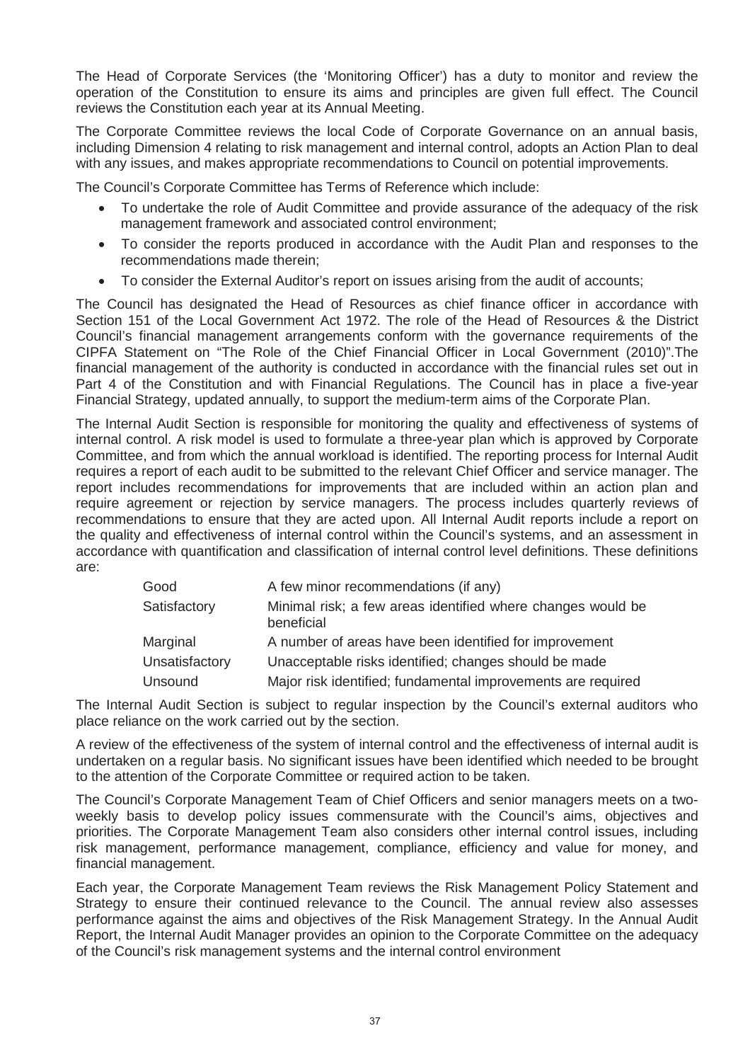The Head of Corporate Services (the 'Monitoring Officer') has a duty to monitor and review the operation of the Constitution to ensure its aims and principles are given full effect. The Council reviews the Constitution each year at its Annual Meeting.

The Corporate Committee reviews the local Code of Corporate Governance on an annual basis, including Dimension 4 relating to risk management and internal control, adopts an Action Plan to deal with any issues, and makes appropriate recommendations to Council on potential improvements.

The Council's Corporate Committee has Terms of Reference which include:

- To undertake the role of Audit Committee and provide assurance of the adequacy of the risk management framework and associated control environment;
- To consider the reports produced in accordance with the Audit Plan and responses to the recommendations made therein;
- To consider the External Auditor's report on issues arising from the audit of accounts;

The Council has designated the Head of Resources as chief finance officer in accordance with Section 151 of the Local Government Act 1972. The role of the Head of Resources & the District Council's financial management arrangements conform with the governance requirements of the CIPFA Statement on "The Role of the Chief Financial Officer in Local Government (2010)".The financial management of the authority is conducted in accordance with the financial rules set out in Part 4 of the Constitution and with Financial Regulations. The Council has in place a five-year Financial Strategy, updated annually, to support the medium-term aims of the Corporate Plan.

The Internal Audit Section is responsible for monitoring the quality and effectiveness of systems of internal control. A risk model is used to formulate a three-year plan which is approved by Corporate Committee, and from which the annual workload is identified. The reporting process for Internal Audit requires a report of each audit to be submitted to the relevant Chief Officer and service manager. The report includes recommendations for improvements that are included within an action plan and require agreement or rejection by service managers. The process includes quarterly reviews of recommendations to ensure that they are acted upon. All Internal Audit reports include a report on the quality and effectiveness of internal control within the Council's systems, and an assessment in accordance with quantification and classification of internal control level definitions. These definitions are:

| | |
|---|---|
| Good | A few minor recommendations (if any) |
| Satisfactory | Minimal risk; a few areas identified where changes would be beneficial |
| Marginal | A number of areas have been identified for improvement |
| Unsatisfactory | Unacceptable risks identified; changes should be made |
| Unsound | Major risk identified; fundamental improvements are required |

The Internal Audit Section is subject to regular inspection by the Council's external auditors who place reliance on the work carried out by the section.

A review of the effectiveness of the system of internal control and the effectiveness of internal audit is undertaken on a regular basis. No significant issues have been identified which needed to be brought to the attention of the Corporate Committee or required action to be taken.

The Council's Corporate Management Team of Chief Officers and senior managers meets on a two-weekly basis to develop policy issues commensurate with the Council's aims, objectives and priorities. The Corporate Management Team also considers other internal control issues, including risk management, performance management, compliance, efficiency and value for money, and financial management.

Each year, the Corporate Management Team reviews the Risk Management Policy Statement and Strategy to ensure their continued relevance to the Council. The annual review also assesses performance against the aims and objectives of the Risk Management Strategy. In the Annual Audit Report, the Internal Audit Manager provides an opinion to the Corporate Committee on the adequacy of the Council's risk management systems and the internal control environment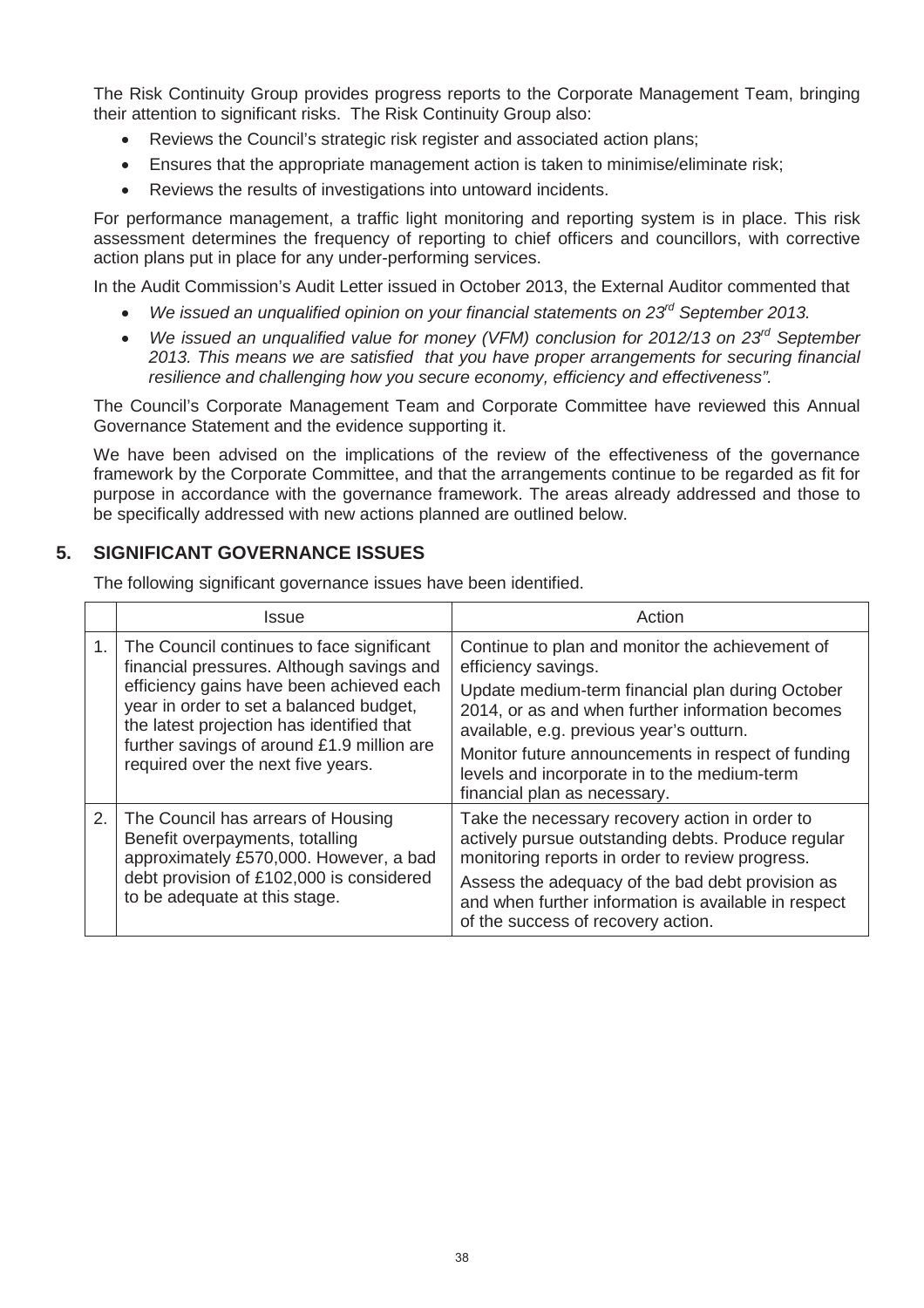The Risk Continuity Group provides progress reports to the Corporate Management Team, bringing their attention to significant risks. The Risk Continuity Group also:

- Reviews the Council's strategic risk register and associated action plans;
- Ensures that the appropriate management action is taken to minimise/eliminate risk;
- Reviews the results of investigations into untoward incidents.

For performance management, a traffic light monitoring and reporting system is in place. This risk assessment determines the frequency of reporting to chief officers and councillors, with corrective action plans put in place for any under-performing services.

In the Audit Commission's Audit Letter issued in October 2013, the External Auditor commented that

- *We issued an unqualified opinion on your financial statements on 23rd September 2013.*
- *We issued an unqualified value for money (VFM) conclusion for 2012/13 on 23rd September 2013. This means we are satisfied that you have proper arrangements for securing financial resilience and challenging how you secure economy, efficiency and effectiveness".*

The Council's Corporate Management Team and Corporate Committee have reviewed this Annual Governance Statement and the evidence supporting it.

We have been advised on the implications of the review of the effectiveness of the governance framework by the Corporate Committee, and that the arrangements continue to be regarded as fit for purpose in accordance with the governance framework. The areas already addressed and those to be specifically addressed with new actions planned are outlined below.

## 5. SIGNIFICANT GOVERNANCE ISSUES

The following significant governance issues have been identified.

| | Issue | Action |
|---|---|---|
| 1. | The Council continues to face significant financial pressures. Although savings and efficiency gains have been achieved each year in order to set a balanced budget, the latest projection has identified that further savings of around £1.9 million are required over the next five years. | Continue to plan and monitor the achievement of efficiency savings.<br>Update medium-term financial plan during October 2014, or as and when further information becomes available, e.g. previous year's outturn.<br>Monitor future announcements in respect of funding levels and incorporate in to the medium-term financial plan as necessary. |
| 2. | The Council has arrears of Housing Benefit overpayments, totalling approximately £570,000. However, a bad debt provision of £102,000 is considered to be adequate at this stage. | Take the necessary recovery action in order to actively pursue outstanding debts. Produce regular monitoring reports in order to review progress.<br>Assess the adequacy of the bad debt provision as and when further information is available in respect of the success of recovery action. |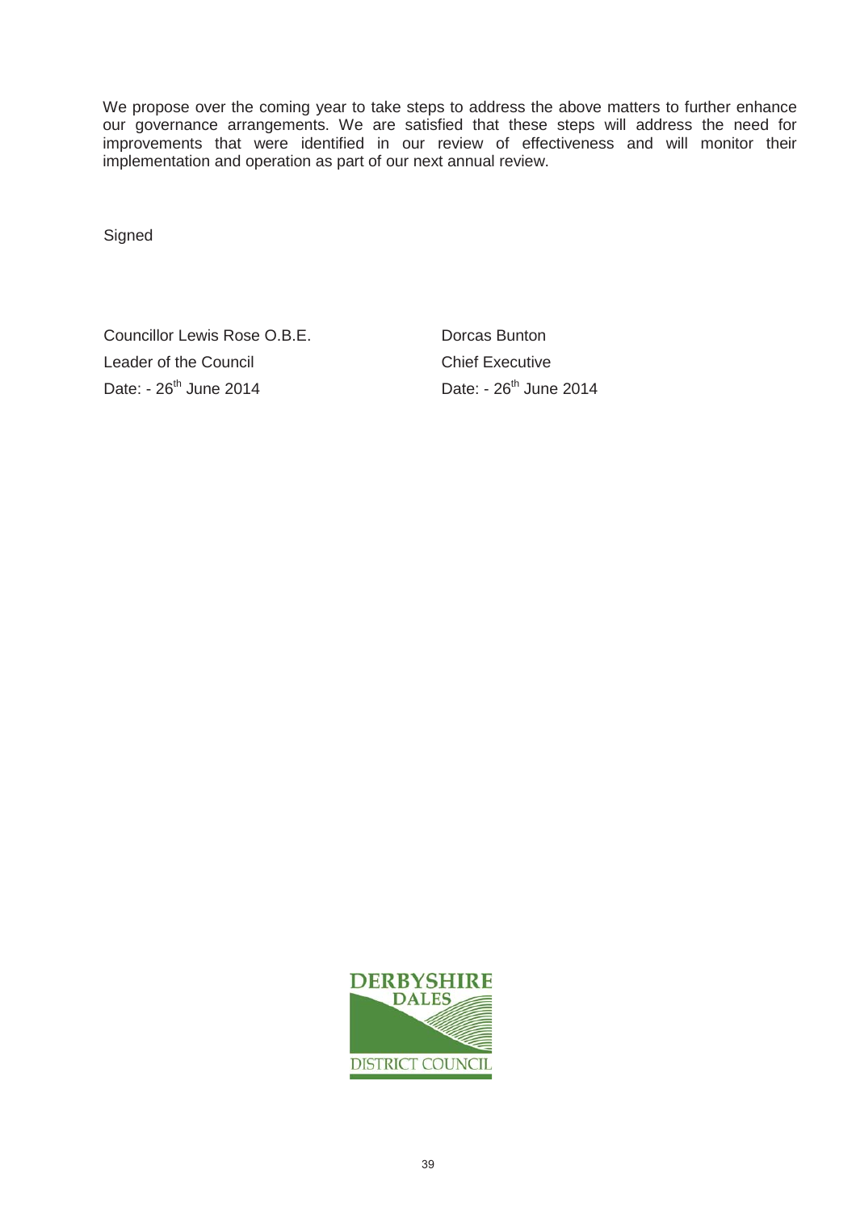We propose over the coming year to take steps to address the above matters to further enhance our governance arrangements. We are satisfied that these steps will address the need for improvements that were identified in our review of effectiveness and will monitor their implementation and operation as part of our next annual review.

Signed

| | |
|---|---|
| Councillor Lewis Rose O.B.E. | Dorcas Bunton |
| Leader of the Council | Chief Executive |
| Date: - 26th June 2014 | Date: - 26th June 2014 |

DERBYSHIRE DALES DISTRICT COUNCIL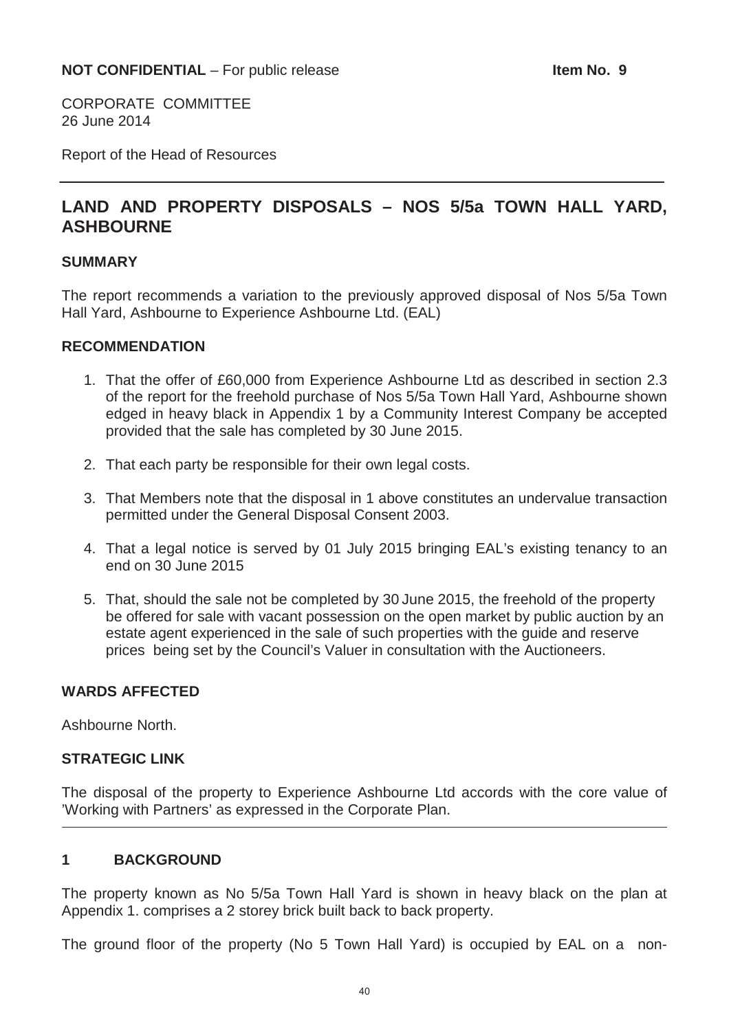**NOT CONFIDENTIAL** – For public release **Item No. 9**

CORPORATE COMMITTEE
26 June 2014

Report of the Head of Resources

## LAND AND PROPERTY DISPOSALS – NOS 5/5a TOWN HALL YARD, ASHBOURNE

### SUMMARY

The report recommends a variation to the previously approved disposal of Nos 5/5a Town Hall Yard, Ashbourne to Experience Ashbourne Ltd. (EAL)

### RECOMMENDATION

1. That the offer of £60,000 from Experience Ashbourne Ltd as described in section 2.3 of the report for the freehold purchase of Nos 5/5a Town Hall Yard, Ashbourne shown edged in heavy black in Appendix 1 by a Community Interest Company be accepted provided that the sale has completed by 30 June 2015.
2. That each party be responsible for their own legal costs.
3. That Members note that the disposal in 1 above constitutes an undervalue transaction permitted under the General Disposal Consent 2003.
4. That a legal notice is served by 01 July 2015 bringing EAL's existing tenancy to an end on 30 June 2015
5. That, should the sale not be completed by 30 June 2015, the freehold of the property be offered for sale with vacant possession on the open market by public auction by an estate agent experienced in the sale of such properties with the guide and reserve prices being set by the Council's Valuer in consultation with the Auctioneers.

### WARDS AFFECTED

Ashbourne North.

### STRATEGIC LINK

The disposal of the property to Experience Ashbourne Ltd accords with the core value of 'Working with Partners' as expressed in the Corporate Plan.

### 1 BACKGROUND

The property known as No 5/5a Town Hall Yard is shown in heavy black on the plan at Appendix 1. comprises a 2 storey brick built back to back property.

The ground floor of the property (No 5 Town Hall Yard) is occupied by EAL on a non-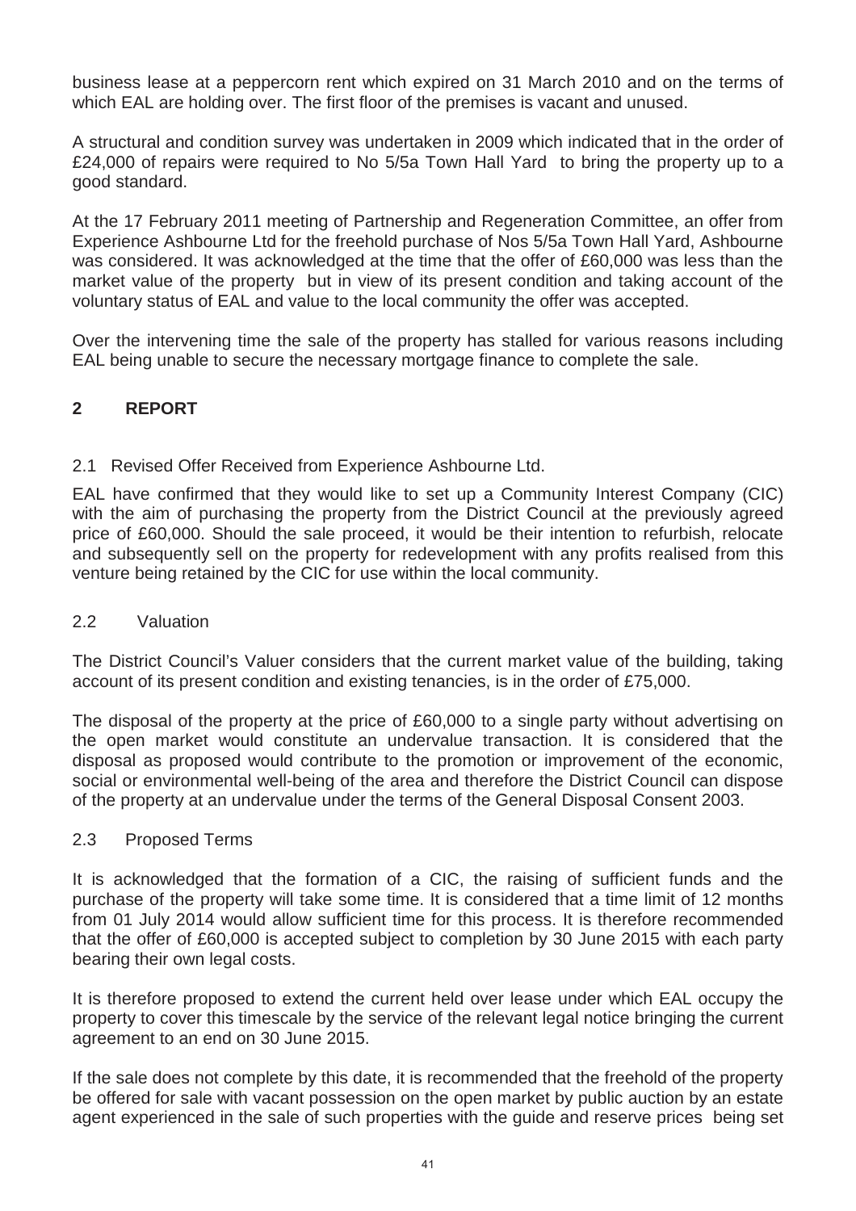business lease at a peppercorn rent which expired on 31 March 2010 and on the terms of which EAL are holding over. The first floor of the premises is vacant and unused.

A structural and condition survey was undertaken in 2009 which indicated that in the order of £24,000 of repairs were required to No 5/5a Town Hall Yard to bring the property up to a good standard.

At the 17 February 2011 meeting of Partnership and Regeneration Committee, an offer from Experience Ashbourne Ltd for the freehold purchase of Nos 5/5a Town Hall Yard, Ashbourne was considered. It was acknowledged at the time that the offer of £60,000 was less than the market value of the property but in view of its present condition and taking account of the voluntary status of EAL and value to the local community the offer was accepted.

Over the intervening time the sale of the property has stalled for various reasons including EAL being unable to secure the necessary mortgage finance to complete the sale.

## 2 REPORT

### 2.1 Revised Offer Received from Experience Ashbourne Ltd.

EAL have confirmed that they would like to set up a Community Interest Company (CIC) with the aim of purchasing the property from the District Council at the previously agreed price of £60,000. Should the sale proceed, it would be their intention to refurbish, relocate and subsequently sell on the property for redevelopment with any profits realised from this venture being retained by the CIC for use within the local community.

### 2.2 Valuation

The District Council's Valuer considers that the current market value of the building, taking account of its present condition and existing tenancies, is in the order of £75,000.

The disposal of the property at the price of £60,000 to a single party without advertising on the open market would constitute an undervalue transaction. It is considered that the disposal as proposed would contribute to the promotion or improvement of the economic, social or environmental well-being of the area and therefore the District Council can dispose of the property at an undervalue under the terms of the General Disposal Consent 2003.

### 2.3 Proposed Terms

It is acknowledged that the formation of a CIC, the raising of sufficient funds and the purchase of the property will take some time. It is considered that a time limit of 12 months from 01 July 2014 would allow sufficient time for this process. It is therefore recommended that the offer of £60,000 is accepted subject to completion by 30 June 2015 with each party bearing their own legal costs.

It is therefore proposed to extend the current held over lease under which EAL occupy the property to cover this timescale by the service of the relevant legal notice bringing the current agreement to an end on 30 June 2015.

If the sale does not complete by this date, it is recommended that the freehold of the property be offered for sale with vacant possession on the open market by public auction by an estate agent experienced in the sale of such properties with the guide and reserve prices being set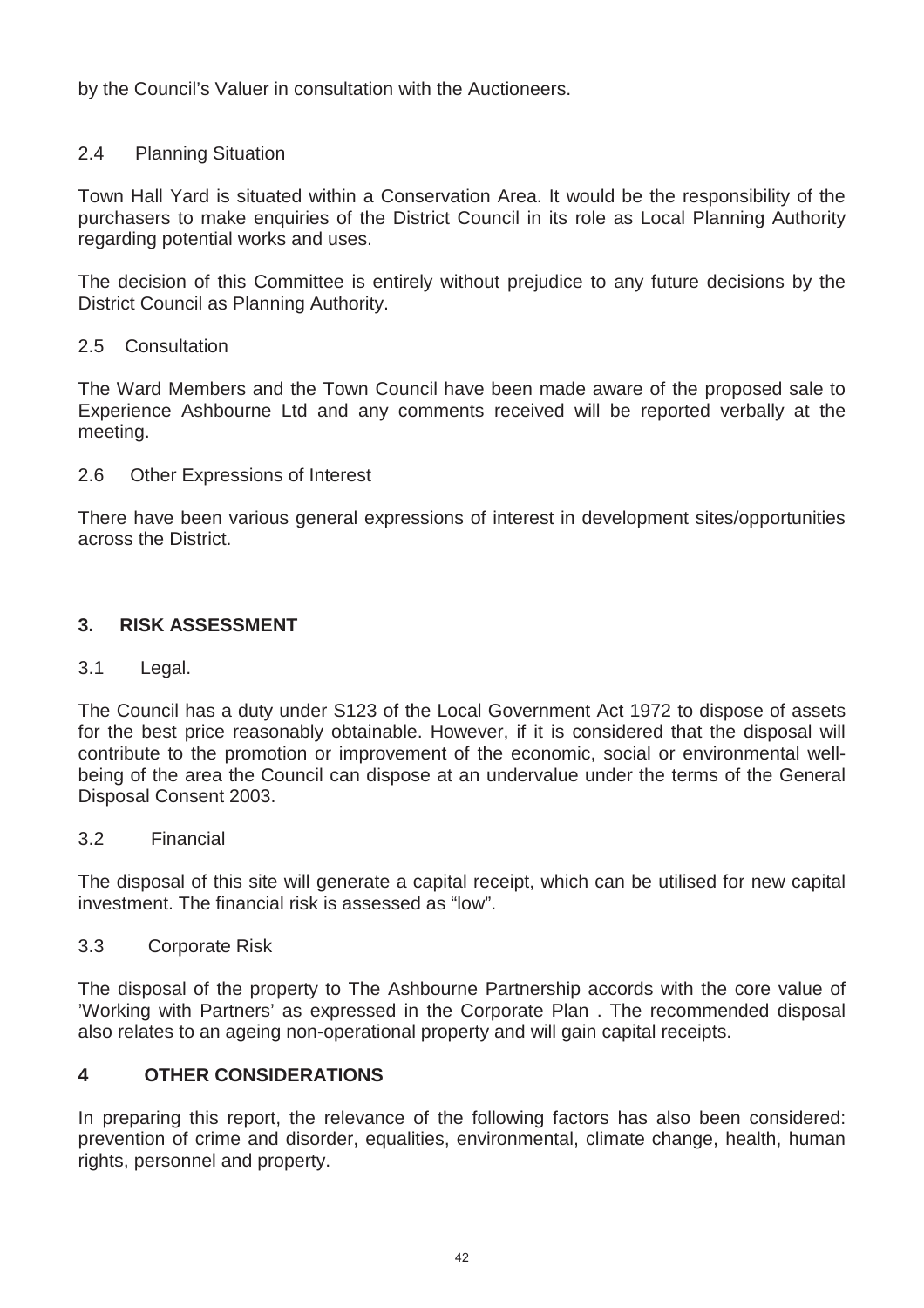by the Council's Valuer in consultation with the Auctioneers.

2.4 Planning Situation

Town Hall Yard is situated within a Conservation Area. It would be the responsibility of the purchasers to make enquiries of the District Council in its role as Local Planning Authority regarding potential works and uses.

The decision of this Committee is entirely without prejudice to any future decisions by the District Council as Planning Authority.

2.5 Consultation

The Ward Members and the Town Council have been made aware of the proposed sale to Experience Ashbourne Ltd and any comments received will be reported verbally at the meeting.

2.6 Other Expressions of Interest

There have been various general expressions of interest in development sites/opportunities across the District.

## 3. RISK ASSESSMENT

3.1 Legal.

The Council has a duty under S123 of the Local Government Act 1972 to dispose of assets for the best price reasonably obtainable. However, if it is considered that the disposal will contribute to the promotion or improvement of the economic, social or environmental well-being of the area the Council can dispose at an undervalue under the terms of the General Disposal Consent 2003.

3.2 Financial

The disposal of this site will generate a capital receipt, which can be utilised for new capital investment. The financial risk is assessed as "low".

3.3 Corporate Risk

The disposal of the property to The Ashbourne Partnership accords with the core value of 'Working with Partners' as expressed in the Corporate Plan . The recommended disposal also relates to an ageing non-operational property and will gain capital receipts.

## 4 OTHER CONSIDERATIONS

In preparing this report, the relevance of the following factors has also been considered: prevention of crime and disorder, equalities, environmental, climate change, health, human rights, personnel and property.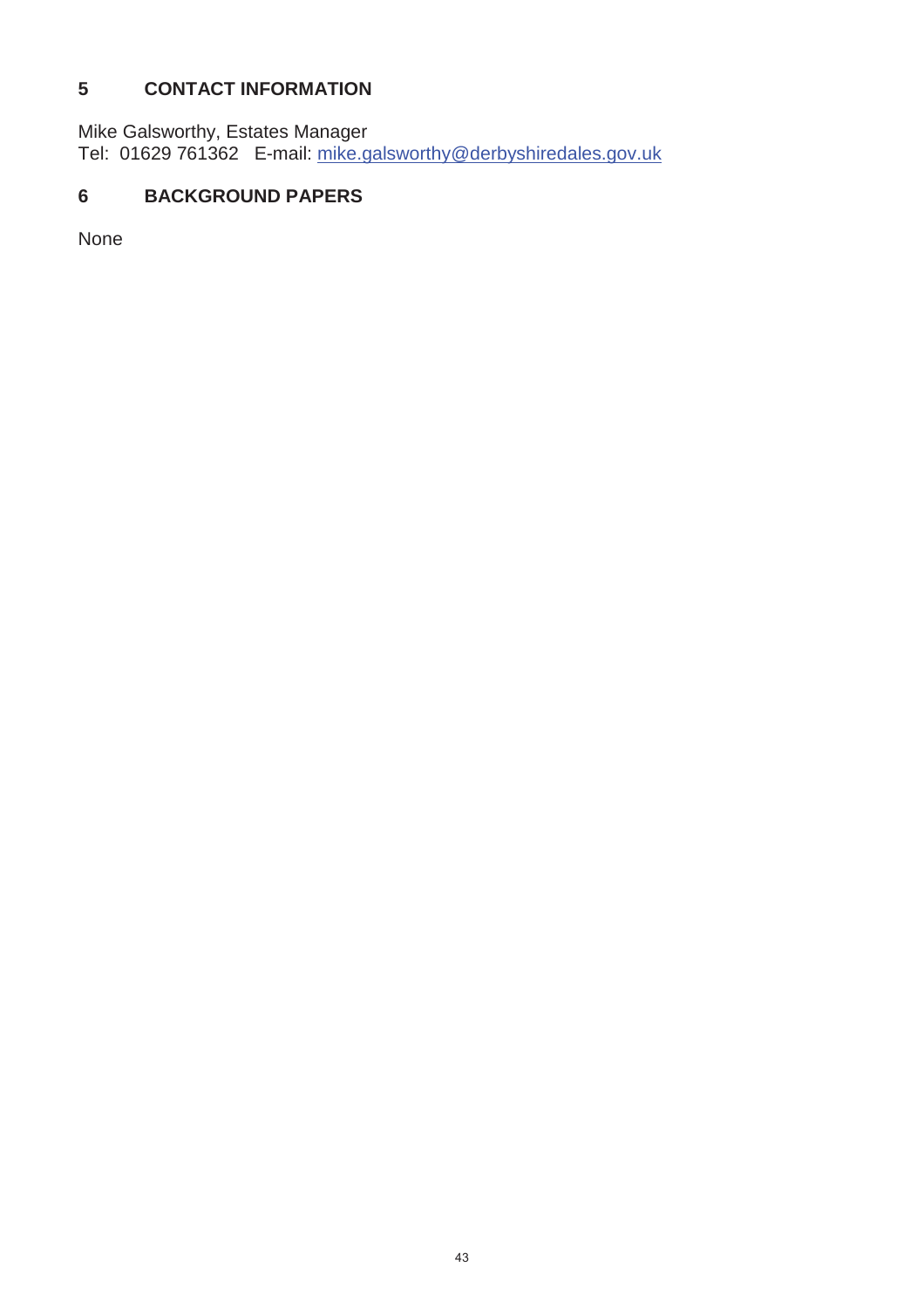## 5 CONTACT INFORMATION

Mike Galsworthy, Estates Manager
Tel: 01629 761362 E-mail: mike.galsworthy@derbyshiredales.gov.uk

## 6 BACKGROUND PAPERS

None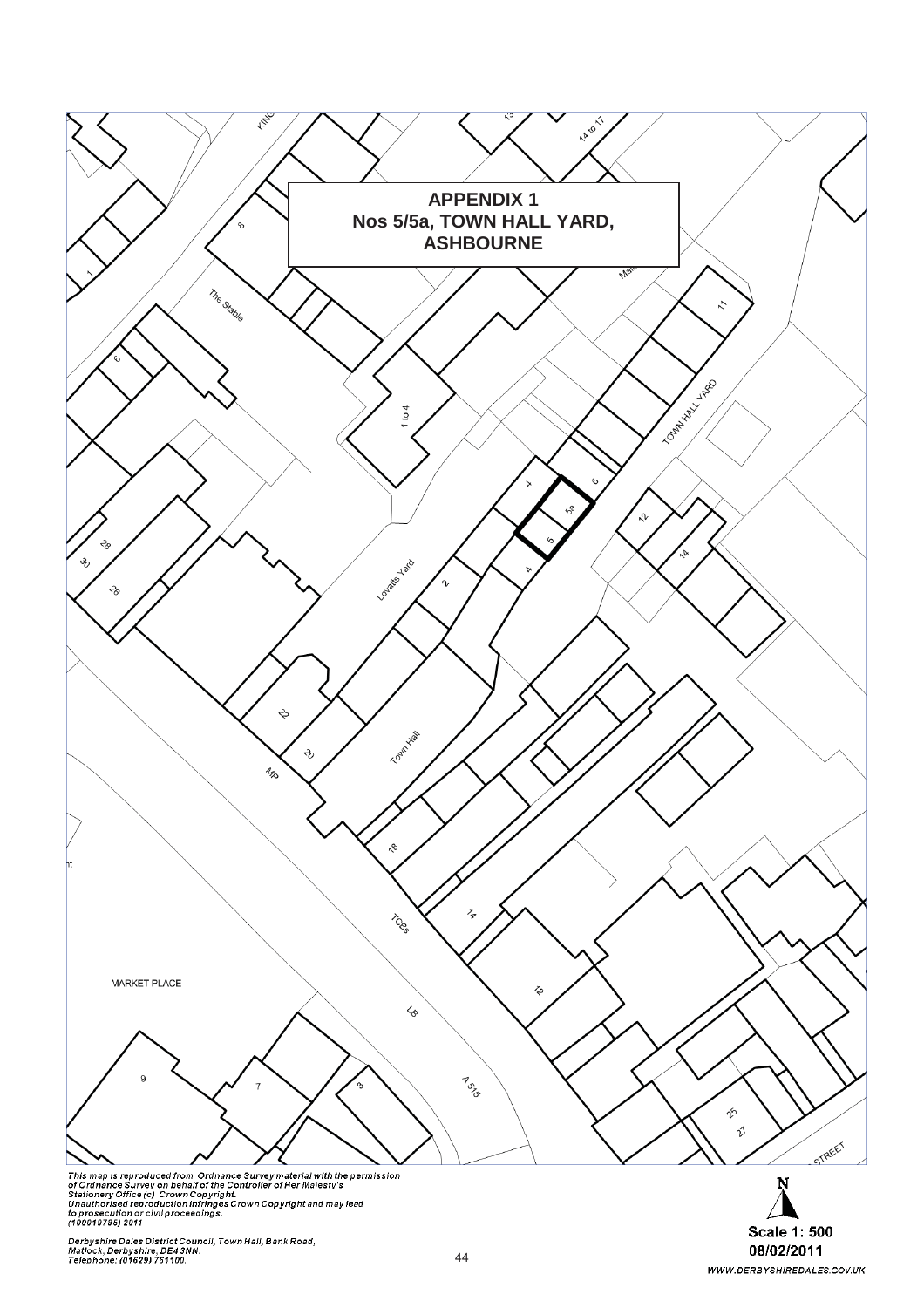**APPENDIX 1**
**Nos 5/5a, TOWN HALL YARD, ASHBOURNE**

*This map is reproduced from Ordnance Survey material with the permission of Ordnance Survey on behalf of the Controller of Her Majesty's Stationery Office (c) Crown Copyright. Unauthorised reproduction infringes Crown Copyright and may lead to prosecution or civil proceedings. (100019785) 2011*

*Derbyshire Dales District Council, Town Hall, Bank Road, Matlock, Derbyshire, DE4 3NN. Telephone: (01629) 761100.*

N

**Scale 1: 500**
**08/02/2011**

WWW.DERBYSHIREDALES.GOV.UK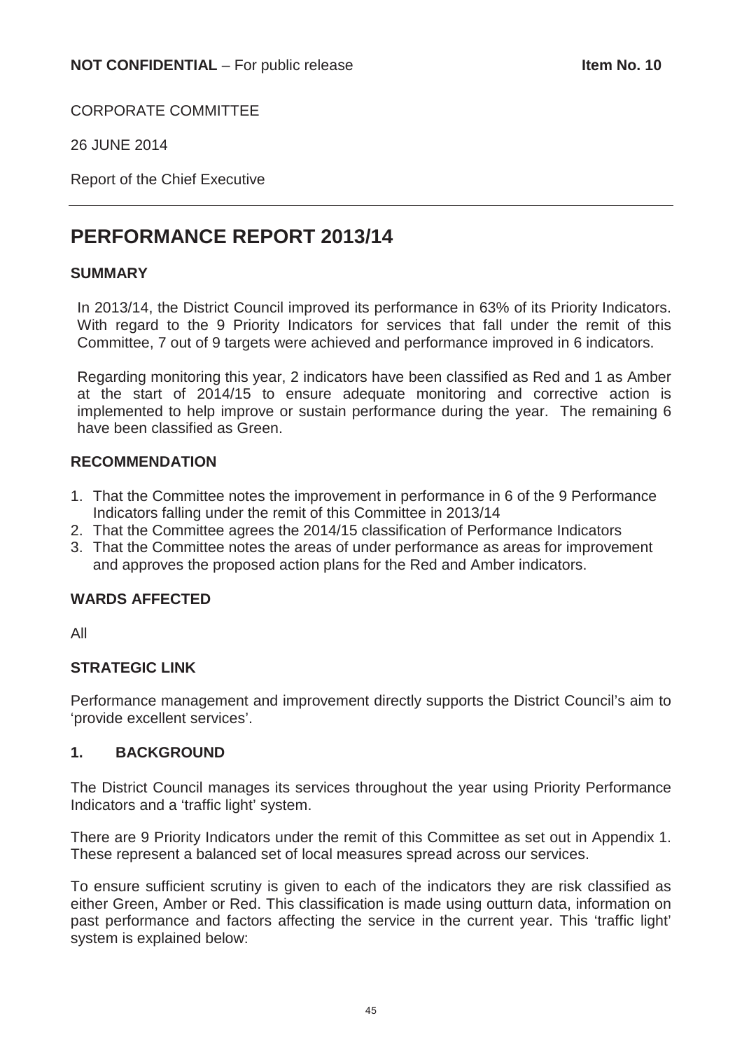**NOT CONFIDENTIAL** – For public release **Item No. 10**

CORPORATE COMMITTEE

26 JUNE 2014

Report of the Chief Executive

---

# PERFORMANCE REPORT 2013/14

### SUMMARY

In 2013/14, the District Council improved its performance in 63% of its Priority Indicators. With regard to the 9 Priority Indicators for services that fall under the remit of this Committee, 7 out of 9 targets were achieved and performance improved in 6 indicators.

Regarding monitoring this year, 2 indicators have been classified as Red and 1 as Amber at the start of 2014/15 to ensure adequate monitoring and corrective action is implemented to help improve or sustain performance during the year. The remaining 6 have been classified as Green.

### RECOMMENDATION

1. That the Committee notes the improvement in performance in 6 of the 9 Performance Indicators falling under the remit of this Committee in 2013/14
2. That the Committee agrees the 2014/15 classification of Performance Indicators
3. That the Committee notes the areas of under performance as areas for improvement and approves the proposed action plans for the Red and Amber indicators.

### WARDS AFFECTED

All

### STRATEGIC LINK

Performance management and improvement directly supports the District Council's aim to 'provide excellent services'.

### 1. BACKGROUND

The District Council manages its services throughout the year using Priority Performance Indicators and a 'traffic light' system.

There are 9 Priority Indicators under the remit of this Committee as set out in Appendix 1. These represent a balanced set of local measures spread across our services.

To ensure sufficient scrutiny is given to each of the indicators they are risk classified as either Green, Amber or Red. This classification is made using outturn data, information on past performance and factors affecting the service in the current year. This 'traffic light' system is explained below: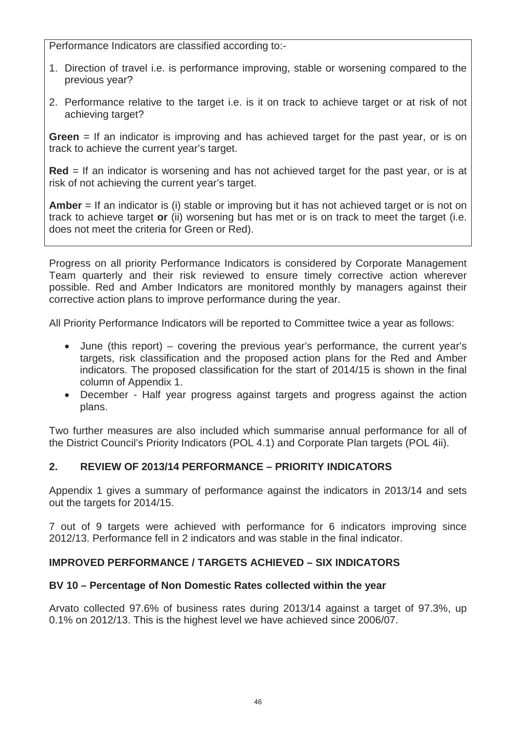Performance Indicators are classified according to:-

1. Direction of travel i.e. is performance improving, stable or worsening compared to the previous year?
2. Performance relative to the target i.e. is it on track to achieve target or at risk of not achieving target?

**Green** = If an indicator is improving and has achieved target for the past year, or is on track to achieve the current year's target.

**Red** = If an indicator is worsening and has not achieved target for the past year, or is at risk of not achieving the current year's target.

**Amber** = If an indicator is (i) stable or improving but it has not achieved target or is not on track to achieve target **or** (ii) worsening but has met or is on track to meet the target (i.e. does not meet the criteria for Green or Red).

Progress on all priority Performance Indicators is considered by Corporate Management Team quarterly and their risk reviewed to ensure timely corrective action wherever possible. Red and Amber Indicators are monitored monthly by managers against their corrective action plans to improve performance during the year.

All Priority Performance Indicators will be reported to Committee twice a year as follows:

- June (this report) – covering the previous year's performance, the current year's targets, risk classification and the proposed action plans for the Red and Amber indicators. The proposed classification for the start of 2014/15 is shown in the final column of Appendix 1.
- December - Half year progress against targets and progress against the action plans.

Two further measures are also included which summarise annual performance for all of the District Council's Priority Indicators (POL 4.1) and Corporate Plan targets (POL 4ii).

## 2. REVIEW OF 2013/14 PERFORMANCE – PRIORITY INDICATORS

Appendix 1 gives a summary of performance against the indicators in 2013/14 and sets out the targets for 2014/15.

7 out of 9 targets were achieved with performance for 6 indicators improving since 2012/13. Performance fell in 2 indicators and was stable in the final indicator.

### IMPROVED PERFORMANCE / TARGETS ACHIEVED – SIX INDICATORS

#### BV 10 – Percentage of Non Domestic Rates collected within the year

Arvato collected 97.6% of business rates during 2013/14 against a target of 97.3%, up 0.1% on 2012/13. This is the highest level we have achieved since 2006/07.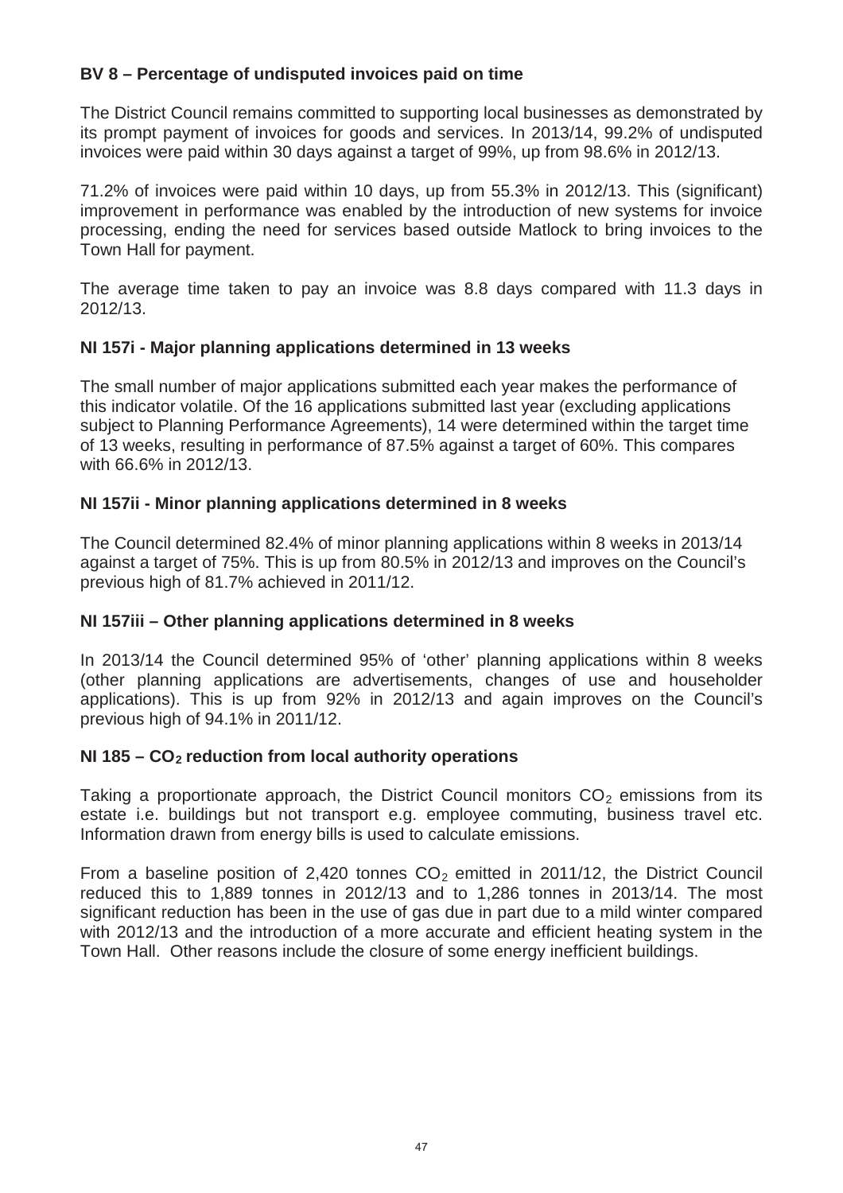**BV 8 – Percentage of undisputed invoices paid on time**

The District Council remains committed to supporting local businesses as demonstrated by its prompt payment of invoices for goods and services. In 2013/14, 99.2% of undisputed invoices were paid within 30 days against a target of 99%, up from 98.6% in 2012/13.

71.2% of invoices were paid within 10 days, up from 55.3% in 2012/13. This (significant) improvement in performance was enabled by the introduction of new systems for invoice processing, ending the need for services based outside Matlock to bring invoices to the Town Hall for payment.

The average time taken to pay an invoice was 8.8 days compared with 11.3 days in 2012/13.

**NI 157i - Major planning applications determined in 13 weeks**

The small number of major applications submitted each year makes the performance of this indicator volatile. Of the 16 applications submitted last year (excluding applications subject to Planning Performance Agreements), 14 were determined within the target time of 13 weeks, resulting in performance of 87.5% against a target of 60%. This compares with 66.6% in 2012/13.

**NI 157ii - Minor planning applications determined in 8 weeks**

The Council determined 82.4% of minor planning applications within 8 weeks in 2013/14 against a target of 75%. This is up from 80.5% in 2012/13 and improves on the Council's previous high of 81.7% achieved in 2011/12.

**NI 157iii – Other planning applications determined in 8 weeks**

In 2013/14 the Council determined 95% of 'other' planning applications within 8 weeks (other planning applications are advertisements, changes of use and householder applications). This is up from 92% in 2012/13 and again improves on the Council's previous high of 94.1% in 2011/12.

**NI 185 – $CO_2$ reduction from local authority operations**

Taking a proportionate approach, the District Council monitors $CO_2$ emissions from its estate i.e. buildings but not transport e.g. employee commuting, business travel etc. Information drawn from energy bills is used to calculate emissions.

From a baseline position of 2,420 tonnes $CO_2$ emitted in 2011/12, the District Council reduced this to 1,889 tonnes in 2012/13 and to 1,286 tonnes in 2013/14. The most significant reduction has been in the use of gas due in part due to a mild winter compared with 2012/13 and the introduction of a more accurate and efficient heating system in the Town Hall. Other reasons include the closure of some energy inefficient buildings.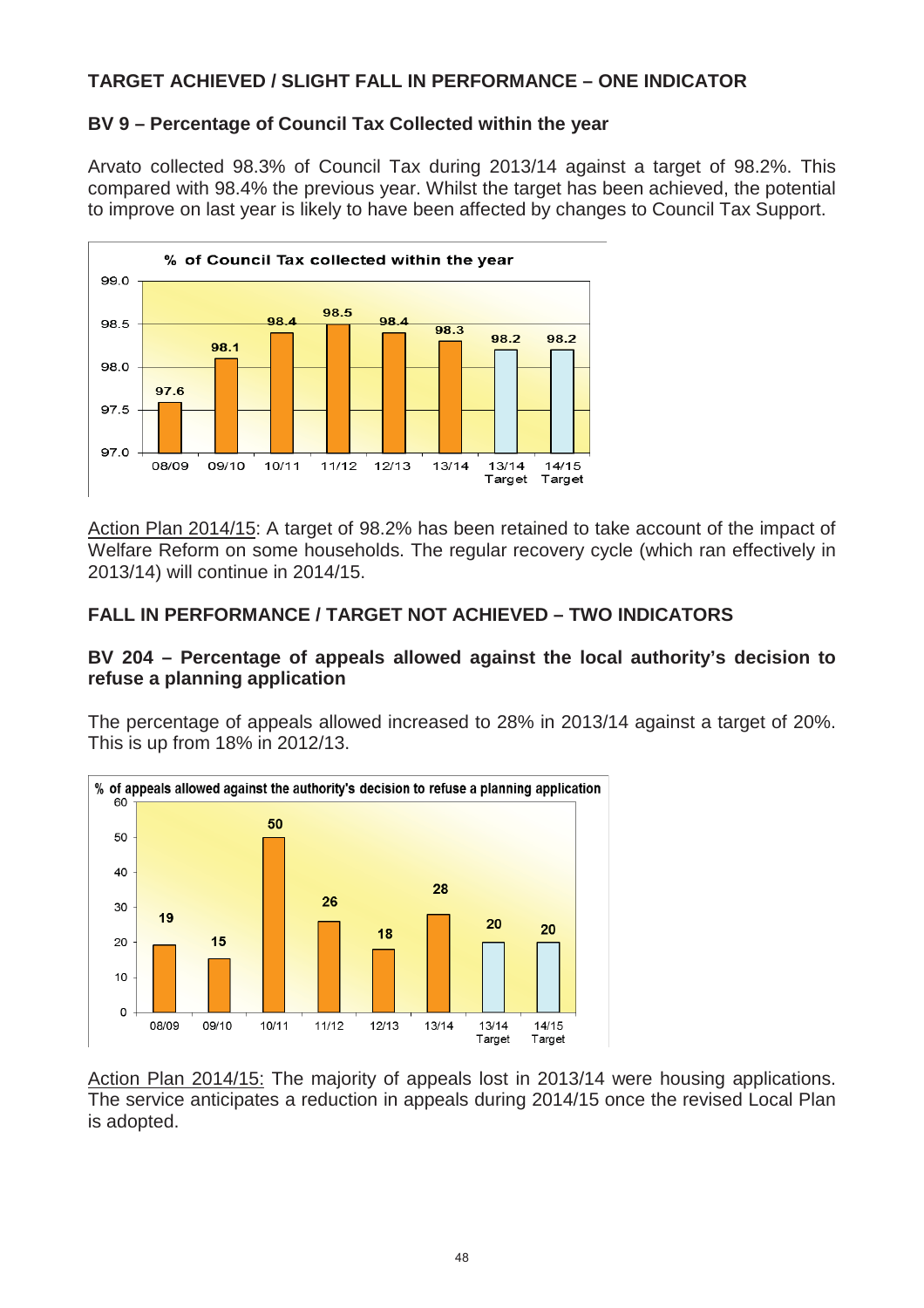## TARGET ACHIEVED / SLIGHT FALL IN PERFORMANCE – ONE INDICATOR

### BV 9 – Percentage of Council Tax Collected within the year

Arvato collected 98.3% of Council Tax during 2013/14 against a target of 98.2%. This compared with 98.4% the previous year. Whilst the target has been achieved, the potential to improve on last year is likely to have been affected by changes to Council Tax Support.

**% of Council Tax collected within the year**

| 08/09 | 09/10 | 10/11 | 11/12 | 12/13 | 13/14 | 13/14 Target | 14/15 Target |
|---|---|---|---|---|---|---|---|
| 97.6 | 98.1 | 98.4 | 98.5 | 98.4 | 98.3 | 98.2 | 98.2 |

Action Plan 2014/15: A target of 98.2% has been retained to take account of the impact of Welfare Reform on some households. The regular recovery cycle (which ran effectively in 2013/14) will continue in 2014/15.

## FALL IN PERFORMANCE / TARGET NOT ACHIEVED – TWO INDICATORS

### BV 204 – Percentage of appeals allowed against the local authority's decision to refuse a planning application

The percentage of appeals allowed increased to 28% in 2013/14 against a target of 20%. This is up from 18% in 2012/13.

**% of appeals allowed against the authority's decision to refuse a planning application**

| 08/09 | 09/10 | 10/11 | 11/12 | 12/13 | 13/14 | 13/14 Target | 14/15 Target |
|---|---|---|---|---|---|---|---|
| 19 | 15 | 50 | 26 | 18 | 28 | 20 | 20 |

Action Plan 2014/15: The majority of appeals lost in 2013/14 were housing applications. The service anticipates a reduction in appeals during 2014/15 once the revised Local Plan is adopted.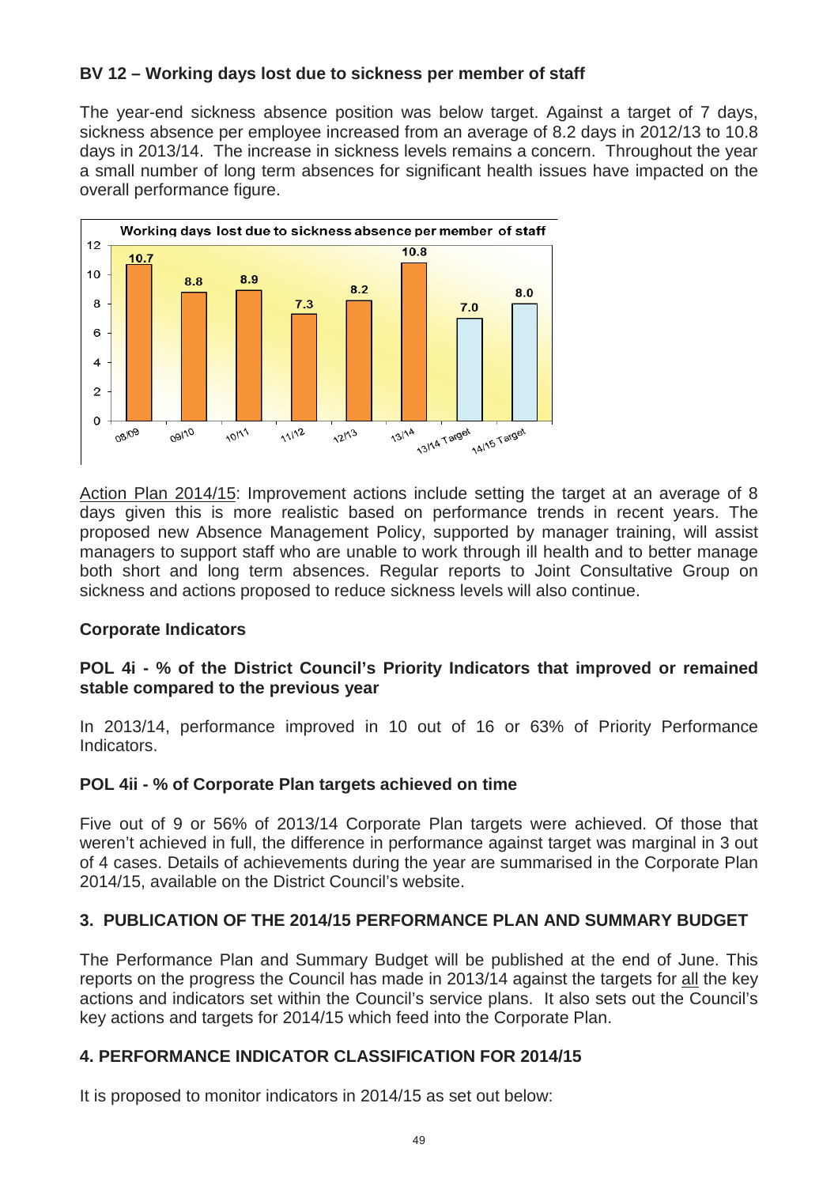### BV 12 – Working days lost due to sickness per member of staff

The year-end sickness absence position was below target. Against a target of 7 days, sickness absence per employee increased from an average of 8.2 days in 2012/13 to 10.8 days in 2013/14. The increase in sickness levels remains a concern. Throughout the year a small number of long term absences for significant health issues have impacted on the overall performance figure.

Working days lost due to sickness absence per member of staff

| Year | Days |
|---|---|
| 08/09 | 10.7 |
| 09/10 | 8.8 |
| 10/11 | 8.9 |
| 11/12 | 7.3 |
| 12/13 | 8.2 |
| 13/14 | 10.8 |
| 13/14 Target | 7.0 |
| 14/15 Target | 8.0 |

Action Plan 2014/15: Improvement actions include setting the target at an average of 8 days given this is more realistic based on performance trends in recent years. The proposed new Absence Management Policy, supported by manager training, will assist managers to support staff who are unable to work through ill health and to better manage both short and long term absences. Regular reports to Joint Consultative Group on sickness and actions proposed to reduce sickness levels will also continue.

### Corporate Indicators

### POL 4i - % of the District Council's Priority Indicators that improved or remained stable compared to the previous year

In 2013/14, performance improved in 10 out of 16 or 63% of Priority Performance Indicators.

### POL 4ii - % of Corporate Plan targets achieved on time

Five out of 9 or 56% of 2013/14 Corporate Plan targets were achieved. Of those that weren't achieved in full, the difference in performance against target was marginal in 3 out of 4 cases. Details of achievements during the year are summarised in the Corporate Plan 2014/15, available on the District Council's website.

## 3. PUBLICATION OF THE 2014/15 PERFORMANCE PLAN AND SUMMARY BUDGET

The Performance Plan and Summary Budget will be published at the end of June. This reports on the progress the Council has made in 2013/14 against the targets for all the key actions and indicators set within the Council's service plans. It also sets out the Council's key actions and targets for 2014/15 which feed into the Corporate Plan.

## 4. PERFORMANCE INDICATOR CLASSIFICATION FOR 2014/15

It is proposed to monitor indicators in 2014/15 as set out below: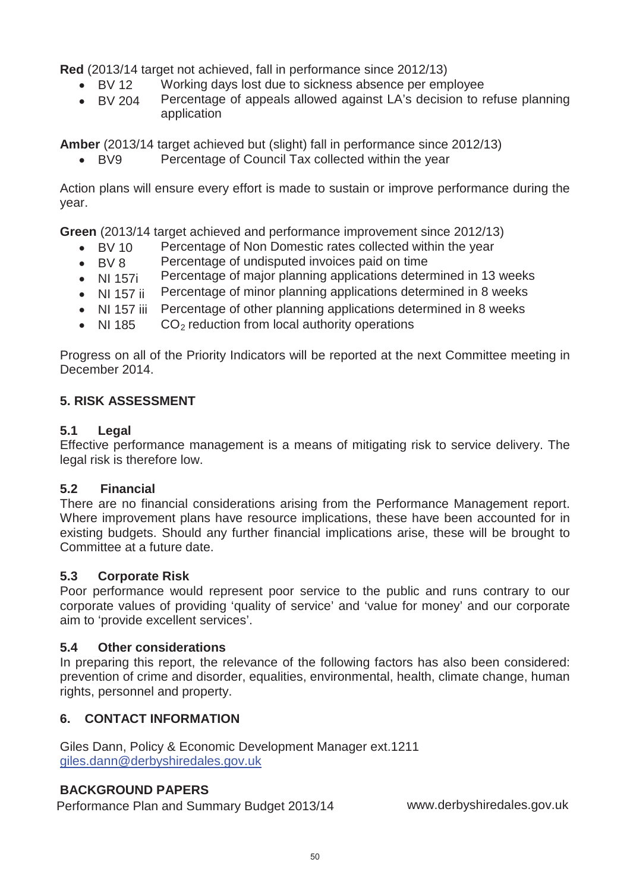**Red** (2013/14 target not achieved, fall in performance since 2012/13)

- BV 12 Working days lost due to sickness absence per employee
- BV 204 Percentage of appeals allowed against LA's decision to refuse planning application

**Amber** (2013/14 target achieved but (slight) fall in performance since 2012/13)

- BV9 Percentage of Council Tax collected within the year

Action plans will ensure every effort is made to sustain or improve performance during the year.

**Green** (2013/14 target achieved and performance improvement since 2012/13)

- BV 10 Percentage of Non Domestic rates collected within the year
- BV 8 Percentage of undisputed invoices paid on time
- NI 157i Percentage of major planning applications determined in 13 weeks
- NI 157 ii Percentage of minor planning applications determined in 8 weeks
- NI 157 iii Percentage of other planning applications determined in 8 weeks
- NI 185 $CO_2$ reduction from local authority operations

Progress on all of the Priority Indicators will be reported at the next Committee meeting in December 2014.

## 5. RISK ASSESSMENT

### 5.1 Legal

Effective performance management is a means of mitigating risk to service delivery. The legal risk is therefore low.

### 5.2 Financial

There are no financial considerations arising from the Performance Management report. Where improvement plans have resource implications, these have been accounted for in existing budgets. Should any further financial implications arise, these will be brought to Committee at a future date.

### 5.3 Corporate Risk

Poor performance would represent poor service to the public and runs contrary to our corporate values of providing 'quality of service' and 'value for money' and our corporate aim to 'provide excellent services'.

### 5.4 Other considerations

In preparing this report, the relevance of the following factors has also been considered: prevention of crime and disorder, equalities, environmental, health, climate change, human rights, personnel and property.

## 6. CONTACT INFORMATION

Giles Dann, Policy & Economic Development Manager ext.1211
giles.dann@derbyshiredales.gov.uk

## BACKGROUND PAPERS

Performance Plan and Summary Budget 2013/14 www.derbyshiredales.gov.uk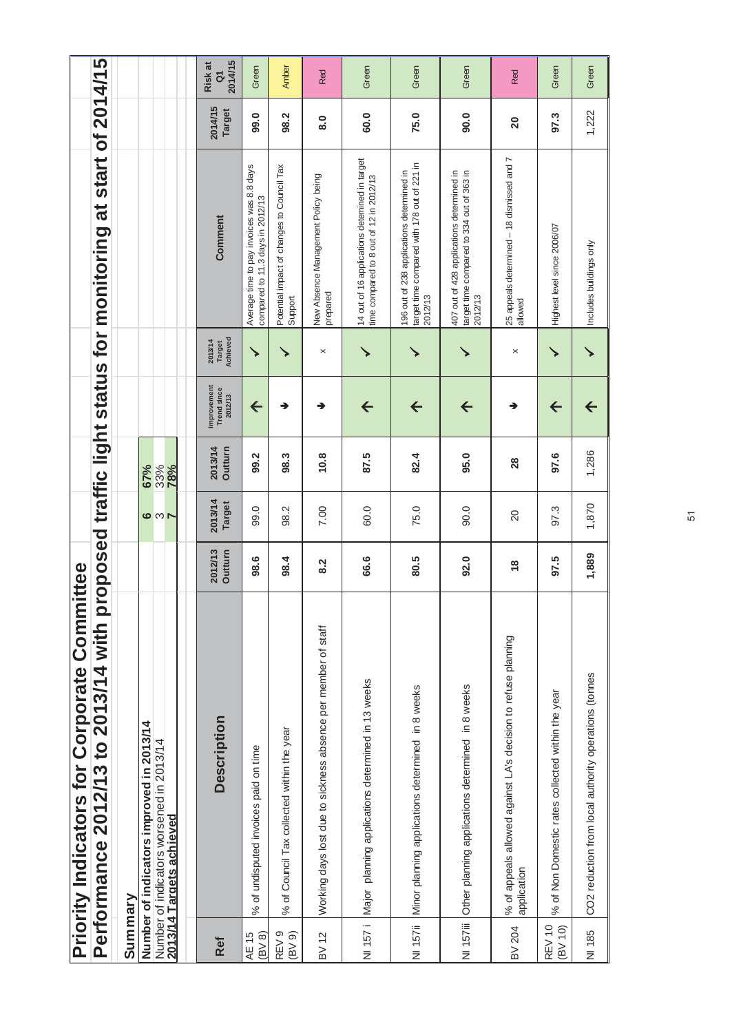# Priority Indicators for Corporate Committee

## Performance 2012/13 to 2013/14 with proposed traffic light status for monitoring at start of 2014/15

### Summary

| | | |
|---|---|---|
| **Number of indicators improved in 2013/14** | **6** | **67%** |
| Number of indicators worsened in 2013/14 | 3 | 33% |
| **2013/14 Targets achieved** | **7** | **78%** |

| Ref | Description | 2012/13 Outturn | 2013/14 Target | 2013/14 Outturn | Improvement Trend since 2012/13 | 2013/14 Target Achieved | Comment | 2014/15 Target | Risk at Q1 2014/15 |
|---|---|---|---|---|---|---|---|---|---|
| AE 15 (BV 8) | % of undisputed invoices paid on time | **98.6** | 99.0 | **99.2** | ↑ | ✓ | Average time to pay invoices was 8.8 days compared to 11.3 days in 2012/13 | **99.0** | Green |
| REV 9 (BV 9) | % of Council Tax collected within the year | **98.4** | 98.2 | **98.3** | ↓ | ✓ | Potential impact of changes to Council Tax Support | **98.2** | Amber |
| BV 12 | Working days lost due to sickness absence per member of staff | **8.2** | 7.00 | **10.8** | ↓ | × | New Absence Management Policy being prepared | **8.0** | Red |
| NI 157 i | Major planning applications determined in 13 weeks | **66.6** | 60.0 | **87.5** | ↑ | ✓ | 14 out of 16 applications determined in target time compared to 8 out of 12 in 2012/13 | **60.0** | Green |
| NI 157ii | Minor planning applications determined in 8 weeks | **80.5** | 75.0 | **82.4** | ↑ | ✓ | 196 out of 238 applications determined in target time compared with 178 out of 221 in 2012/13 | **75.0** | Green |
| NI 157iii | Other planning applications determined in 8 weeks | **92.0** | 90.0 | **95.0** | ↑ | ✓ | 407 out of 428 applications determined in target time compared to 334 out of 363 in 2012/13 | **90.0** | Green |
| BV 204 | % of appeals allowed against LA's decision to refuse planning application | **18** | 20 | **28** | ↓ | × | 25 appeals determined – 18 dismissed and 7 allowed | **20** | Red |
| REV 10 (BV 10) | % of Non Domestic rates collected within the year | **97.5** | 97.3 | **97.6** | ↑ | ✓ | Highest level since 2006/07 | **97.3** | Green |
| NI 185 | $CO_2$ reduction from local authority operations (tonnes | **1,889** | 1,870 | 1,286 | ↑ | ✓ | Includes buildings only | 1,222 | Green |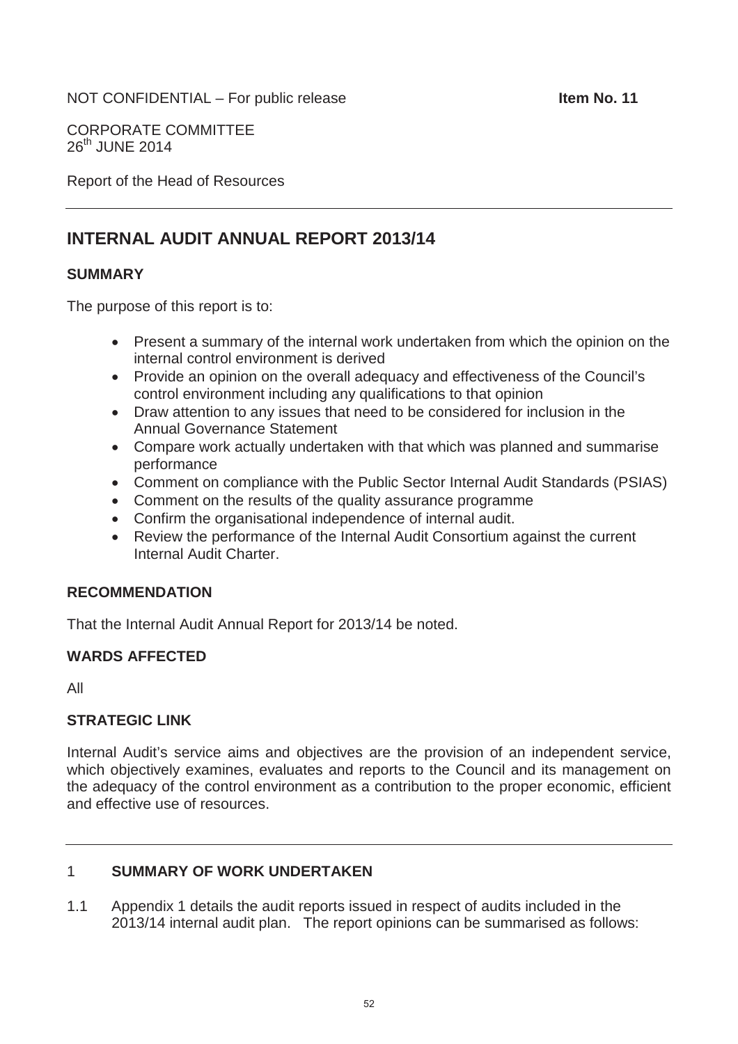NOT CONFIDENTIAL – For public release **Item No. 11**

CORPORATE COMMITTEE
26th JUNE 2014

Report of the Head of Resources

# INTERNAL AUDIT ANNUAL REPORT 2013/14

## SUMMARY

The purpose of this report is to:

- Present a summary of the internal work undertaken from which the opinion on the internal control environment is derived
- Provide an opinion on the overall adequacy and effectiveness of the Council's control environment including any qualifications to that opinion
- Draw attention to any issues that need to be considered for inclusion in the Annual Governance Statement
- Compare work actually undertaken with that which was planned and summarise performance
- Comment on compliance with the Public Sector Internal Audit Standards (PSIAS)
- Comment on the results of the quality assurance programme
- Confirm the organisational independence of internal audit.
- Review the performance of the Internal Audit Consortium against the current Internal Audit Charter.

## RECOMMENDATION

That the Internal Audit Annual Report for 2013/14 be noted.

## WARDS AFFECTED

All

## STRATEGIC LINK

Internal Audit's service aims and objectives are the provision of an independent service, which objectively examines, evaluates and reports to the Council and its management on the adequacy of the control environment as a contribution to the proper economic, efficient and effective use of resources.

## 1 SUMMARY OF WORK UNDERTAKEN

1.1 Appendix 1 details the audit reports issued in respect of audits included in the 2013/14 internal audit plan. The report opinions can be summarised as follows: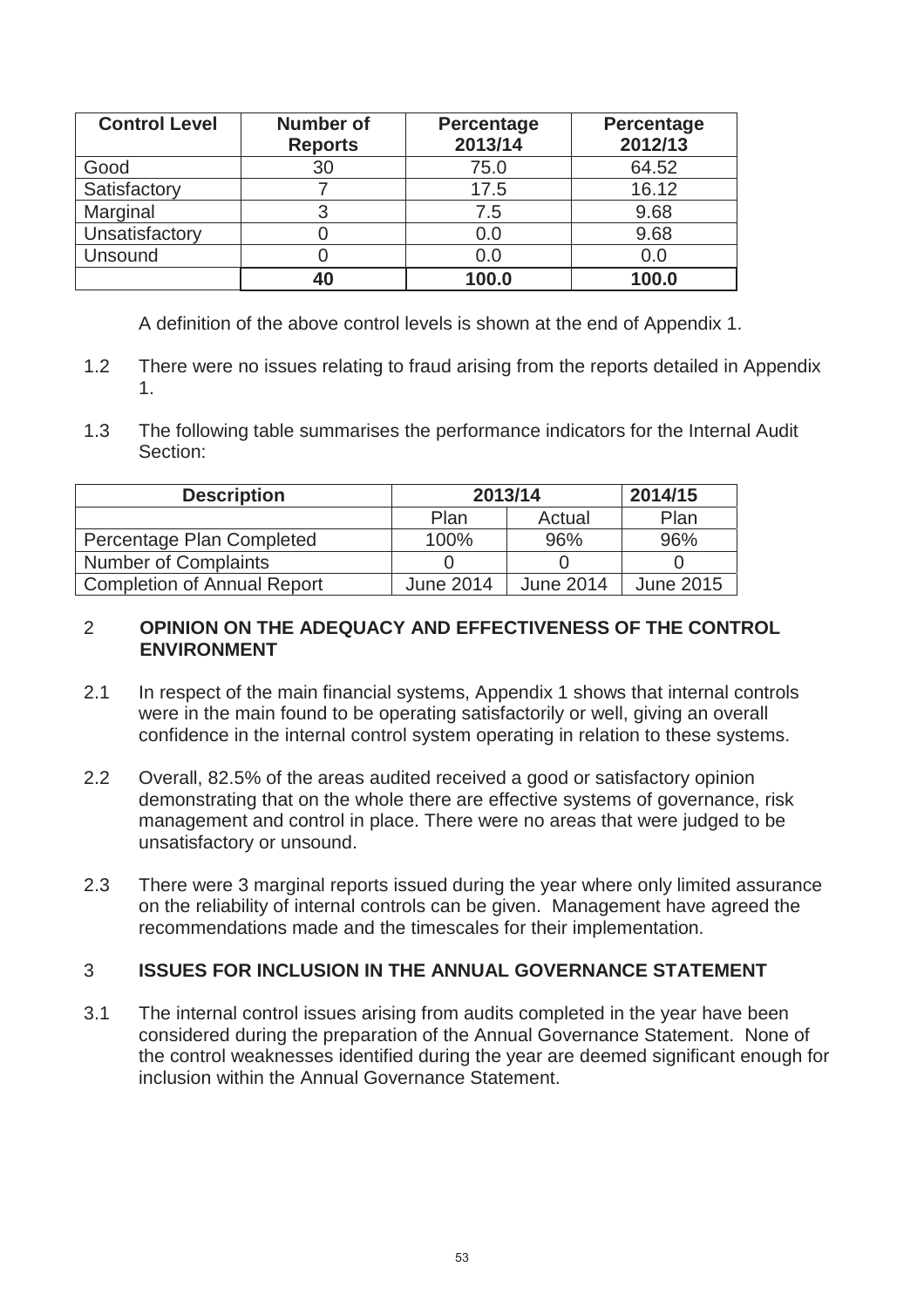| Control Level | Number of Reports | Percentage 2013/14 | Percentage 2012/13 |
|---|---|---|---|
| Good | 30 | 75.0 | 64.52 |
| Satisfactory | 7 | 17.5 | 16.12 |
| Marginal | 3 | 7.5 | 9.68 |
| Unsatisfactory | 0 | 0.0 | 9.68 |
| Unsound | 0 | 0.0 | 0.0 |
| | **40** | **100.0** | **100.0** |

A definition of the above control levels is shown at the end of Appendix 1.

1.2 There were no issues relating to fraud arising from the reports detailed in Appendix 1.

1.3 The following table summarises the performance indicators for the Internal Audit Section:

| Description | 2013/14 | | 2014/15 |
|---|---|---|---|
| | Plan | Actual | Plan |
| Percentage Plan Completed | 100% | 96% | 96% |
| Number of Complaints | 0 | 0 | 0 |
| Completion of Annual Report | June 2014 | June 2014 | June 2015 |

## 2 OPINION ON THE ADEQUACY AND EFFECTIVENESS OF THE CONTROL ENVIRONMENT

2.1 In respect of the main financial systems, Appendix 1 shows that internal controls were in the main found to be operating satisfactorily or well, giving an overall confidence in the internal control system operating in relation to these systems.

2.2 Overall, 82.5% of the areas audited received a good or satisfactory opinion demonstrating that on the whole there are effective systems of governance, risk management and control in place. There were no areas that were judged to be unsatisfactory or unsound.

2.3 There were 3 marginal reports issued during the year where only limited assurance on the reliability of internal controls can be given. Management have agreed the recommendations made and the timescales for their implementation.

## 3 ISSUES FOR INCLUSION IN THE ANNUAL GOVERNANCE STATEMENT

3.1 The internal control issues arising from audits completed in the year have been considered during the preparation of the Annual Governance Statement. None of the control weaknesses identified during the year are deemed significant enough for inclusion within the Annual Governance Statement.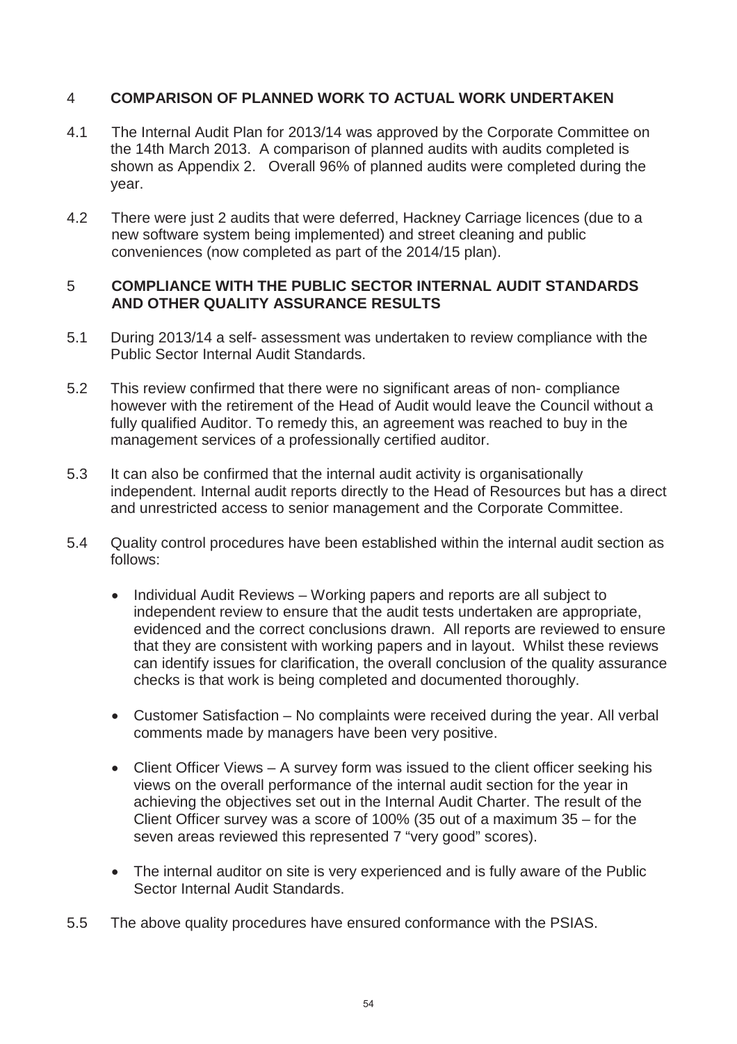## 4 COMPARISON OF PLANNED WORK TO ACTUAL WORK UNDERTAKEN

4.1 The Internal Audit Plan for 2013/14 was approved by the Corporate Committee on the 14th March 2013. A comparison of planned audits with audits completed is shown as Appendix 2. Overall 96% of planned audits were completed during the year.

4.2 There were just 2 audits that were deferred, Hackney Carriage licences (due to a new software system being implemented) and street cleaning and public conveniences (now completed as part of the 2014/15 plan).

## 5 COMPLIANCE WITH THE PUBLIC SECTOR INTERNAL AUDIT STANDARDS AND OTHER QUALITY ASSURANCE RESULTS

5.1 During 2013/14 a self- assessment was undertaken to review compliance with the Public Sector Internal Audit Standards.

5.2 This review confirmed that there were no significant areas of non- compliance however with the retirement of the Head of Audit would leave the Council without a fully qualified Auditor. To remedy this, an agreement was reached to buy in the management services of a professionally certified auditor.

5.3 It can also be confirmed that the internal audit activity is organisationally independent. Internal audit reports directly to the Head of Resources but has a direct and unrestricted access to senior management and the Corporate Committee.

5.4 Quality control procedures have been established within the internal audit section as follows:

- Individual Audit Reviews – Working papers and reports are all subject to independent review to ensure that the audit tests undertaken are appropriate, evidenced and the correct conclusions drawn. All reports are reviewed to ensure that they are consistent with working papers and in layout. Whilst these reviews can identify issues for clarification, the overall conclusion of the quality assurance checks is that work is being completed and documented thoroughly.

- Customer Satisfaction – No complaints were received during the year. All verbal comments made by managers have been very positive.

- Client Officer Views – A survey form was issued to the client officer seeking his views on the overall performance of the internal audit section for the year in achieving the objectives set out in the Internal Audit Charter. The result of the Client Officer survey was a score of 100% (35 out of a maximum 35 – for the seven areas reviewed this represented 7 "very good" scores).

- The internal auditor on site is very experienced and is fully aware of the Public Sector Internal Audit Standards.

5.5 The above quality procedures have ensured conformance with the PSIAS.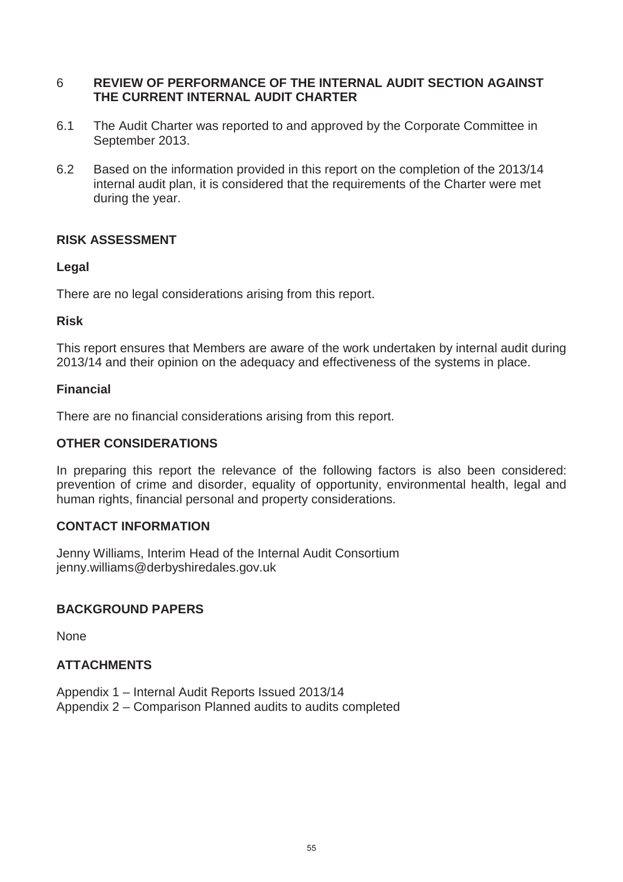## 6 REVIEW OF PERFORMANCE OF THE INTERNAL AUDIT SECTION AGAINST THE CURRENT INTERNAL AUDIT CHARTER

6.1 The Audit Charter was reported to and approved by the Corporate Committee in September 2013.

6.2 Based on the information provided in this report on the completion of the 2013/14 internal audit plan, it is considered that the requirements of the Charter were met during the year.

## RISK ASSESSMENT

### Legal

There are no legal considerations arising from this report.

### Risk

This report ensures that Members are aware of the work undertaken by internal audit during 2013/14 and their opinion on the adequacy and effectiveness of the systems in place.

### Financial

There are no financial considerations arising from this report.

## OTHER CONSIDERATIONS

In preparing this report the relevance of the following factors is also been considered: prevention of crime and disorder, equality of opportunity, environmental health, legal and human rights, financial personal and property considerations.

## CONTACT INFORMATION

Jenny Williams, Interim Head of the Internal Audit Consortium
jenny.williams@derbyshiredales.gov.uk

## BACKGROUND PAPERS

None

## ATTACHMENTS

Appendix 1 – Internal Audit Reports Issued 2013/14
Appendix 2 – Comparison Planned audits to audits completed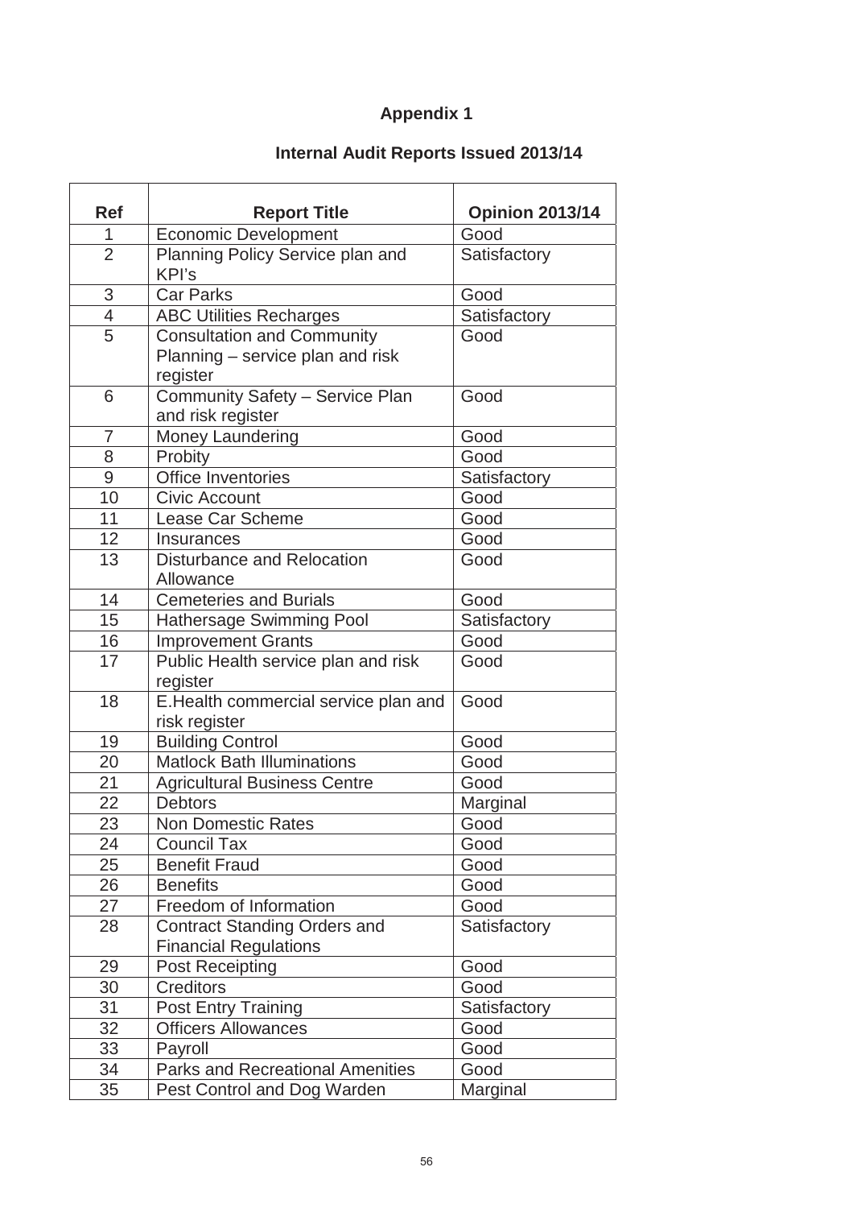**Appendix 1**

**Internal Audit Reports Issued 2013/14**

| Ref | Report Title | Opinion 2013/14 |
|---|---|---|
| 1 | Economic Development | Good |
| 2 | Planning Policy Service plan and KPI's | Satisfactory |
| 3 | Car Parks | Good |
| 4 | ABC Utilities Recharges | Satisfactory |
| 5 | Consultation and Community Planning – service plan and risk register | Good |
| 6 | Community Safety – Service Plan and risk register | Good |
| 7 | Money Laundering | Good |
| 8 | Probity | Good |
| 9 | Office Inventories | Satisfactory |
| 10 | Civic Account | Good |
| 11 | Lease Car Scheme | Good |
| 12 | Insurances | Good |
| 13 | Disturbance and Relocation Allowance | Good |
| 14 | Cemeteries and Burials | Good |
| 15 | Hathersage Swimming Pool | Satisfactory |
| 16 | Improvement Grants | Good |
| 17 | Public Health service plan and risk register | Good |
| 18 | E.Health commercial service plan and risk register | Good |
| 19 | Building Control | Good |
| 20 | Matlock Bath Illuminations | Good |
| 21 | Agricultural Business Centre | Good |
| 22 | Debtors | Marginal |
| 23 | Non Domestic Rates | Good |
| 24 | Council Tax | Good |
| 25 | Benefit Fraud | Good |
| 26 | Benefits | Good |
| 27 | Freedom of Information | Good |
| 28 | Contract Standing Orders and Financial Regulations | Satisfactory |
| 29 | Post Receipting | Good |
| 30 | Creditors | Good |
| 31 | Post Entry Training | Satisfactory |
| 32 | Officers Allowances | Good |
| 33 | Payroll | Good |
| 34 | Parks and Recreational Amenities | Good |
| 35 | Pest Control and Dog Warden | Marginal |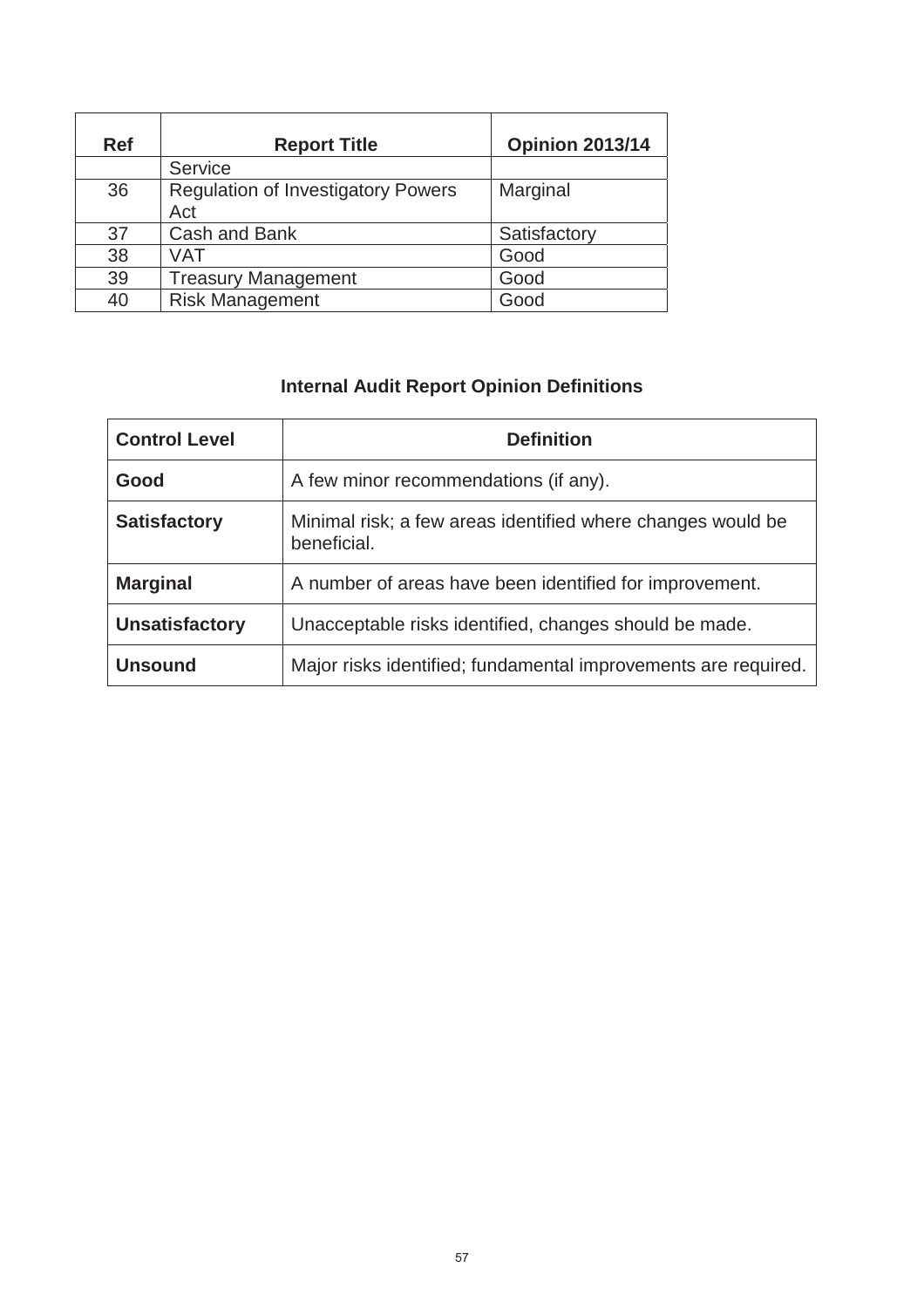| Ref | Report Title | Opinion 2013/14 |
|---|---|---|
| | Service | |
| 36 | Regulation of Investigatory Powers Act | Marginal |
| 37 | Cash and Bank | Satisfactory |
| 38 | VAT | Good |
| 39 | Treasury Management | Good |
| 40 | Risk Management | Good |

### Internal Audit Report Opinion Definitions

| Control Level | Definition |
|---|---|
| **Good** | A few minor recommendations (if any). |
| **Satisfactory** | Minimal risk; a few areas identified where changes would be beneficial. |
| **Marginal** | A number of areas have been identified for improvement. |
| **Unsatisfactory** | Unacceptable risks identified, changes should be made. |
| **Unsound** | Major risks identified; fundamental improvements are required. |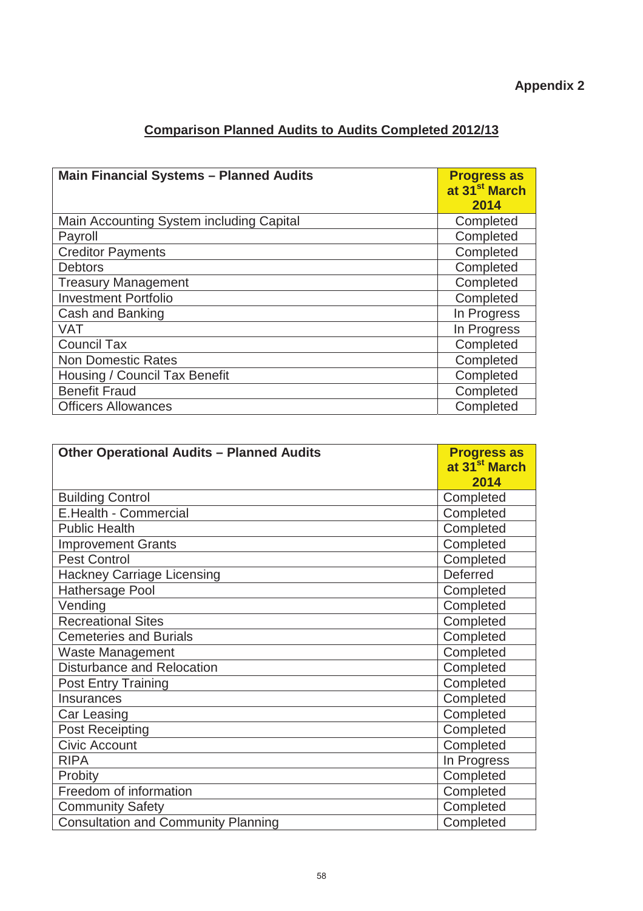Appendix 2

## Comparison Planned Audits to Audits Completed 2012/13

| Main Financial Systems – Planned Audits | Progress as at 31st March 2014 |
|---|---|
| Main Accounting System including Capital | Completed |
| Payroll | Completed |
| Creditor Payments | Completed |
| Debtors | Completed |
| Treasury Management | Completed |
| Investment Portfolio | Completed |
| Cash and Banking | In Progress |
| VAT | In Progress |
| Council Tax | Completed |
| Non Domestic Rates | Completed |
| Housing / Council Tax Benefit | Completed |
| Benefit Fraud | Completed |
| Officers Allowances | Completed |

| Other Operational Audits – Planned Audits | Progress as at 31st March 2014 |
|---|---|
| Building Control | Completed |
| E.Health - Commercial | Completed |
| Public Health | Completed |
| Improvement Grants | Completed |
| Pest Control | Completed |
| Hackney Carriage Licensing | Deferred |
| Hathersage Pool | Completed |
| Vending | Completed |
| Recreational Sites | Completed |
| Cemeteries and Burials | Completed |
| Waste Management | Completed |
| Disturbance and Relocation | Completed |
| Post Entry Training | Completed |
| Insurances | Completed |
| Car Leasing | Completed |
| Post Receipting | Completed |
| Civic Account | Completed |
| RIPA | In Progress |
| Probity | Completed |
| Freedom of information | Completed |
| Community Safety | Completed |
| Consultation and Community Planning | Completed |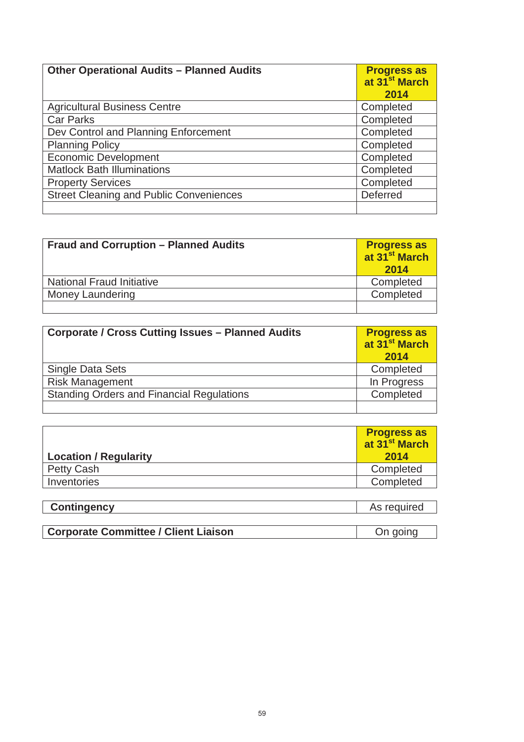| Other Operational Audits – Planned Audits | Progress as at 31st March 2014 |
|---|---|
| Agricultural Business Centre | Completed |
| Car Parks | Completed |
| Dev Control and Planning Enforcement | Completed |
| Planning Policy | Completed |
| Economic Development | Completed |
| Matlock Bath Illuminations | Completed |
| Property Services | Completed |
| Street Cleaning and Public Conveniences | Deferred |
| | |

| Fraud and Corruption – Planned Audits | Progress as at 31st March 2014 |
|---|---|
| National Fraud Initiative | Completed |
| Money Laundering | Completed |
| | |

| Corporate / Cross Cutting Issues – Planned Audits | Progress as at 31st March 2014 |
|---|---|
| Single Data Sets | Completed |
| Risk Management | In Progress |
| Standing Orders and Financial Regulations | Completed |
| | |

| Location / Regularity | Progress as at 31st March 2014 |
|---|---|
| Petty Cash | Completed |
| Inventories | Completed |

| Contingency | As required |
|---|---|

| Corporate Committee / Client Liaison | On going |
|---|---|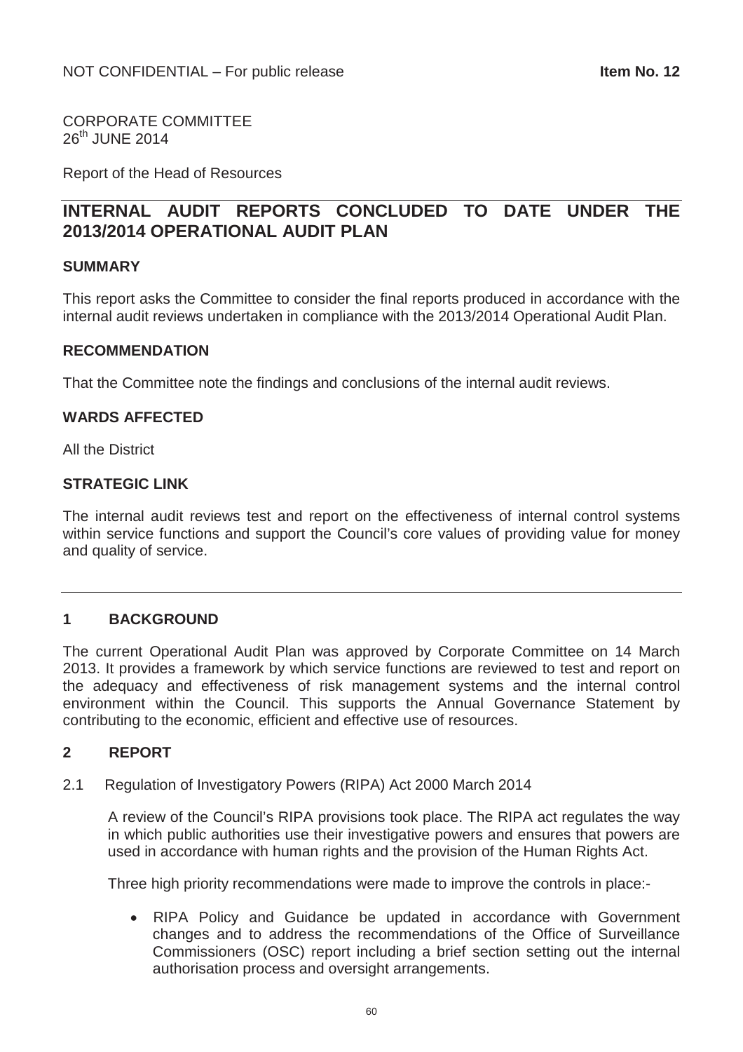NOT CONFIDENTIAL – For public release **Item No. 12**

CORPORATE COMMITTEE
26th JUNE 2014

Report of the Head of Resources

# INTERNAL AUDIT REPORTS CONCLUDED TO DATE UNDER THE 2013/2014 OPERATIONAL AUDIT PLAN

### SUMMARY

This report asks the Committee to consider the final reports produced in accordance with the internal audit reviews undertaken in compliance with the 2013/2014 Operational Audit Plan.

### RECOMMENDATION

That the Committee note the findings and conclusions of the internal audit reviews.

### WARDS AFFECTED

All the District

### STRATEGIC LINK

The internal audit reviews test and report on the effectiveness of internal control systems within service functions and support the Council's core values of providing value for money and quality of service.

---

## 1 BACKGROUND

The current Operational Audit Plan was approved by Corporate Committee on 14 March 2013. It provides a framework by which service functions are reviewed to test and report on the adequacy and effectiveness of risk management systems and the internal control environment within the Council. This supports the Annual Governance Statement by contributing to the economic, efficient and effective use of resources.

## 2 REPORT

2.1 Regulation of Investigatory Powers (RIPA) Act 2000 March 2014

A review of the Council's RIPA provisions took place. The RIPA act regulates the way in which public authorities use their investigative powers and ensures that powers are used in accordance with human rights and the provision of the Human Rights Act.

Three high priority recommendations were made to improve the controls in place:-

- RIPA Policy and Guidance be updated in accordance with Government changes and to address the recommendations of the Office of Surveillance Commissioners (OSC) report including a brief section setting out the internal authorisation process and oversight arrangements.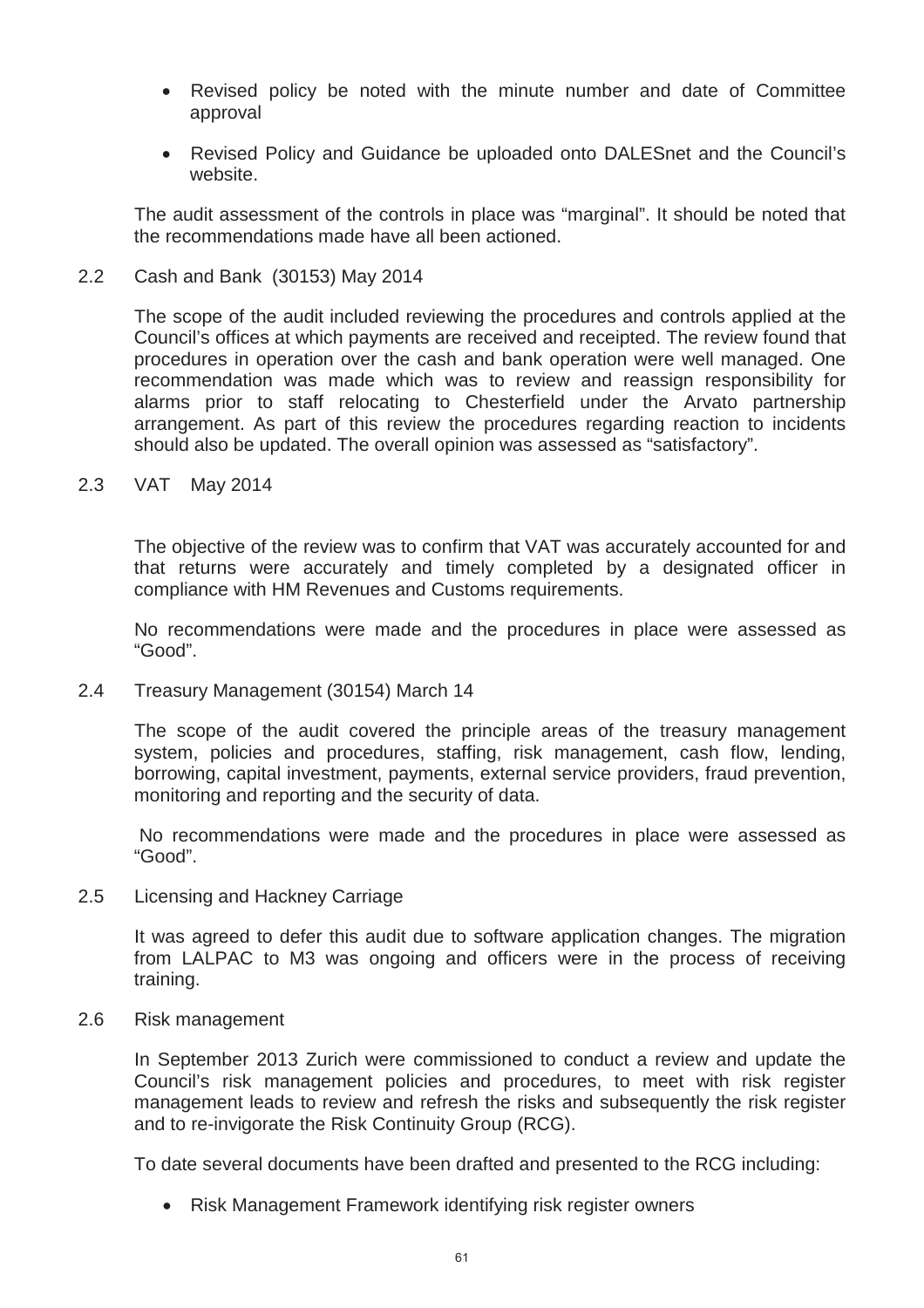- Revised policy be noted with the minute number and date of Committee approval
- Revised Policy and Guidance be uploaded onto DALESnet and the Council's website.

The audit assessment of the controls in place was "marginal". It should be noted that the recommendations made have all been actioned.

2.2 Cash and Bank (30153) May 2014

The scope of the audit included reviewing the procedures and controls applied at the Council's offices at which payments are received and receipted. The review found that procedures in operation over the cash and bank operation were well managed. One recommendation was made which was to review and reassign responsibility for alarms prior to staff relocating to Chesterfield under the Arvato partnership arrangement. As part of this review the procedures regarding reaction to incidents should also be updated. The overall opinion was assessed as "satisfactory".

2.3 VAT May 2014

The objective of the review was to confirm that VAT was accurately accounted for and that returns were accurately and timely completed by a designated officer in compliance with HM Revenues and Customs requirements.

No recommendations were made and the procedures in place were assessed as "Good".

2.4 Treasury Management (30154) March 14

The scope of the audit covered the principle areas of the treasury management system, policies and procedures, staffing, risk management, cash flow, lending, borrowing, capital investment, payments, external service providers, fraud prevention, monitoring and reporting and the security of data.

No recommendations were made and the procedures in place were assessed as "Good".

2.5 Licensing and Hackney Carriage

It was agreed to defer this audit due to software application changes. The migration from LALPAC to M3 was ongoing and officers were in the process of receiving training.

2.6 Risk management

In September 2013 Zurich were commissioned to conduct a review and update the Council's risk management policies and procedures, to meet with risk register management leads to review and refresh the risks and subsequently the risk register and to re-invigorate the Risk Continuity Group (RCG).

To date several documents have been drafted and presented to the RCG including:

- Risk Management Framework identifying risk register owners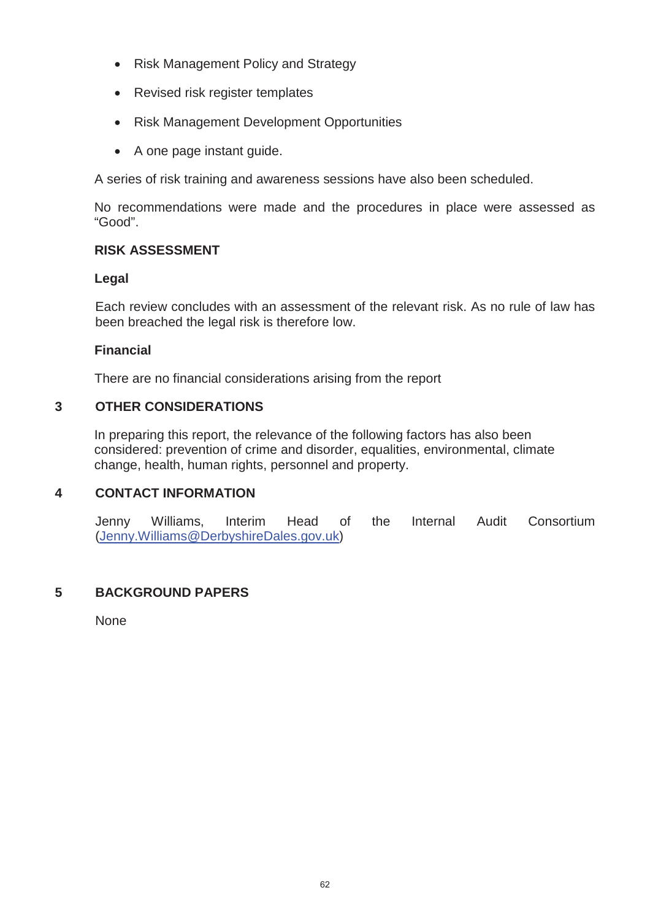- Risk Management Policy and Strategy
- Revised risk register templates
- Risk Management Development Opportunities
- A one page instant guide.

A series of risk training and awareness sessions have also been scheduled.

No recommendations were made and the procedures in place were assessed as "Good".

**RISK ASSESSMENT**

**Legal**

Each review concludes with an assessment of the relevant risk. As no rule of law has been breached the legal risk is therefore low.

**Financial**

There are no financial considerations arising from the report

## 3 OTHER CONSIDERATIONS

In preparing this report, the relevance of the following factors has also been considered: prevention of crime and disorder, equalities, environmental, climate change, health, human rights, personnel and property.

## 4 CONTACT INFORMATION

Jenny Williams, Interim Head of the Internal Audit Consortium (Jenny.Williams@DerbyshireDales.gov.uk)

## 5 BACKGROUND PAPERS

None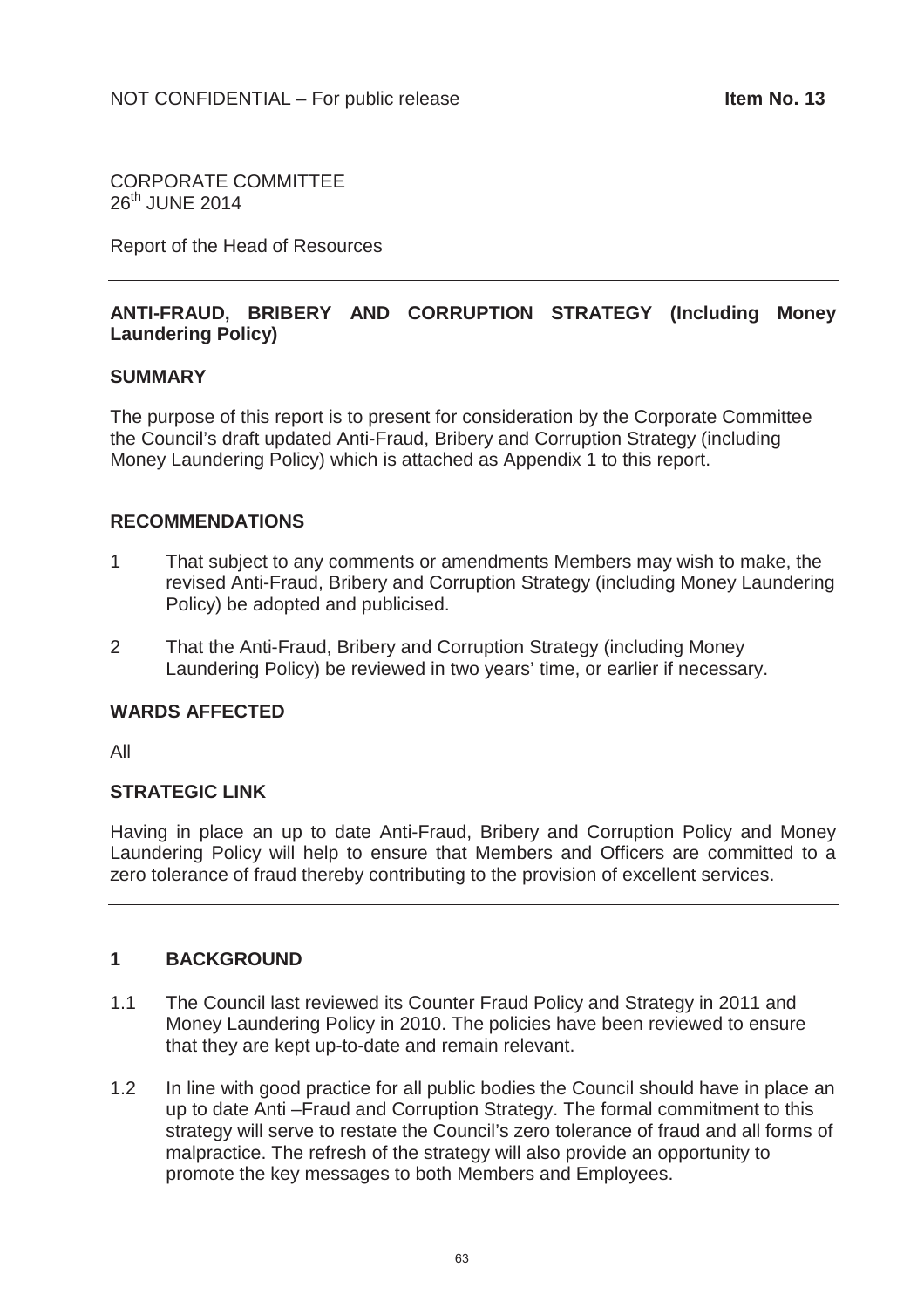NOT CONFIDENTIAL – For public release **Item No. 13**

CORPORATE COMMITTEE
26th JUNE 2014

Report of the Head of Resources

---

**ANTI-FRAUD, BRIBERY AND CORRUPTION STRATEGY (Including Money Laundering Policy)**

**SUMMARY**

The purpose of this report is to present for consideration by the Corporate Committee the Council's draft updated Anti-Fraud, Bribery and Corruption Strategy (including Money Laundering Policy) which is attached as Appendix 1 to this report.

**RECOMMENDATIONS**

1 That subject to any comments or amendments Members may wish to make, the revised Anti-Fraud, Bribery and Corruption Strategy (including Money Laundering Policy) be adopted and publicised.

2 That the Anti-Fraud, Bribery and Corruption Strategy (including Money Laundering Policy) be reviewed in two years' time, or earlier if necessary.

**WARDS AFFECTED**

All

**STRATEGIC LINK**

Having in place an up to date Anti-Fraud, Bribery and Corruption Policy and Money Laundering Policy will help to ensure that Members and Officers are committed to a zero tolerance of fraud thereby contributing to the provision of excellent services.

---

## 1 BACKGROUND

1.1 The Council last reviewed its Counter Fraud Policy and Strategy in 2011 and Money Laundering Policy in 2010. The policies have been reviewed to ensure that they are kept up-to-date and remain relevant.

1.2 In line with good practice for all public bodies the Council should have in place an up to date Anti –Fraud and Corruption Strategy. The formal commitment to this strategy will serve to restate the Council's zero tolerance of fraud and all forms of malpractice. The refresh of the strategy will also provide an opportunity to promote the key messages to both Members and Employees.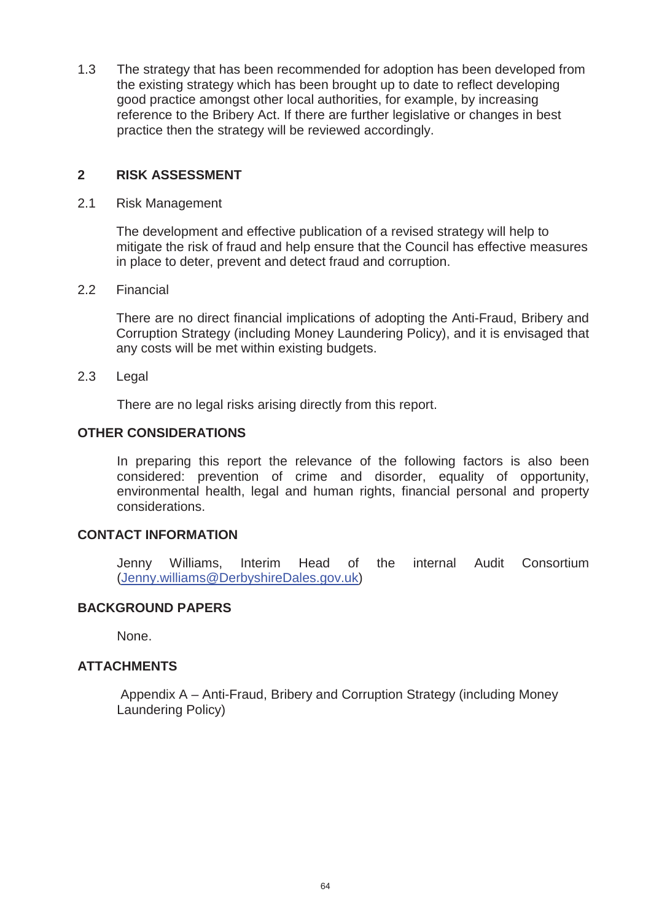1.3 The strategy that has been recommended for adoption has been developed from the existing strategy which has been brought up to date to reflect developing good practice amongst other local authorities, for example, by increasing reference to the Bribery Act. If there are further legislative or changes in best practice then the strategy will be reviewed accordingly.

## 2 RISK ASSESSMENT

2.1 Risk Management

The development and effective publication of a revised strategy will help to mitigate the risk of fraud and help ensure that the Council has effective measures in place to deter, prevent and detect fraud and corruption.

2.2 Financial

There are no direct financial implications of adopting the Anti-Fraud, Bribery and Corruption Strategy (including Money Laundering Policy), and it is envisaged that any costs will be met within existing budgets.

2.3 Legal

There are no legal risks arising directly from this report.

## OTHER CONSIDERATIONS

In preparing this report the relevance of the following factors is also been considered: prevention of crime and disorder, equality of opportunity, environmental health, legal and human rights, financial personal and property considerations.

## CONTACT INFORMATION

Jenny Williams, Interim Head of the internal Audit Consortium (Jenny.williams@DerbyshireDales.gov.uk)

## BACKGROUND PAPERS

None.

## ATTACHMENTS

Appendix A – Anti-Fraud, Bribery and Corruption Strategy (including Money Laundering Policy)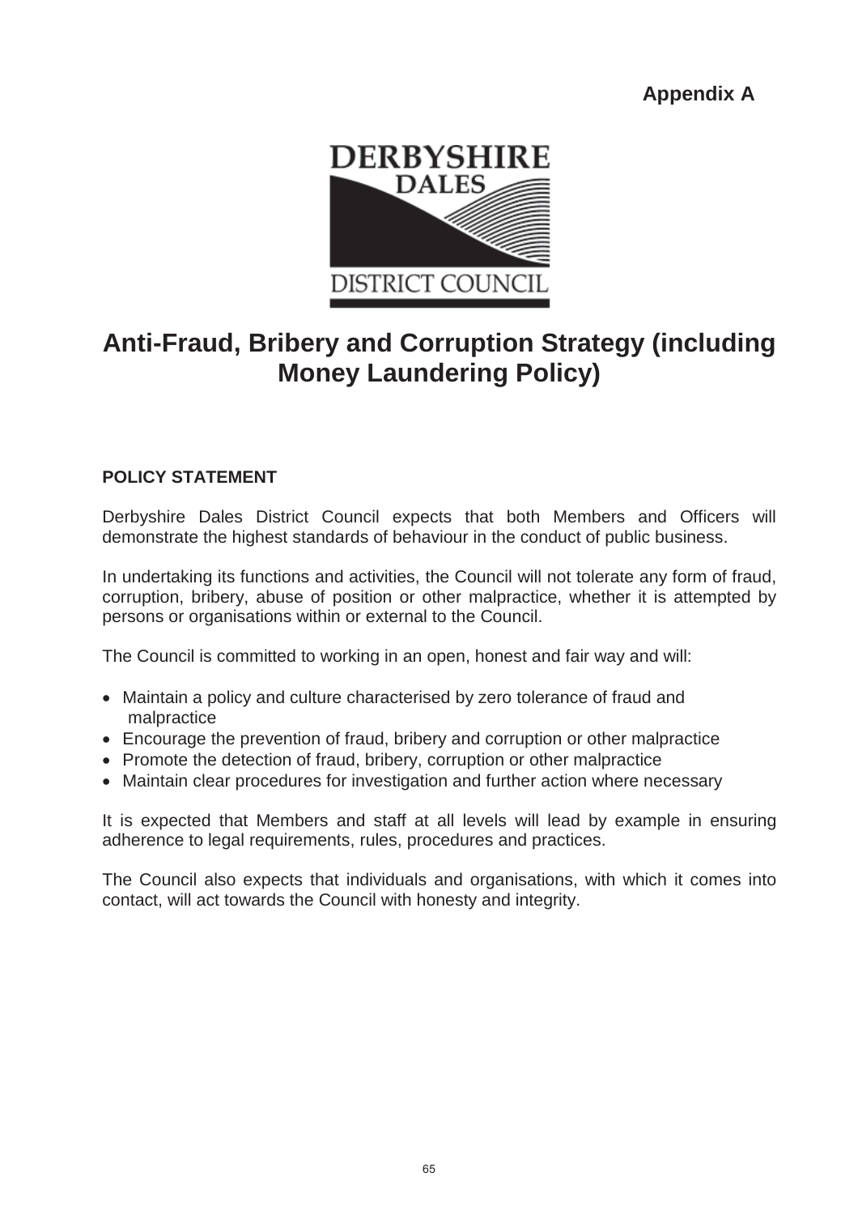**Appendix A**

DERBYSHIRE DALES DISTRICT COUNCIL

# Anti-Fraud, Bribery and Corruption Strategy (including Money Laundering Policy)

## POLICY STATEMENT

Derbyshire Dales District Council expects that both Members and Officers will demonstrate the highest standards of behaviour in the conduct of public business.

In undertaking its functions and activities, the Council will not tolerate any form of fraud, corruption, bribery, abuse of position or other malpractice, whether it is attempted by persons or organisations within or external to the Council.

The Council is committed to working in an open, honest and fair way and will:

- Maintain a policy and culture characterised by zero tolerance of fraud and malpractice
- Encourage the prevention of fraud, bribery and corruption or other malpractice
- Promote the detection of fraud, bribery, corruption or other malpractice
- Maintain clear procedures for investigation and further action where necessary

It is expected that Members and staff at all levels will lead by example in ensuring adherence to legal requirements, rules, procedures and practices.

The Council also expects that individuals and organisations, with which it comes into contact, will act towards the Council with honesty and integrity.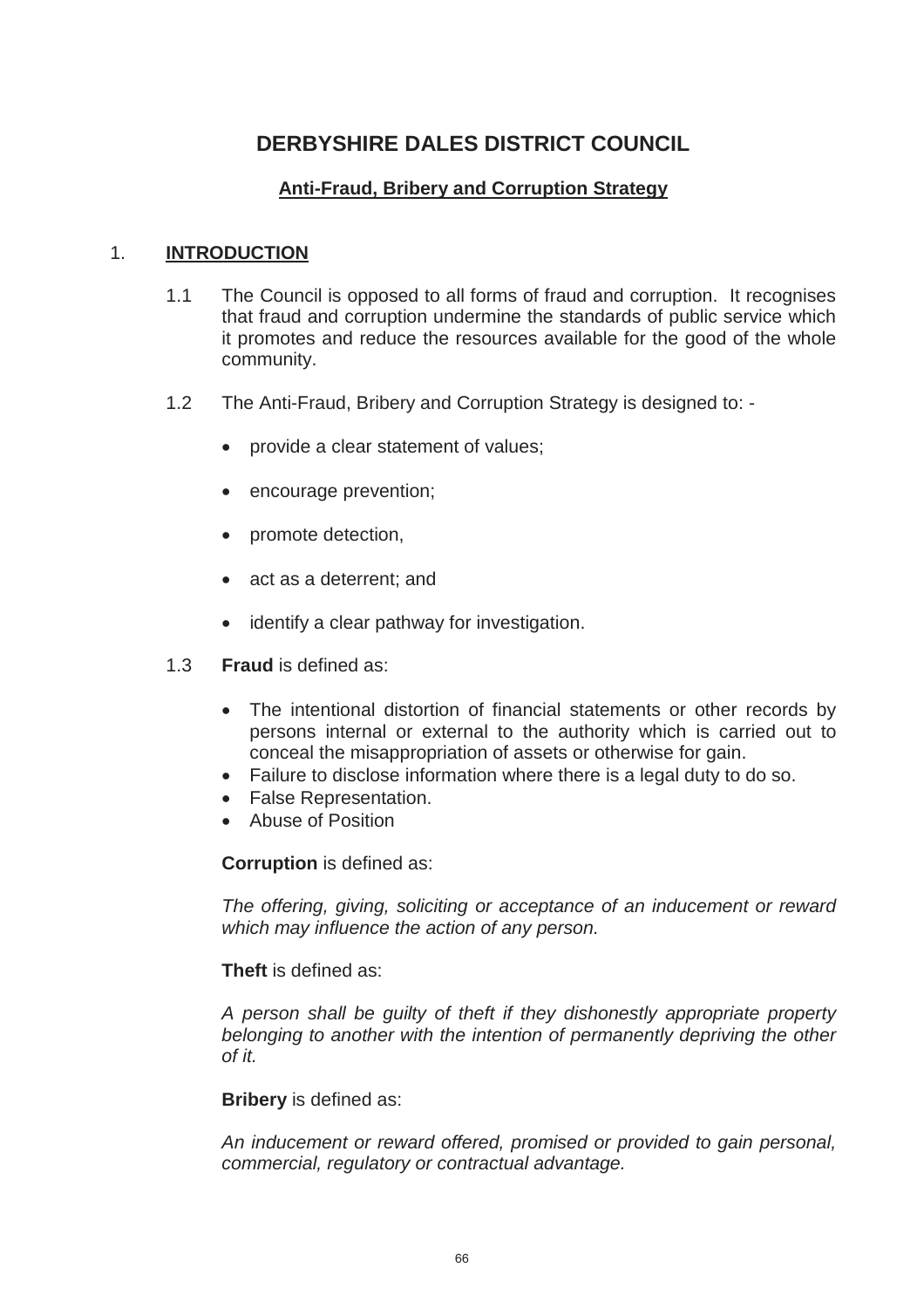# DERBYSHIRE DALES DISTRICT COUNCIL

## Anti-Fraud, Bribery and Corruption Strategy

### 1. INTRODUCTION

1.1 The Council is opposed to all forms of fraud and corruption. It recognises that fraud and corruption undermine the standards of public service which it promotes and reduce the resources available for the good of the whole community.

1.2 The Anti-Fraud, Bribery and Corruption Strategy is designed to: -

- provide a clear statement of values;
- encourage prevention;
- promote detection,
- act as a deterrent; and
- identify a clear pathway for investigation.

1.3 **Fraud** is defined as:

- The intentional distortion of financial statements or other records by persons internal or external to the authority which is carried out to conceal the misappropriation of assets or otherwise for gain.
- Failure to disclose information where there is a legal duty to do so.
- False Representation.
- Abuse of Position

**Corruption** is defined as:

*The offering, giving, soliciting or acceptance of an inducement or reward which may influence the action of any person.*

**Theft** is defined as:

*A person shall be guilty of theft if they dishonestly appropriate property belonging to another with the intention of permanently depriving the other of it.*

**Bribery** is defined as:

*An inducement or reward offered, promised or provided to gain personal, commercial, regulatory or contractual advantage.*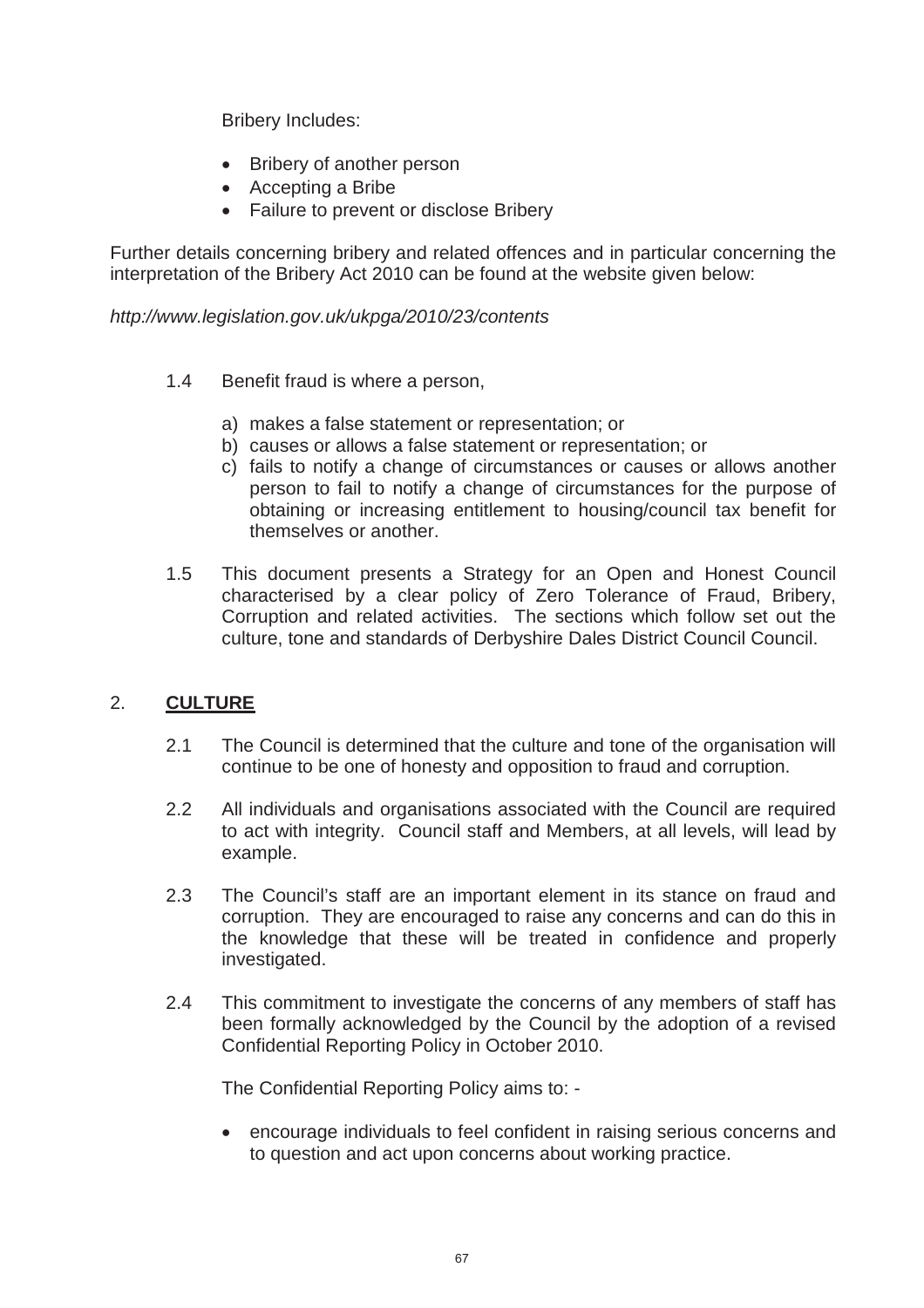Bribery Includes:

- Bribery of another person
- Accepting a Bribe
- Failure to prevent or disclose Bribery

Further details concerning bribery and related offences and in particular concerning the interpretation of the Bribery Act 2010 can be found at the website given below:

*http://www.legislation.gov.uk/ukpga/2010/23/contents*

1.4 Benefit fraud is where a person,

a) makes a false statement or representation; or
b) causes or allows a false statement or representation; or
c) fails to notify a change of circumstances or causes or allows another person to fail to notify a change of circumstances for the purpose of obtaining or increasing entitlement to housing/council tax benefit for themselves or another.

1.5 This document presents a Strategy for an Open and Honest Council characterised by a clear policy of Zero Tolerance of Fraud, Bribery, Corruption and related activities. The sections which follow set out the culture, tone and standards of Derbyshire Dales District Council Council.

## 2. **CULTURE**

2.1 The Council is determined that the culture and tone of the organisation will continue to be one of honesty and opposition to fraud and corruption.

2.2 All individuals and organisations associated with the Council are required to act with integrity. Council staff and Members, at all levels, will lead by example.

2.3 The Council's staff are an important element in its stance on fraud and corruption. They are encouraged to raise any concerns and can do this in the knowledge that these will be treated in confidence and properly investigated.

2.4 This commitment to investigate the concerns of any members of staff has been formally acknowledged by the Council by the adoption of a revised Confidential Reporting Policy in October 2010.

The Confidential Reporting Policy aims to: -

- encourage individuals to feel confident in raising serious concerns and to question and act upon concerns about working practice.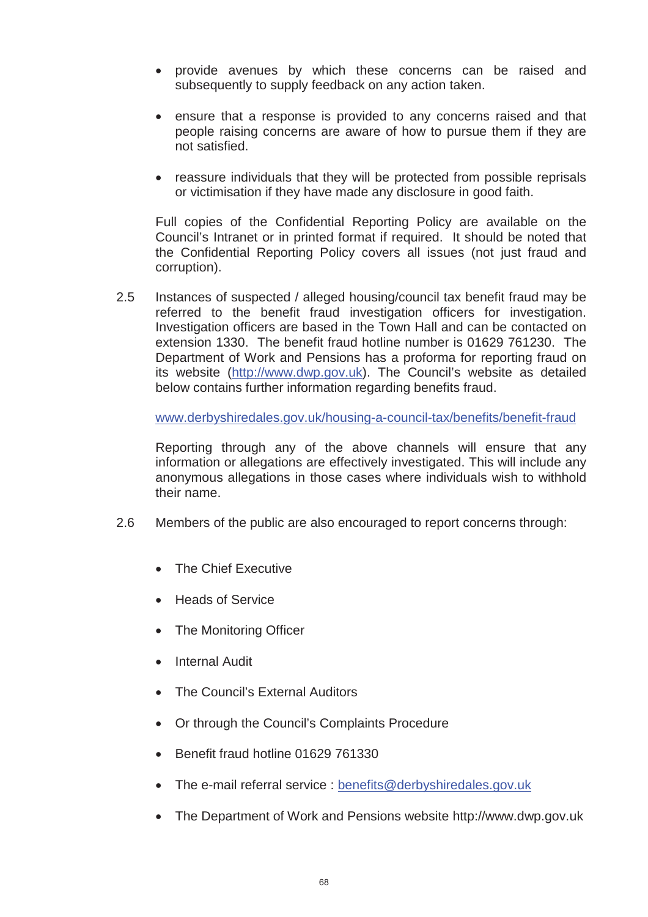- provide avenues by which these concerns can be raised and subsequently to supply feedback on any action taken.

- ensure that a response is provided to any concerns raised and that people raising concerns are aware of how to pursue them if they are not satisfied.

- reassure individuals that they will be protected from possible reprisals or victimisation if they have made any disclosure in good faith.

Full copies of the Confidential Reporting Policy are available on the Council's Intranet or in printed format if required. It should be noted that the Confidential Reporting Policy covers all issues (not just fraud and corruption).

2.5 Instances of suspected / alleged housing/council tax benefit fraud may be referred to the benefit fraud investigation officers for investigation. Investigation officers are based in the Town Hall and can be contacted on extension 1330. The benefit fraud hotline number is 01629 761230. The Department of Work and Pensions has a proforma for reporting fraud on its website (http://www.dwp.gov.uk). The Council's website as detailed below contains further information regarding benefits fraud.

www.derbyshiredales.gov.uk/housing-a-council-tax/benefits/benefit-fraud

Reporting through any of the above channels will ensure that any information or allegations are effectively investigated. This will include any anonymous allegations in those cases where individuals wish to withhold their name.

2.6 Members of the public are also encouraged to report concerns through:

- The Chief Executive
- Heads of Service
- The Monitoring Officer
- Internal Audit
- The Council's External Auditors
- Or through the Council's Complaints Procedure
- Benefit fraud hotline 01629 761330
- The e-mail referral service : benefits@derbyshiredales.gov.uk
- The Department of Work and Pensions website http://www.dwp.gov.uk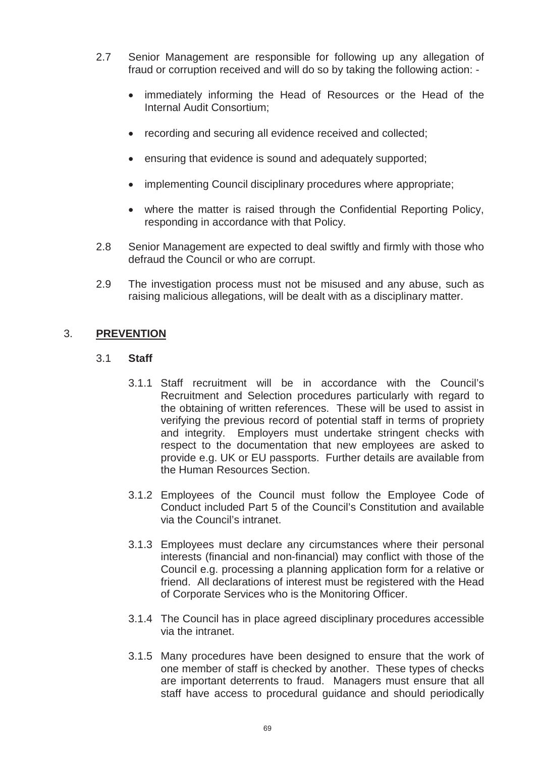2.7 Senior Management are responsible for following up any allegation of fraud or corruption received and will do so by taking the following action: -

- immediately informing the Head of Resources or the Head of the Internal Audit Consortium;
- recording and securing all evidence received and collected;
- ensuring that evidence is sound and adequately supported;
- implementing Council disciplinary procedures where appropriate;
- where the matter is raised through the Confidential Reporting Policy, responding in accordance with that Policy.

2.8 Senior Management are expected to deal swiftly and firmly with those who defraud the Council or who are corrupt.

2.9 The investigation process must not be misused and any abuse, such as raising malicious allegations, will be dealt with as a disciplinary matter.

## 3. PREVENTION

### 3.1 Staff

3.1.1 Staff recruitment will be in accordance with the Council's Recruitment and Selection procedures particularly with regard to the obtaining of written references. These will be used to assist in verifying the previous record of potential staff in terms of propriety and integrity. Employers must undertake stringent checks with respect to the documentation that new employees are asked to provide e.g. UK or EU passports. Further details are available from the Human Resources Section.

3.1.2 Employees of the Council must follow the Employee Code of Conduct included Part 5 of the Council's Constitution and available via the Council's intranet.

3.1.3 Employees must declare any circumstances where their personal interests (financial and non-financial) may conflict with those of the Council e.g. processing a planning application form for a relative or friend. All declarations of interest must be registered with the Head of Corporate Services who is the Monitoring Officer.

3.1.4 The Council has in place agreed disciplinary procedures accessible via the intranet.

3.1.5 Many procedures have been designed to ensure that the work of one member of staff is checked by another. These types of checks are important deterrents to fraud. Managers must ensure that all staff have access to procedural guidance and should periodically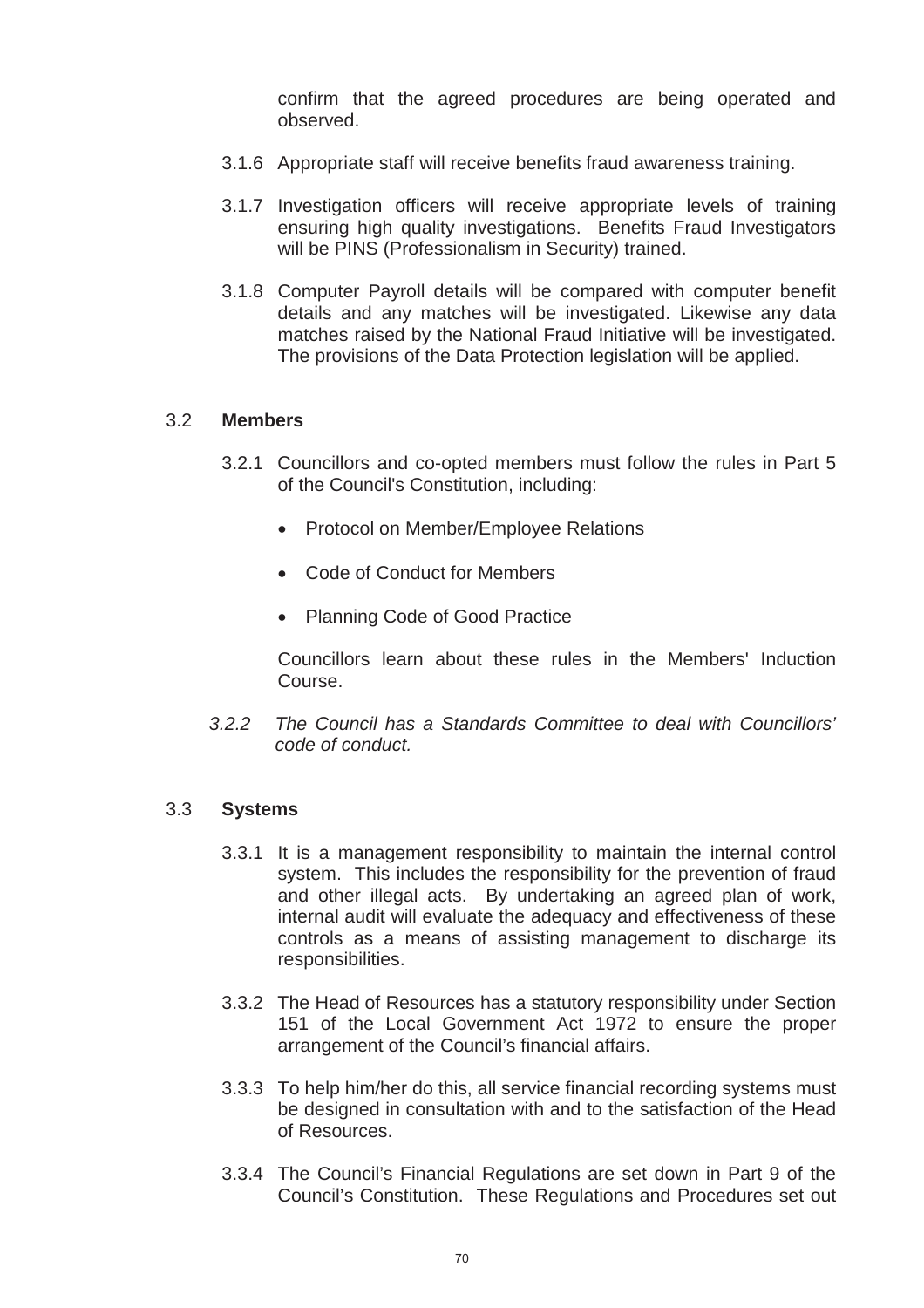confirm that the agreed procedures are being operated and observed.

3.1.6 Appropriate staff will receive benefits fraud awareness training.

3.1.7 Investigation officers will receive appropriate levels of training ensuring high quality investigations. Benefits Fraud Investigators will be PINS (Professionalism in Security) trained.

3.1.8 Computer Payroll details will be compared with computer benefit details and any matches will be investigated. Likewise any data matches raised by the National Fraud Initiative will be investigated. The provisions of the Data Protection legislation will be applied.

## 3.2 **Members**

3.2.1 Councillors and co-opted members must follow the rules in Part 5 of the Council's Constitution, including:

- Protocol on Member/Employee Relations
- Code of Conduct for Members
- Planning Code of Good Practice

Councillors learn about these rules in the Members' Induction Course.

*3.2.2 The Council has a Standards Committee to deal with Councillors' code of conduct.*

## 3.3 **Systems**

3.3.1 It is a management responsibility to maintain the internal control system. This includes the responsibility for the prevention of fraud and other illegal acts. By undertaking an agreed plan of work, internal audit will evaluate the adequacy and effectiveness of these controls as a means of assisting management to discharge its responsibilities.

3.3.2 The Head of Resources has a statutory responsibility under Section 151 of the Local Government Act 1972 to ensure the proper arrangement of the Council's financial affairs.

3.3.3 To help him/her do this, all service financial recording systems must be designed in consultation with and to the satisfaction of the Head of Resources.

3.3.4 The Council's Financial Regulations are set down in Part 9 of the Council's Constitution. These Regulations and Procedures set out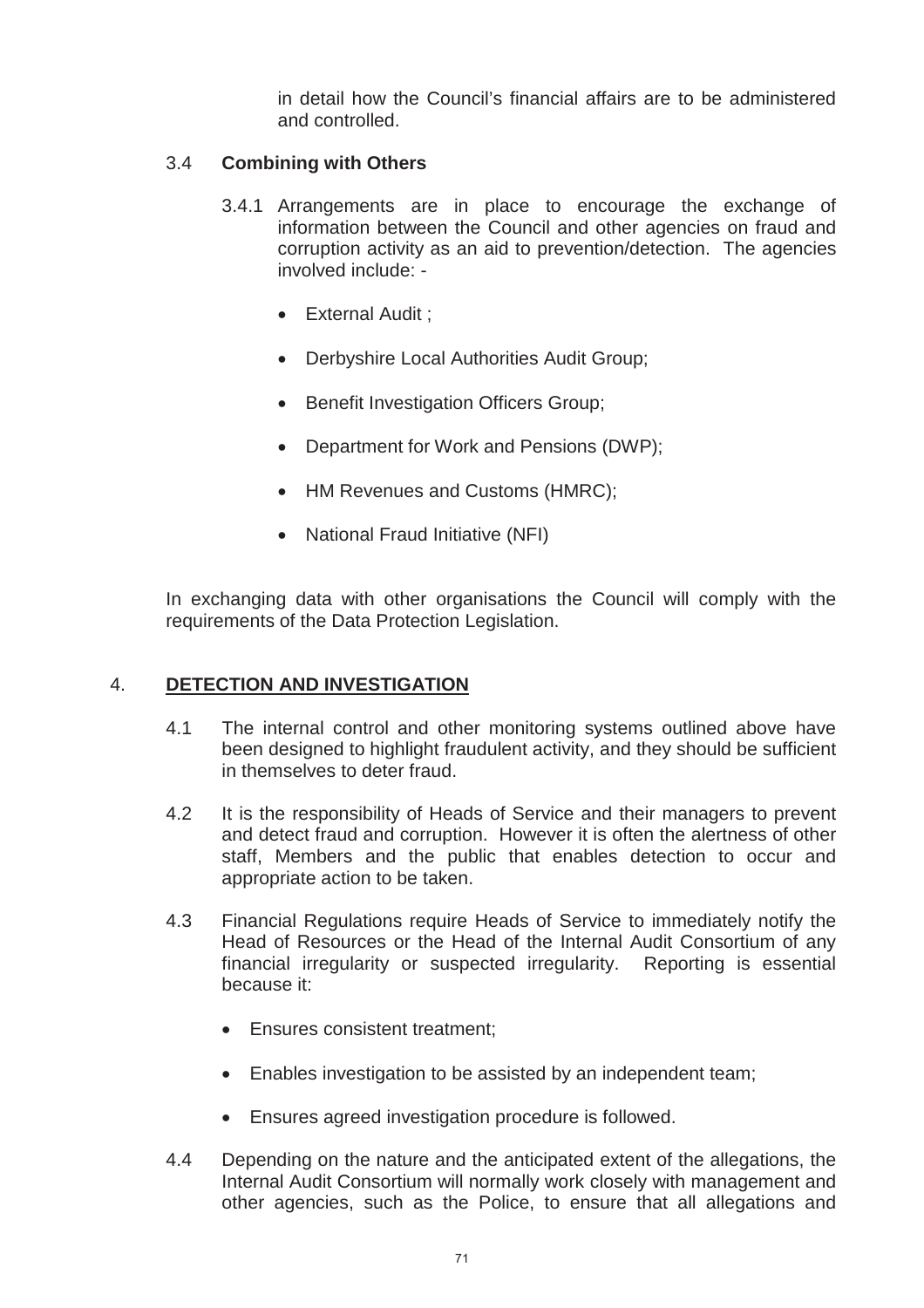in detail how the Council's financial affairs are to be administered and controlled.

### 3.4 Combining with Others

3.4.1 Arrangements are in place to encourage the exchange of information between the Council and other agencies on fraud and corruption activity as an aid to prevention/detection. The agencies involved include: -

- External Audit ;
- Derbyshire Local Authorities Audit Group;
- Benefit Investigation Officers Group;
- Department for Work and Pensions (DWP);
- HM Revenues and Customs (HMRC);
- National Fraud Initiative (NFI)

In exchanging data with other organisations the Council will comply with the requirements of the Data Protection Legislation.

## 4. DETECTION AND INVESTIGATION

4.1 The internal control and other monitoring systems outlined above have been designed to highlight fraudulent activity, and they should be sufficient in themselves to deter fraud.

4.2 It is the responsibility of Heads of Service and their managers to prevent and detect fraud and corruption. However it is often the alertness of other staff, Members and the public that enables detection to occur and appropriate action to be taken.

4.3 Financial Regulations require Heads of Service to immediately notify the Head of Resources or the Head of the Internal Audit Consortium of any financial irregularity or suspected irregularity. Reporting is essential because it:

- Ensures consistent treatment;
- Enables investigation to be assisted by an independent team;
- Ensures agreed investigation procedure is followed.

4.4 Depending on the nature and the anticipated extent of the allegations, the Internal Audit Consortium will normally work closely with management and other agencies, such as the Police, to ensure that all allegations and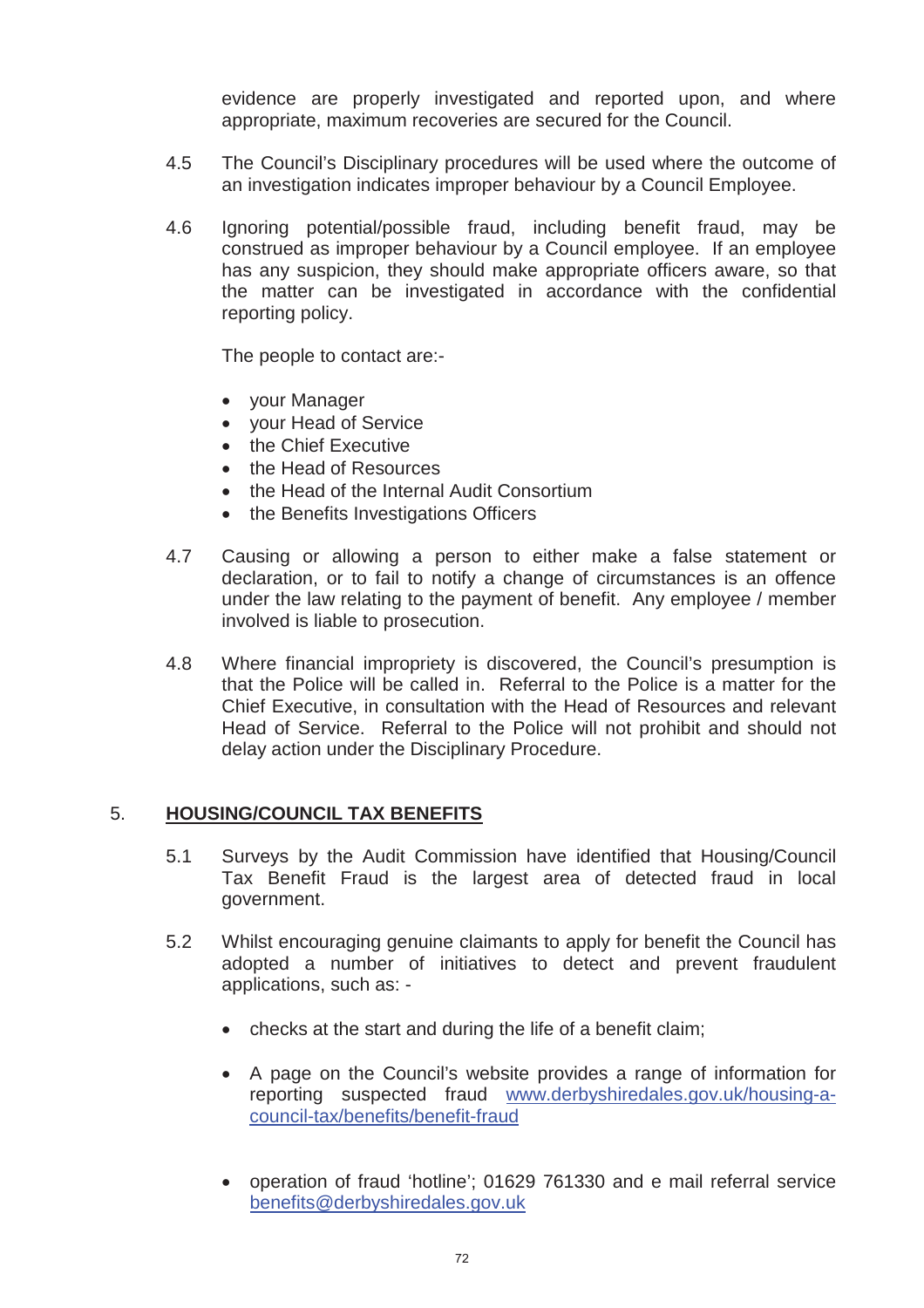evidence are properly investigated and reported upon, and where appropriate, maximum recoveries are secured for the Council.

4.5 The Council's Disciplinary procedures will be used where the outcome of an investigation indicates improper behaviour by a Council Employee.

4.6 Ignoring potential/possible fraud, including benefit fraud, may be construed as improper behaviour by a Council employee. If an employee has any suspicion, they should make appropriate officers aware, so that the matter can be investigated in accordance with the confidential reporting policy.

The people to contact are:-

- your Manager
- your Head of Service
- the Chief Executive
- the Head of Resources
- the Head of the Internal Audit Consortium
- the Benefits Investigations Officers

4.7 Causing or allowing a person to either make a false statement or declaration, or to fail to notify a change of circumstances is an offence under the law relating to the payment of benefit. Any employee / member involved is liable to prosecution.

4.8 Where financial impropriety is discovered, the Council's presumption is that the Police will be called in. Referral to the Police is a matter for the Chief Executive, in consultation with the Head of Resources and relevant Head of Service. Referral to the Police will not prohibit and should not delay action under the Disciplinary Procedure.

## 5. HOUSING/COUNCIL TAX BENEFITS

5.1 Surveys by the Audit Commission have identified that Housing/Council Tax Benefit Fraud is the largest area of detected fraud in local government.

5.2 Whilst encouraging genuine claimants to apply for benefit the Council has adopted a number of initiatives to detect and prevent fraudulent applications, such as: -

- checks at the start and during the life of a benefit claim;

- A page on the Council's website provides a range of information for reporting suspected fraud [www.derbyshiredales.gov.uk/housing-a-council-tax/benefits/benefit-fraud](www.derbyshiredales.gov.uk/housing-a-council-tax/benefits/benefit-fraud)

- operation of fraud 'hotline'; 01629 761330 and e mail referral service [benefits@derbyshiredales.gov.uk](mailto:benefits@derbyshiredales.gov.uk)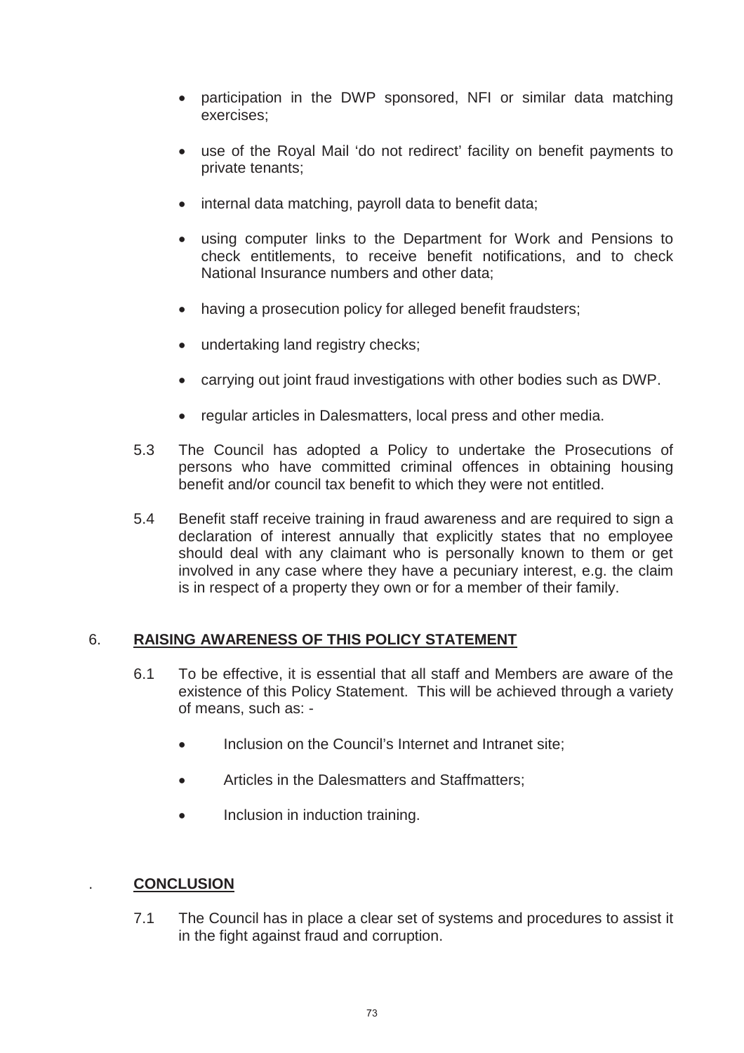- participation in the DWP sponsored, NFI or similar data matching exercises;
- use of the Royal Mail 'do not redirect' facility on benefit payments to private tenants;
- internal data matching, payroll data to benefit data;
- using computer links to the Department for Work and Pensions to check entitlements, to receive benefit notifications, and to check National Insurance numbers and other data;
- having a prosecution policy for alleged benefit fraudsters;
- undertaking land registry checks;
- carrying out joint fraud investigations with other bodies such as DWP.
- regular articles in Dalesmatters, local press and other media.

5.3 The Council has adopted a Policy to undertake the Prosecutions of persons who have committed criminal offences in obtaining housing benefit and/or council tax benefit to which they were not entitled.

5.4 Benefit staff receive training in fraud awareness and are required to sign a declaration of interest annually that explicitly states that no employee should deal with any claimant who is personally known to them or get involved in any case where they have a pecuniary interest, e.g. the claim is in respect of a property they own or for a member of their family.

## 6. RAISING AWARENESS OF THIS POLICY STATEMENT

6.1 To be effective, it is essential that all staff and Members are aware of the existence of this Policy Statement. This will be achieved through a variety of means, such as: -

- Inclusion on the Council's Internet and Intranet site;
- Articles in the Dalesmatters and Staffmatters;
- Inclusion in induction training.

## . CONCLUSION

7.1 The Council has in place a clear set of systems and procedures to assist it in the fight against fraud and corruption.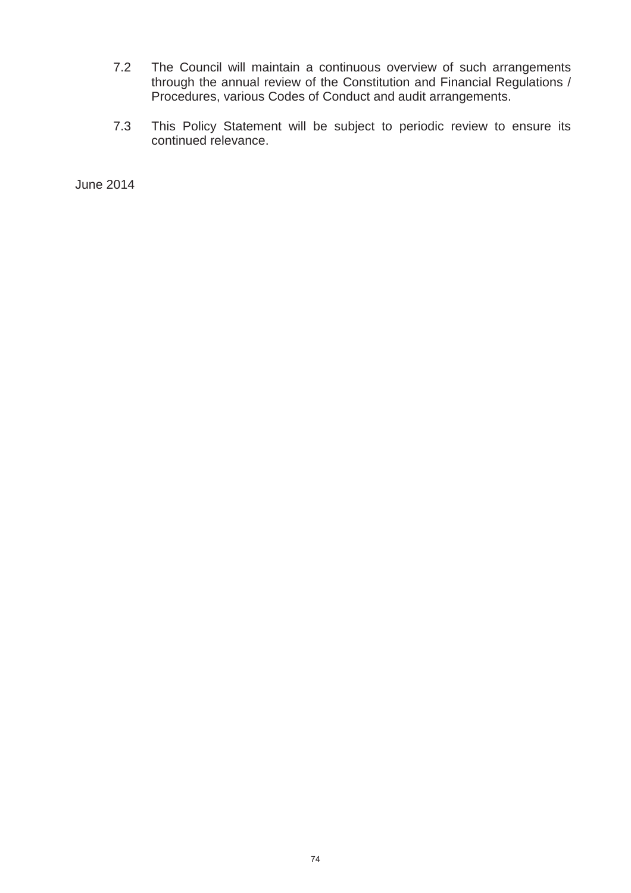7.2 The Council will maintain a continuous overview of such arrangements through the annual review of the Constitution and Financial Regulations / Procedures, various Codes of Conduct and audit arrangements.

7.3 This Policy Statement will be subject to periodic review to ensure its continued relevance.

June 2014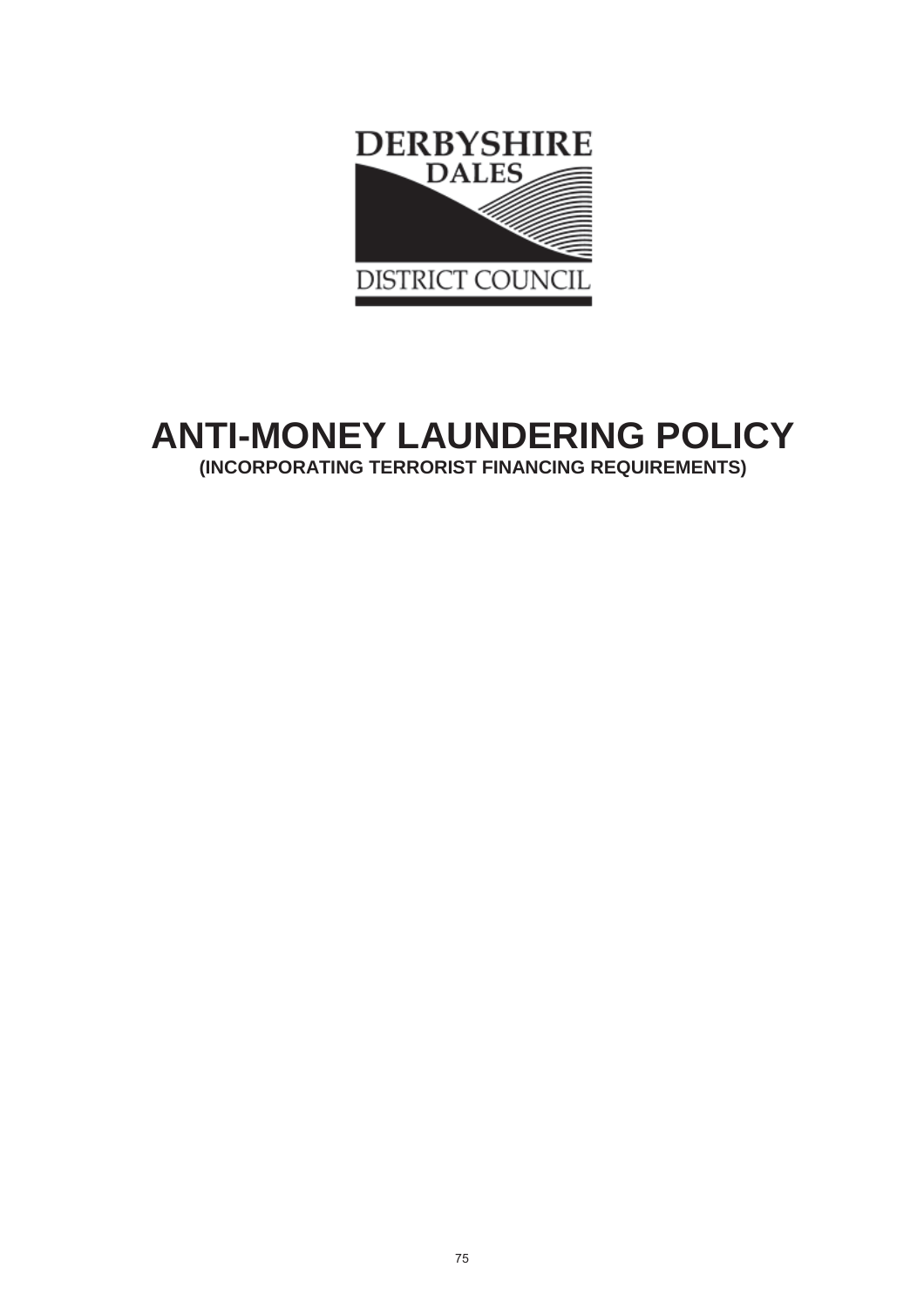# ANTI-MONEY LAUNDERING POLICY

**(INCORPORATING TERRORIST FINANCING REQUIREMENTS)**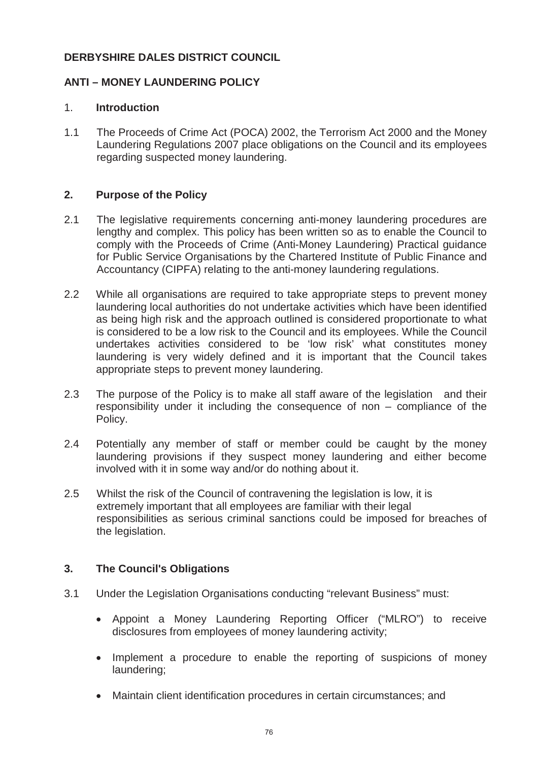**DERBYSHIRE DALES DISTRICT COUNCIL**

**ANTI – MONEY LAUNDERING POLICY**

## 1. Introduction

1.1 The Proceeds of Crime Act (POCA) 2002, the Terrorism Act 2000 and the Money Laundering Regulations 2007 place obligations on the Council and its employees regarding suspected money laundering.

## 2. Purpose of the Policy

2.1 The legislative requirements concerning anti-money laundering procedures are lengthy and complex. This policy has been written so as to enable the Council to comply with the Proceeds of Crime (Anti-Money Laundering) Practical guidance for Public Service Organisations by the Chartered Institute of Public Finance and Accountancy (CIPFA) relating to the anti-money laundering regulations.

2.2 While all organisations are required to take appropriate steps to prevent money laundering local authorities do not undertake activities which have been identified as being high risk and the approach outlined is considered proportionate to what is considered to be a low risk to the Council and its employees. While the Council undertakes activities considered to be 'low risk' what constitutes money laundering is very widely defined and it is important that the Council takes appropriate steps to prevent money laundering.

2.3 The purpose of the Policy is to make all staff aware of the legislation and their responsibility under it including the consequence of non – compliance of the Policy.

2.4 Potentially any member of staff or member could be caught by the money laundering provisions if they suspect money laundering and either become involved with it in some way and/or do nothing about it.

2.5 Whilst the risk of the Council of contravening the legislation is low, it is extremely important that all employees are familiar with their legal responsibilities as serious criminal sanctions could be imposed for breaches of the legislation.

## 3. The Council's Obligations

3.1 Under the Legislation Organisations conducting "relevant Business" must:

- Appoint a Money Laundering Reporting Officer ("MLRO") to receive disclosures from employees of money laundering activity;
- Implement a procedure to enable the reporting of suspicions of money laundering;
- Maintain client identification procedures in certain circumstances; and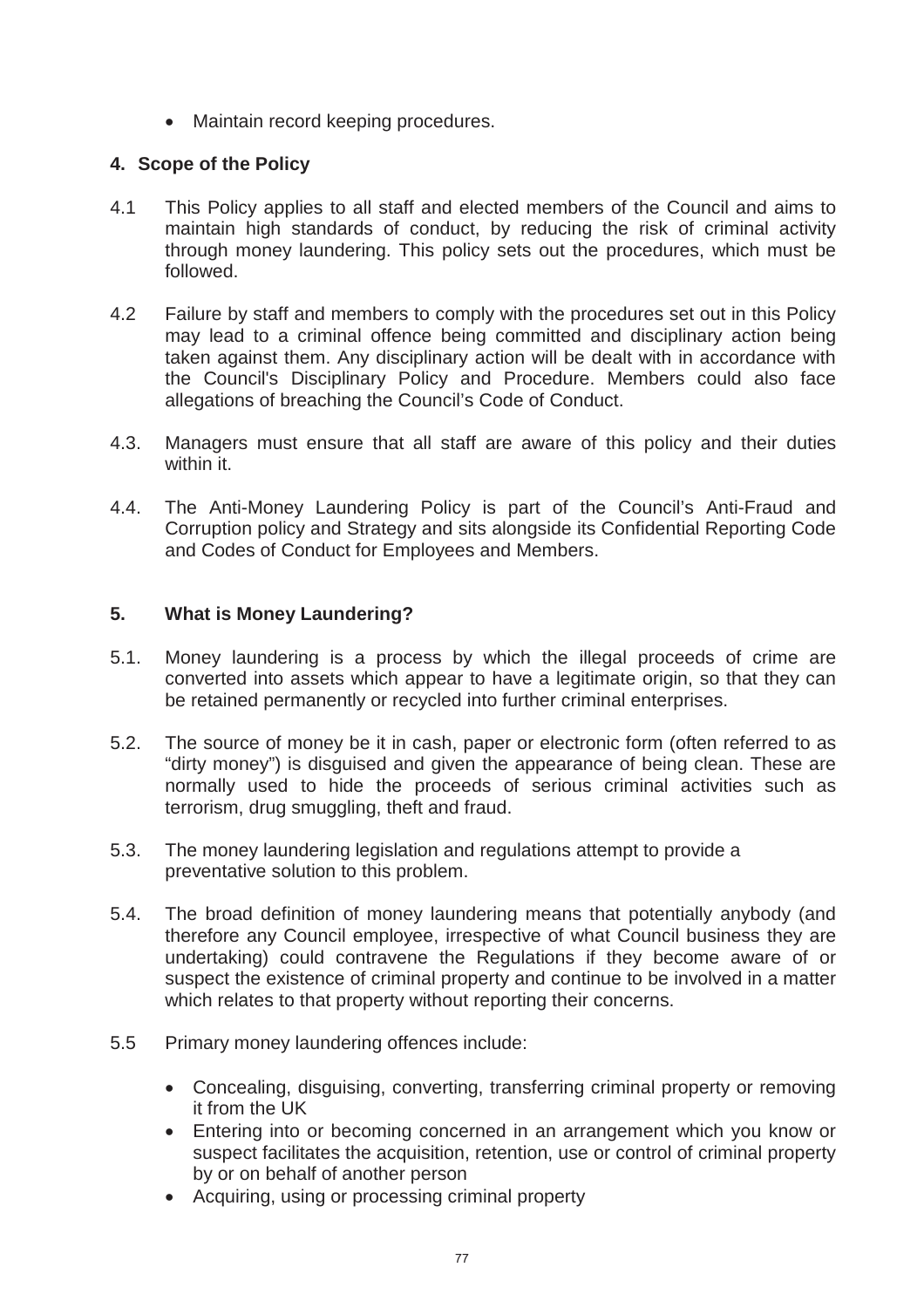- Maintain record keeping procedures.

## 4. Scope of the Policy

4.1 This Policy applies to all staff and elected members of the Council and aims to maintain high standards of conduct, by reducing the risk of criminal activity through money laundering. This policy sets out the procedures, which must be followed.

4.2 Failure by staff and members to comply with the procedures set out in this Policy may lead to a criminal offence being committed and disciplinary action being taken against them. Any disciplinary action will be dealt with in accordance with the Council's Disciplinary Policy and Procedure. Members could also face allegations of breaching the Council's Code of Conduct.

4.3. Managers must ensure that all staff are aware of this policy and their duties within it.

4.4. The Anti-Money Laundering Policy is part of the Council's Anti-Fraud and Corruption policy and Strategy and sits alongside its Confidential Reporting Code and Codes of Conduct for Employees and Members.

## 5. What is Money Laundering?

5.1. Money laundering is a process by which the illegal proceeds of crime are converted into assets which appear to have a legitimate origin, so that they can be retained permanently or recycled into further criminal enterprises.

5.2. The source of money be it in cash, paper or electronic form (often referred to as "dirty money") is disguised and given the appearance of being clean. These are normally used to hide the proceeds of serious criminal activities such as terrorism, drug smuggling, theft and fraud.

5.3. The money laundering legislation and regulations attempt to provide a preventative solution to this problem.

5.4. The broad definition of money laundering means that potentially anybody (and therefore any Council employee, irrespective of what Council business they are undertaking) could contravene the Regulations if they become aware of or suspect the existence of criminal property and continue to be involved in a matter which relates to that property without reporting their concerns.

5.5 Primary money laundering offences include:

- Concealing, disguising, converting, transferring criminal property or removing it from the UK
- Entering into or becoming concerned in an arrangement which you know or suspect facilitates the acquisition, retention, use or control of criminal property by or on behalf of another person
- Acquiring, using or processing criminal property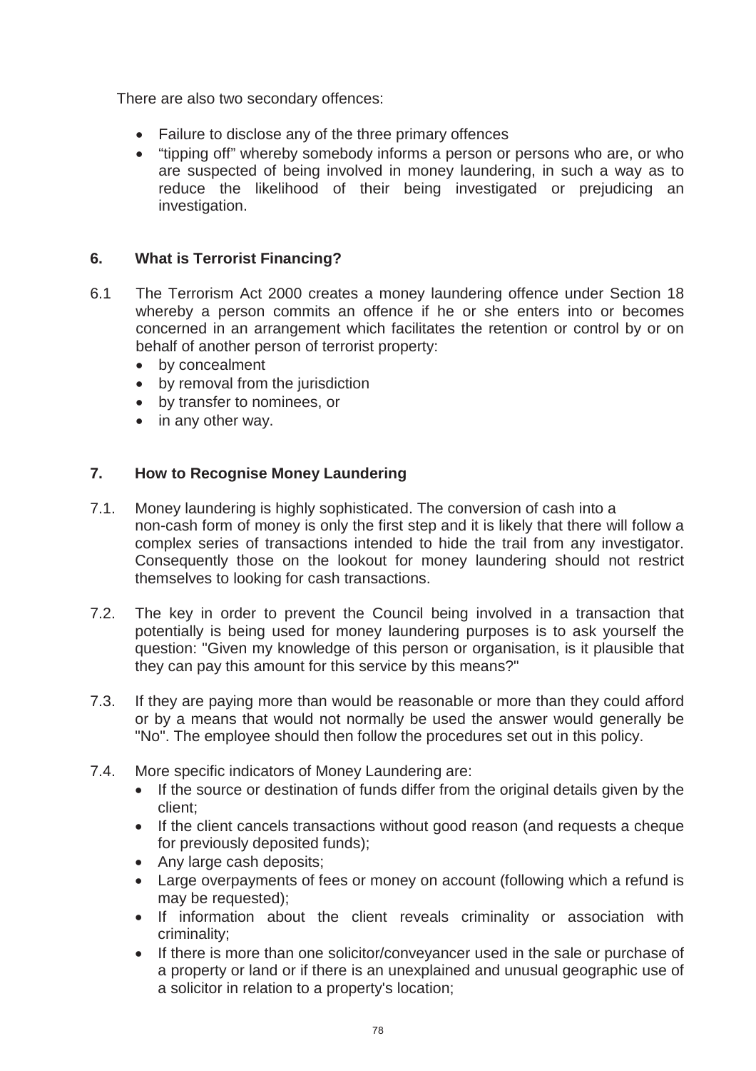There are also two secondary offences:

- Failure to disclose any of the three primary offences
- “tipping off” whereby somebody informs a person or persons who are, or who are suspected of being involved in money laundering, in such a way as to reduce the likelihood of their being investigated or prejudicing an investigation.

## 6. What is Terrorist Financing?

6.1 The Terrorism Act 2000 creates a money laundering offence under Section 18 whereby a person commits an offence if he or she enters into or becomes concerned in an arrangement which facilitates the retention or control by or on behalf of another person of terrorist property:

- by concealment
- by removal from the jurisdiction
- by transfer to nominees, or
- in any other way.

## 7. How to Recognise Money Laundering

7.1. Money laundering is highly sophisticated. The conversion of cash into a non-cash form of money is only the first step and it is likely that there will follow a complex series of transactions intended to hide the trail from any investigator. Consequently those on the lookout for money laundering should not restrict themselves to looking for cash transactions.

7.2. The key in order to prevent the Council being involved in a transaction that potentially is being used for money laundering purposes is to ask yourself the question: "Given my knowledge of this person or organisation, is it plausible that they can pay this amount for this service by this means?"

7.3. If they are paying more than would be reasonable or more than they could afford or by a means that would not normally be used the answer would generally be "No". The employee should then follow the procedures set out in this policy.

7.4. More specific indicators of Money Laundering are:

- If the source or destination of funds differ from the original details given by the client;
- If the client cancels transactions without good reason (and requests a cheque for previously deposited funds);
- Any large cash deposits;
- Large overpayments of fees or money on account (following which a refund is may be requested);
- If information about the client reveals criminality or association with criminality;
- If there is more than one solicitor/conveyancer used in the sale or purchase of a property or land or if there is an unexplained and unusual geographic use of a solicitor in relation to a property's location;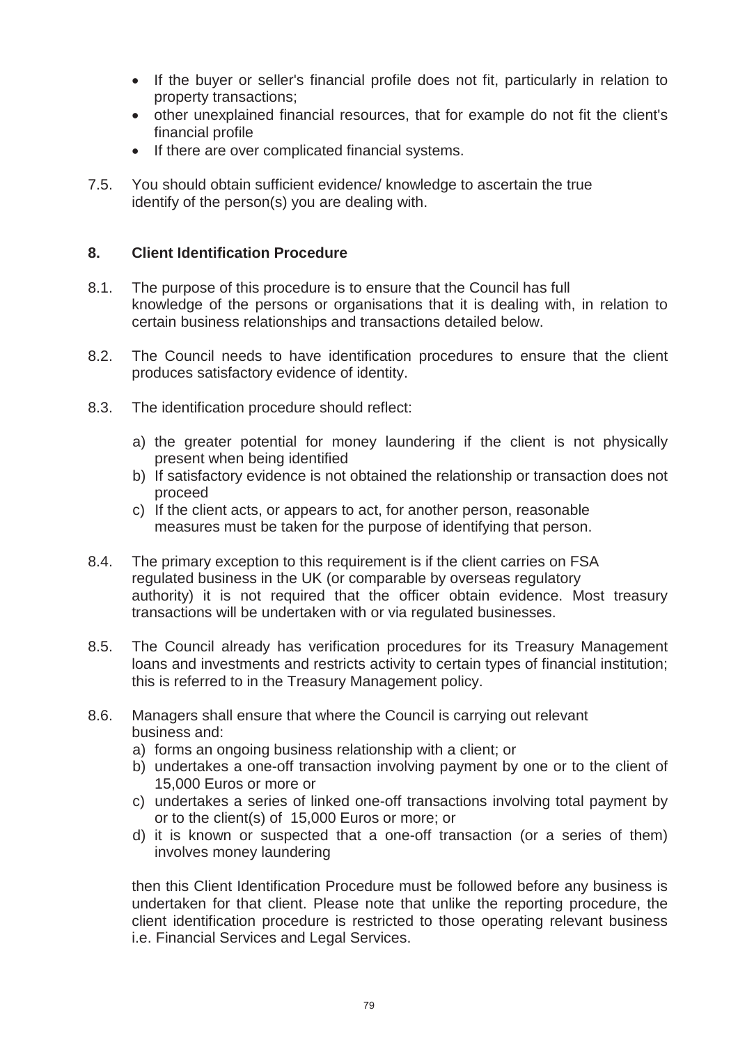- If the buyer or seller's financial profile does not fit, particularly in relation to property transactions;
- other unexplained financial resources, that for example do not fit the client's financial profile
- If there are over complicated financial systems.

7.5. You should obtain sufficient evidence/ knowledge to ascertain the true identify of the person(s) you are dealing with.

## 8. Client Identification Procedure

8.1. The purpose of this procedure is to ensure that the Council has full knowledge of the persons or organisations that it is dealing with, in relation to certain business relationships and transactions detailed below.

8.2. The Council needs to have identification procedures to ensure that the client produces satisfactory evidence of identity.

8.3. The identification procedure should reflect:

a) the greater potential for money laundering if the client is not physically present when being identified
b) If satisfactory evidence is not obtained the relationship or transaction does not proceed
c) If the client acts, or appears to act, for another person, reasonable measures must be taken for the purpose of identifying that person.

8.4. The primary exception to this requirement is if the client carries on FSA regulated business in the UK (or comparable by overseas regulatory authority) it is not required that the officer obtain evidence. Most treasury transactions will be undertaken with or via regulated businesses.

8.5. The Council already has verification procedures for its Treasury Management loans and investments and restricts activity to certain types of financial institution; this is referred to in the Treasury Management policy.

8.6. Managers shall ensure that where the Council is carrying out relevant business and:

a) forms an ongoing business relationship with a client; or
b) undertakes a one-off transaction involving payment by one or to the client of 15,000 Euros or more or
c) undertakes a series of linked one-off transactions involving total payment by or to the client(s) of 15,000 Euros or more; or
d) it is known or suspected that a one-off transaction (or a series of them) involves money laundering

then this Client Identification Procedure must be followed before any business is undertaken for that client. Please note that unlike the reporting procedure, the client identification procedure is restricted to those operating relevant business i.e. Financial Services and Legal Services.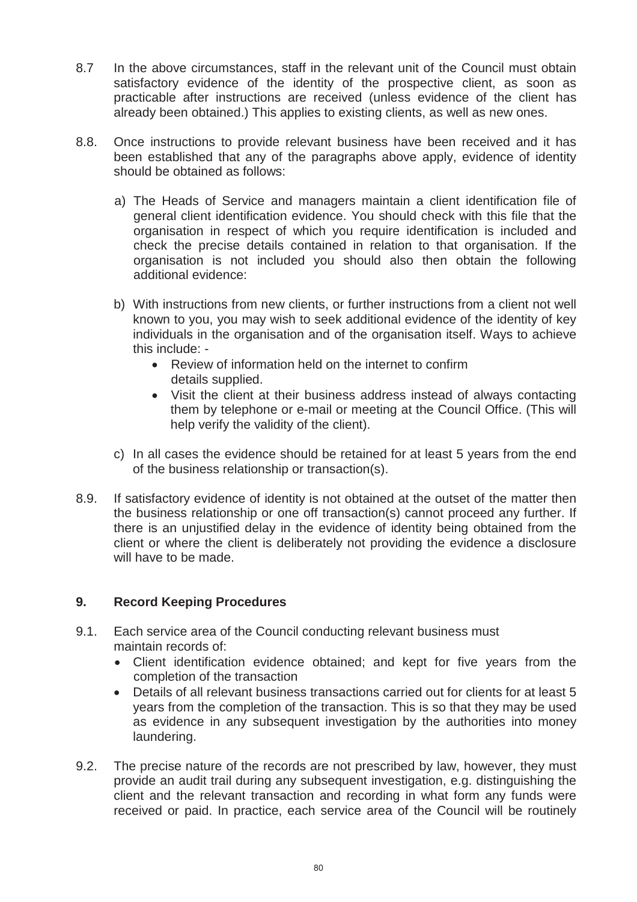8.7 In the above circumstances, staff in the relevant unit of the Council must obtain satisfactory evidence of the identity of the prospective client, as soon as practicable after instructions are received (unless evidence of the client has already been obtained.) This applies to existing clients, as well as new ones.

8.8. Once instructions to provide relevant business have been received and it has been established that any of the paragraphs above apply, evidence of identity should be obtained as follows:

a) The Heads of Service and managers maintain a client identification file of general client identification evidence. You should check with this file that the organisation in respect of which you require identification is included and check the precise details contained in relation to that organisation. If the organisation is not included you should also then obtain the following additional evidence:

b) With instructions from new clients, or further instructions from a client not well known to you, you may wish to seek additional evidence of the identity of key individuals in the organisation and of the organisation itself. Ways to achieve this include: -
   - Review of information held on the internet to confirm details supplied.
   - Visit the client at their business address instead of always contacting them by telephone or e-mail or meeting at the Council Office. (This will help verify the validity of the client).

c) In all cases the evidence should be retained for at least 5 years from the end of the business relationship or transaction(s).

8.9. If satisfactory evidence of identity is not obtained at the outset of the matter then the business relationship or one off transaction(s) cannot proceed any further. If there is an unjustified delay in the evidence of identity being obtained from the client or where the client is deliberately not providing the evidence a disclosure will have to be made.

## 9. Record Keeping Procedures

9.1. Each service area of the Council conducting relevant business must maintain records of:
- Client identification evidence obtained; and kept for five years from the completion of the transaction
- Details of all relevant business transactions carried out for clients for at least 5 years from the completion of the transaction. This is so that they may be used as evidence in any subsequent investigation by the authorities into money laundering.

9.2. The precise nature of the records are not prescribed by law, however, they must provide an audit trail during any subsequent investigation, e.g. distinguishing the client and the relevant transaction and recording in what form any funds were received or paid. In practice, each service area of the Council will be routinely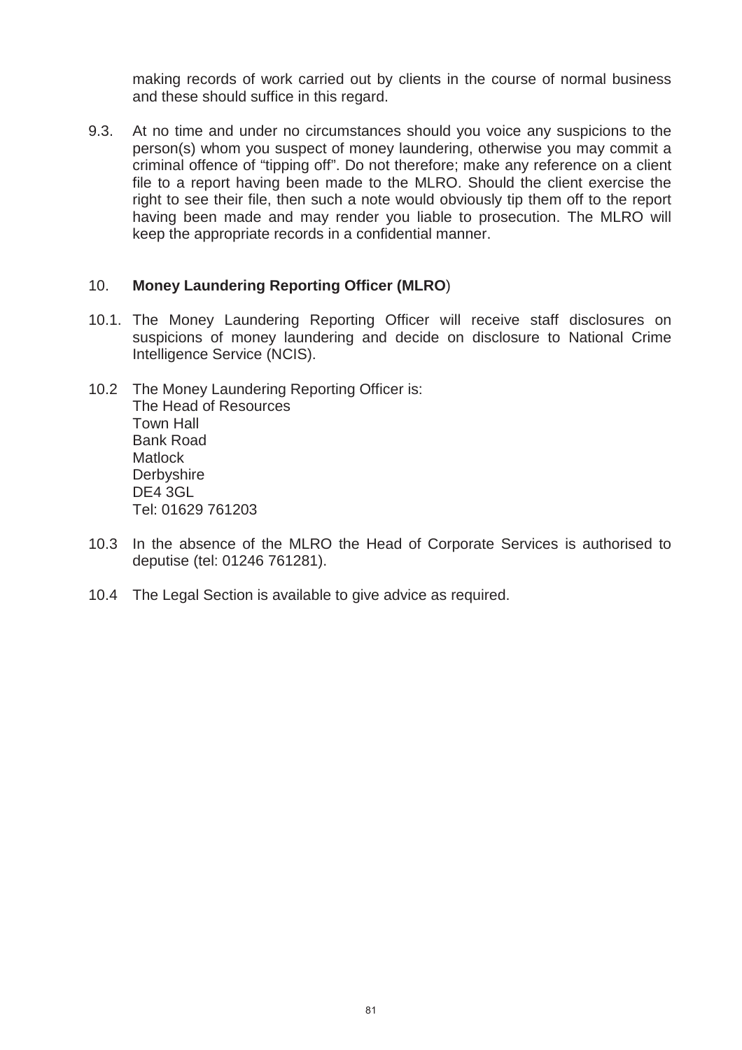making records of work carried out by clients in the course of normal business and these should suffice in this regard.

9.3. At no time and under no circumstances should you voice any suspicions to the person(s) whom you suspect of money laundering, otherwise you may commit a criminal offence of "tipping off". Do not therefore; make any reference on a client file to a report having been made to the MLRO. Should the client exercise the right to see their file, then such a note would obviously tip them off to the report having been made and may render you liable to prosecution. The MLRO will keep the appropriate records in a confidential manner.

## 10. **Money Laundering Reporting Officer (MLRO**)

10.1. The Money Laundering Reporting Officer will receive staff disclosures on suspicions of money laundering and decide on disclosure to National Crime Intelligence Service (NCIS).

10.2 The Money Laundering Reporting Officer is:
The Head of Resources
Town Hall
Bank Road
Matlock
Derbyshire
DE4 3GL
Tel: 01629 761203

10.3 In the absence of the MLRO the Head of Corporate Services is authorised to deputise (tel: 01246 761281).

10.4 The Legal Section is available to give advice as required.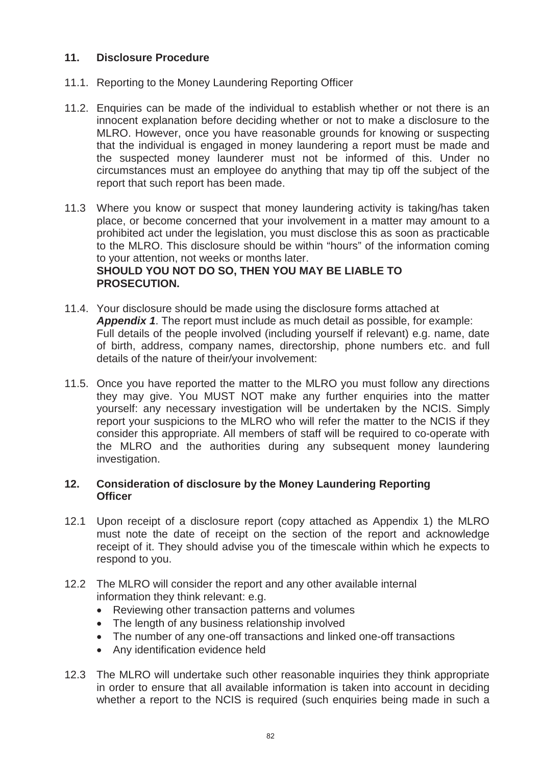## 11. Disclosure Procedure

11.1. Reporting to the Money Laundering Reporting Officer

11.2. Enquiries can be made of the individual to establish whether or not there is an innocent explanation before deciding whether or not to make a disclosure to the MLRO. However, once you have reasonable grounds for knowing or suspecting that the individual is engaged in money laundering a report must be made and the suspected money launderer must not be informed of this. Under no circumstances must an employee do anything that may tip off the subject of the report that such report has been made.

11.3 Where you know or suspect that money laundering activity is taking/has taken place, or become concerned that your involvement in a matter may amount to a prohibited act under the legislation, you must disclose this as soon as practicable to the MLRO. This disclosure should be within "hours" of the information coming to your attention, not weeks or months later.
**SHOULD YOU NOT DO SO, THEN YOU MAY BE LIABLE TO PROSECUTION.**

11.4. Your disclosure should be made using the disclosure forms attached at ***Appendix 1***. The report must include as much detail as possible, for example: Full details of the people involved (including yourself if relevant) e.g. name, date of birth, address, company names, directorship, phone numbers etc. and full details of the nature of their/your involvement:

11.5. Once you have reported the matter to the MLRO you must follow any directions they may give. You MUST NOT make any further enquiries into the matter yourself: any necessary investigation will be undertaken by the NCIS. Simply report your suspicions to the MLRO who will refer the matter to the NCIS if they consider this appropriate. All members of staff will be required to co-operate with the MLRO and the authorities during any subsequent money laundering investigation.

## 12. Consideration of disclosure by the Money Laundering Reporting Officer

12.1 Upon receipt of a disclosure report (copy attached as Appendix 1) the MLRO must note the date of receipt on the section of the report and acknowledge receipt of it. They should advise you of the timescale within which he expects to respond to you.

12.2 The MLRO will consider the report and any other available internal information they think relevant: e.g.

- Reviewing other transaction patterns and volumes
- The length of any business relationship involved
- The number of any one-off transactions and linked one-off transactions
- Any identification evidence held

12.3 The MLRO will undertake such other reasonable inquiries they think appropriate in order to ensure that all available information is taken into account in deciding whether a report to the NCIS is required (such enquiries being made in such a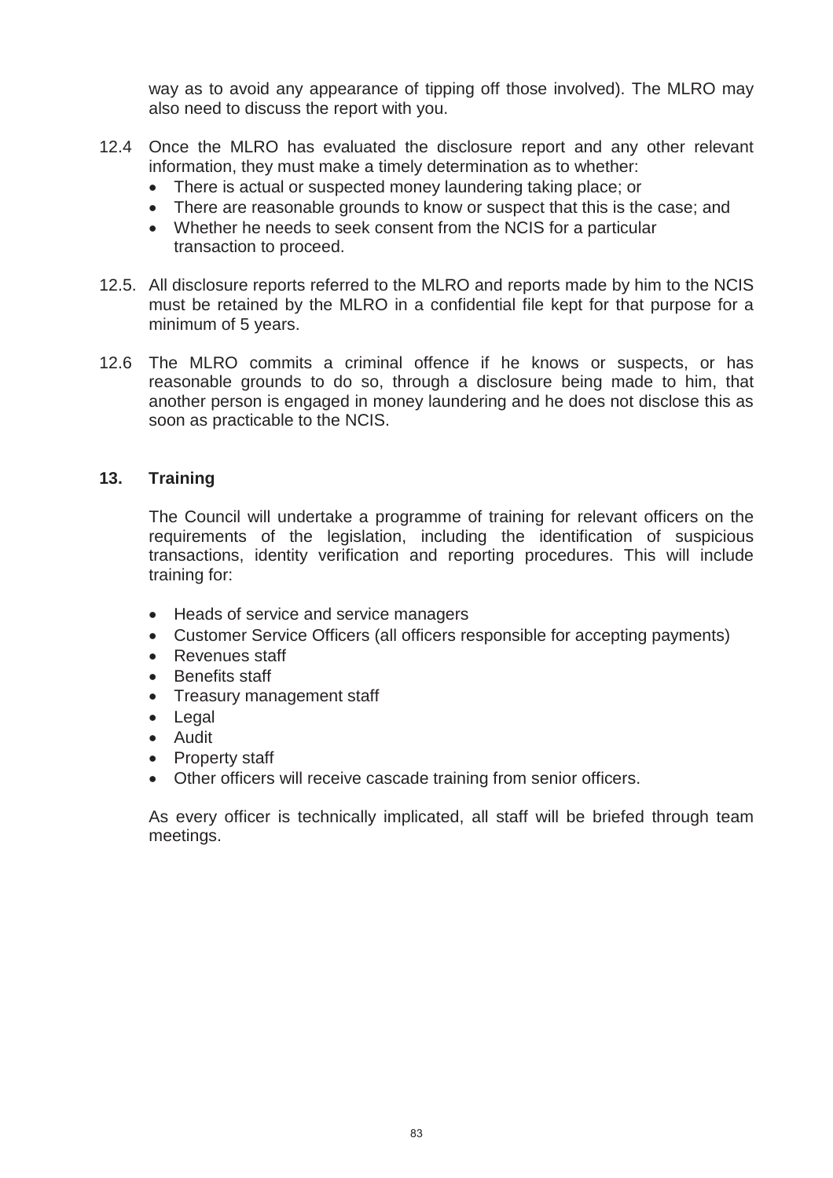way as to avoid any appearance of tipping off those involved). The MLRO may also need to discuss the report with you.

12.4 Once the MLRO has evaluated the disclosure report and any other relevant information, they must make a timely determination as to whether:

- There is actual or suspected money laundering taking place; or
- There are reasonable grounds to know or suspect that this is the case; and
- Whether he needs to seek consent from the NCIS for a particular transaction to proceed.

12.5. All disclosure reports referred to the MLRO and reports made by him to the NCIS must be retained by the MLRO in a confidential file kept for that purpose for a minimum of 5 years.

12.6 The MLRO commits a criminal offence if he knows or suspects, or has reasonable grounds to do so, through a disclosure being made to him, that another person is engaged in money laundering and he does not disclose this as soon as practicable to the NCIS.

## 13. Training

The Council will undertake a programme of training for relevant officers on the requirements of the legislation, including the identification of suspicious transactions, identity verification and reporting procedures. This will include training for:

- Heads of service and service managers
- Customer Service Officers (all officers responsible for accepting payments)
- Revenues staff
- Benefits staff
- Treasury management staff
- Legal
- Audit
- Property staff
- Other officers will receive cascade training from senior officers.

As every officer is technically implicated, all staff will be briefed through team meetings.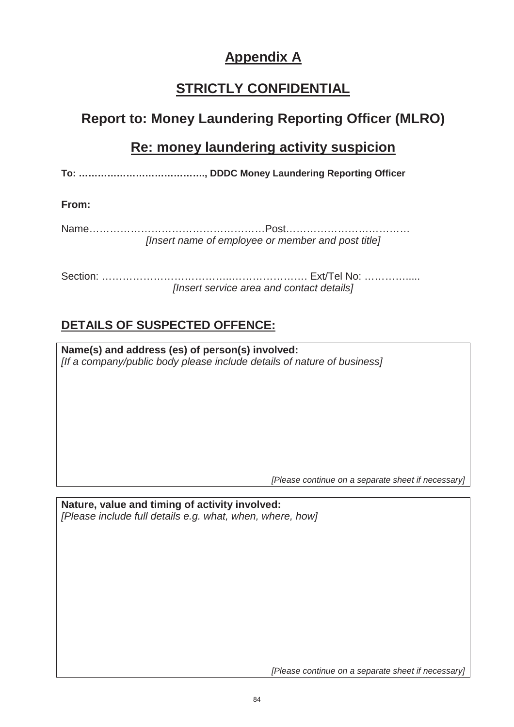# Appendix A

## STRICTLY CONFIDENTIAL

## Report to: Money Laundering Reporting Officer (MLRO)

## Re: money laundering activity suspicion

**To: ………………………………….., DDDC Money Laundering Reporting Officer**

**From:**

Name……………………………………………Post………………………………
*[Insert name of employee or member and post title]*

Section: ……………………………….…………………… Ext/Tel No: ………….....
*[Insert service area and contact details]*

## DETAILS OF SUSPECTED OFFENCE:

| **Name(s) and address (es) of person(s) involved:** *[If a company/public body please include details of nature of business]* |
|---|
| *[Please continue on a separate sheet if necessary]* |

| **Nature, value and timing of activity involved:** *[Please include full details e.g. what, when, where, how]* |
|---|
| *[Please continue on a separate sheet if necessary]* |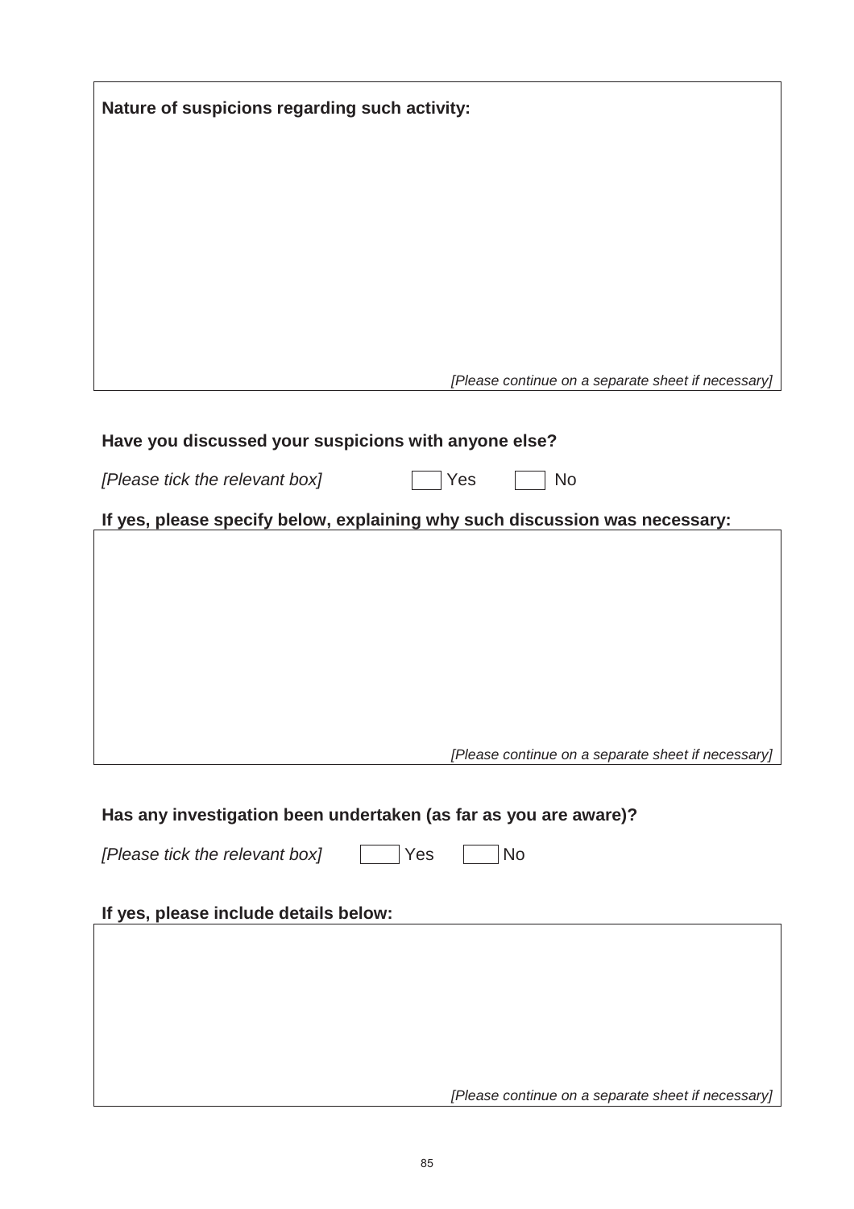**Nature of suspicions regarding such activity:**

*[Please continue on a separate sheet if necessary]*

**Have you discussed your suspicions with anyone else?**

*[Please tick the relevant box]* ☐ Yes ☐ No

**If yes, please specify below, explaining why such discussion was necessary:**

*[Please continue on a separate sheet if necessary]*

**Has any investigation been undertaken (as far as you are aware)?**

*[Please tick the relevant box]* ☐ Yes ☐ No

**If yes, please include details below:**

*[Please continue on a separate sheet if necessary]*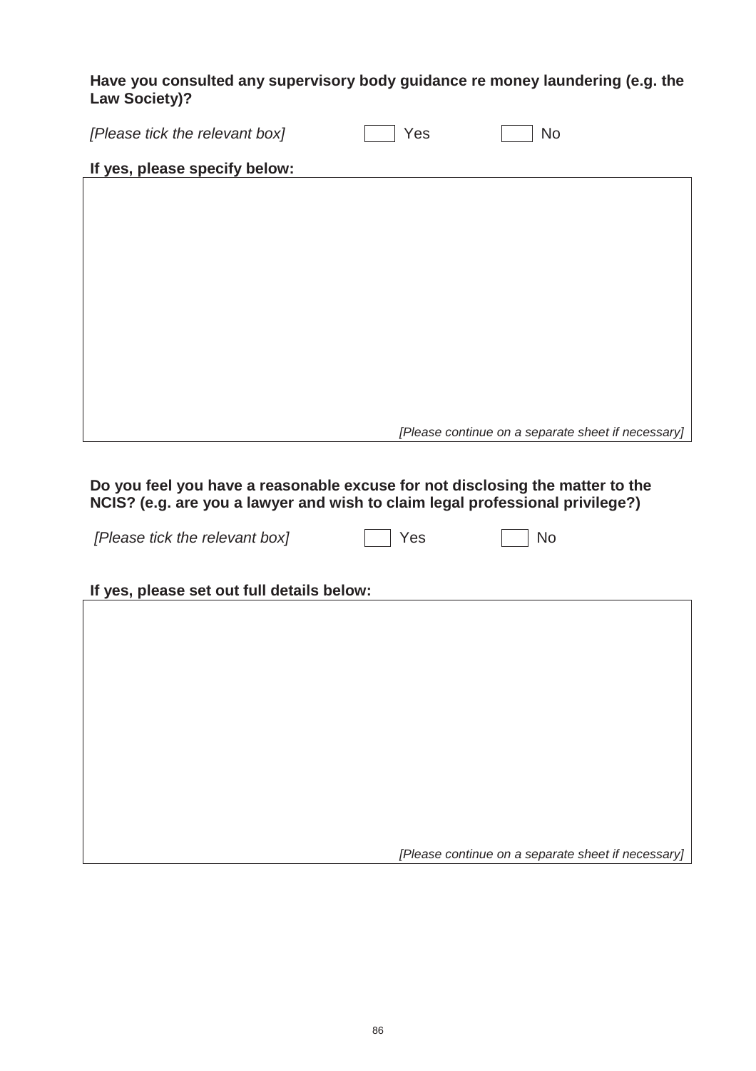**Have you consulted any supervisory body guidance re money laundering (e.g. the Law Society)?**

*[Please tick the relevant box]* ☐ Yes ☐ No

**If yes, please specify below:**

*[Please continue on a separate sheet if necessary]*

**Do you feel you have a reasonable excuse for not disclosing the matter to the NCIS? (e.g. are you a lawyer and wish to claim legal professional privilege?)**

*[Please tick the relevant box]* ☐ Yes ☐ No

**If yes, please set out full details below:**

*[Please continue on a separate sheet if necessary]*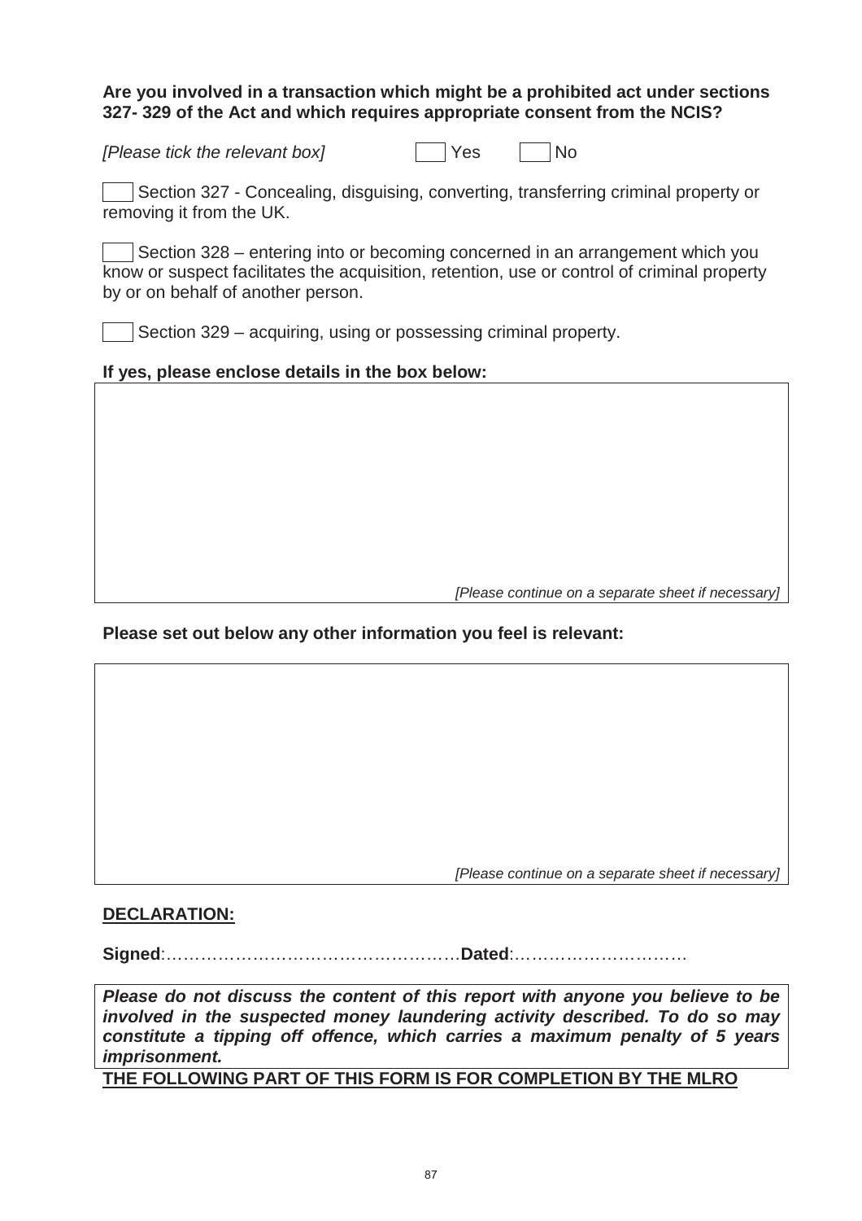**Are you involved in a transaction which might be a prohibited act under sections 327- 329 of the Act and which requires appropriate consent from the NCIS?**

*[Please tick the relevant box]* ☐ Yes ☐ No

☐ Section 327 - Concealing, disguising, converting, transferring criminal property or removing it from the UK.

☐ Section 328 – entering into or becoming concerned in an arrangement which you know or suspect facilitates the acquisition, retention, use or control of criminal property by or on behalf of another person.

☐ Section 329 – acquiring, using or possessing criminal property.

**If yes, please enclose details in the box below:**

*[Please continue on a separate sheet if necessary]*

**Please set out below any other information you feel is relevant:**

*[Please continue on a separate sheet if necessary]*

**DECLARATION:**

**Signed**:……………………………………………**Dated**:…………………………

***Please do not discuss the content of this report with anyone you believe to be involved in the suspected money laundering activity described. To do so may constitute a tipping off offence, which carries a maximum penalty of 5 years imprisonment.***

**THE FOLLOWING PART OF THIS FORM IS FOR COMPLETION BY THE MLRO**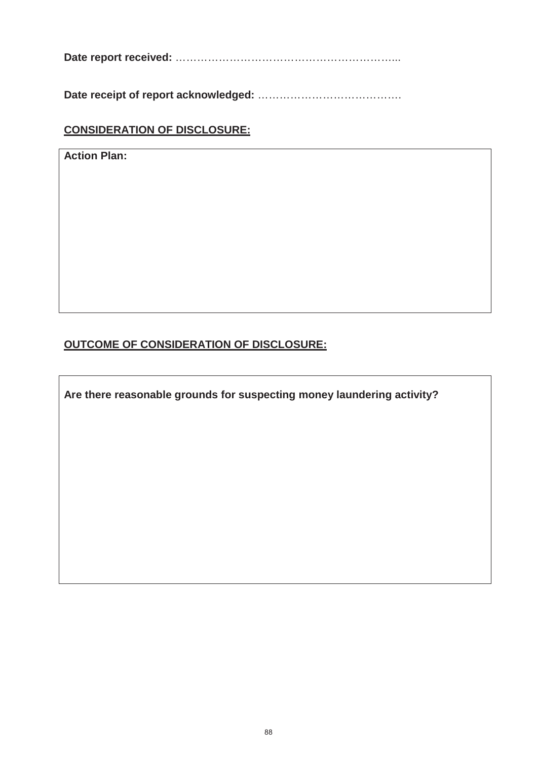**Date report received:** ………………………………………………………..

**Date receipt of report acknowledged:** ………………………………….

**<u>CONSIDERATION OF DISCLOSURE:</u>**

| **Action Plan:** |
|---|
| |

**<u>OUTCOME OF CONSIDERATION OF DISCLOSURE:</u>**

| **Are there reasonable grounds for suspecting money laundering activity?** |
|---|
| |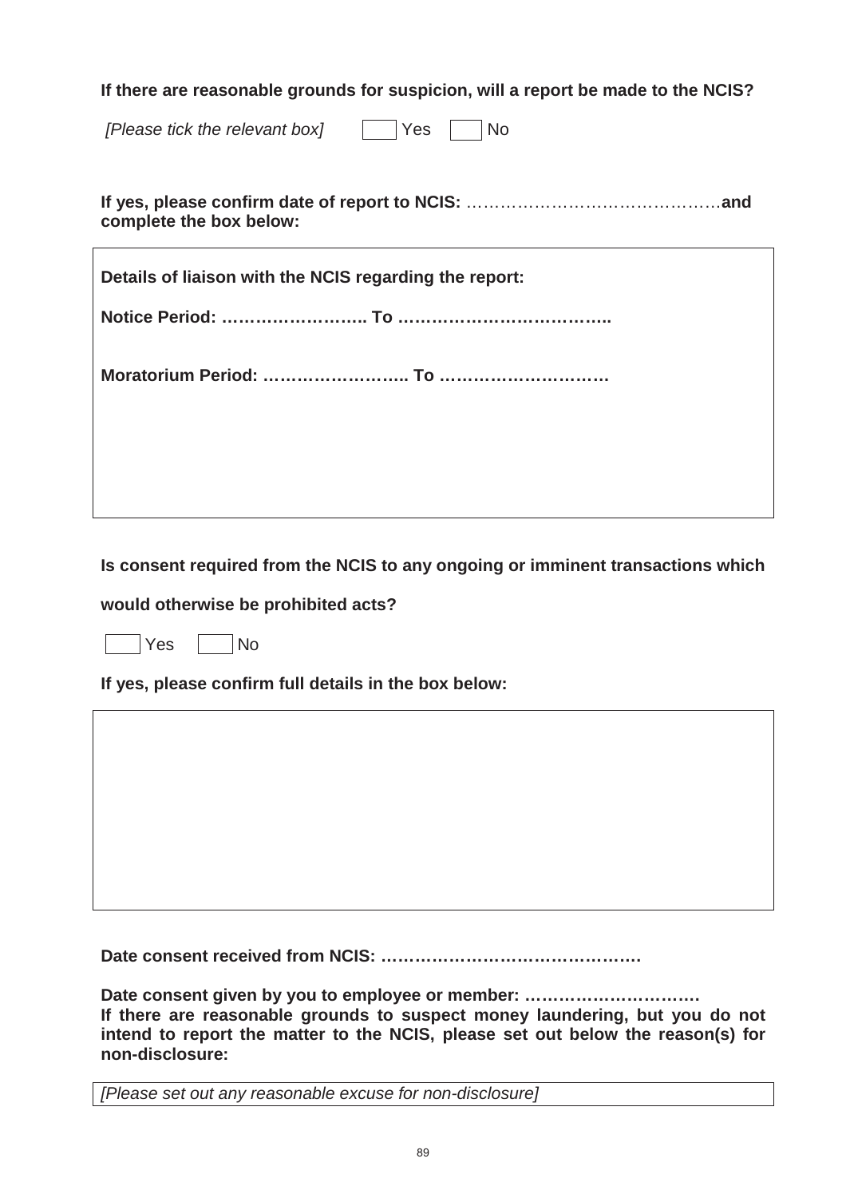**If there are reasonable grounds for suspicion, will a report be made to the NCIS?**

*[Please tick the relevant box]* ☐ Yes ☐ No

**If yes, please confirm date of report to NCIS:** ……………………………………… **and complete the box below:**

| **Details of liaison with the NCIS regarding the report:** |
|---|
| **Notice Period: …………………….. To ………………………………..** |
| **Moratorium Period: …………………….. To …………………………** |

**Is consent required from the NCIS to any ongoing or imminent transactions which would otherwise be prohibited acts?**

☐ Yes ☐ No

**If yes, please confirm full details in the box below:**

| |
|---|
| |

**Date consent received from NCIS: ………………………………………**

**Date consent given by you to employee or member: ………………………….**

**If there are reasonable grounds to suspect money laundering, but you do not intend to report the matter to the NCIS, please set out below the reason(s) for non-disclosure:**

| *[Please set out any reasonable excuse for non-disclosure]* |
|---|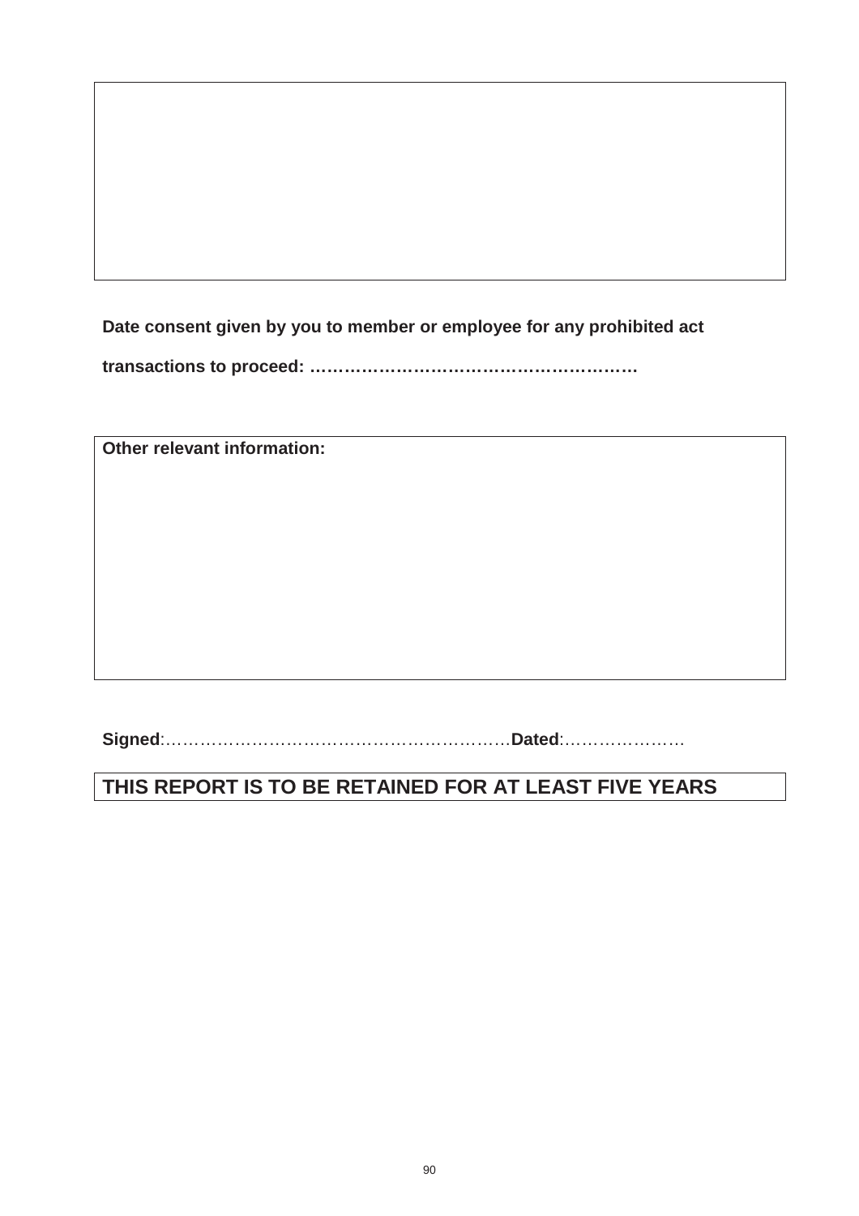**Date consent given by you to member or employee for any prohibited act transactions to proceed: ………………………………………………**

**Other relevant information:**

**Signed**:………………………………………………………**Dated**:…………………

**THIS REPORT IS TO BE RETAINED FOR AT LEAST FIVE YEARS**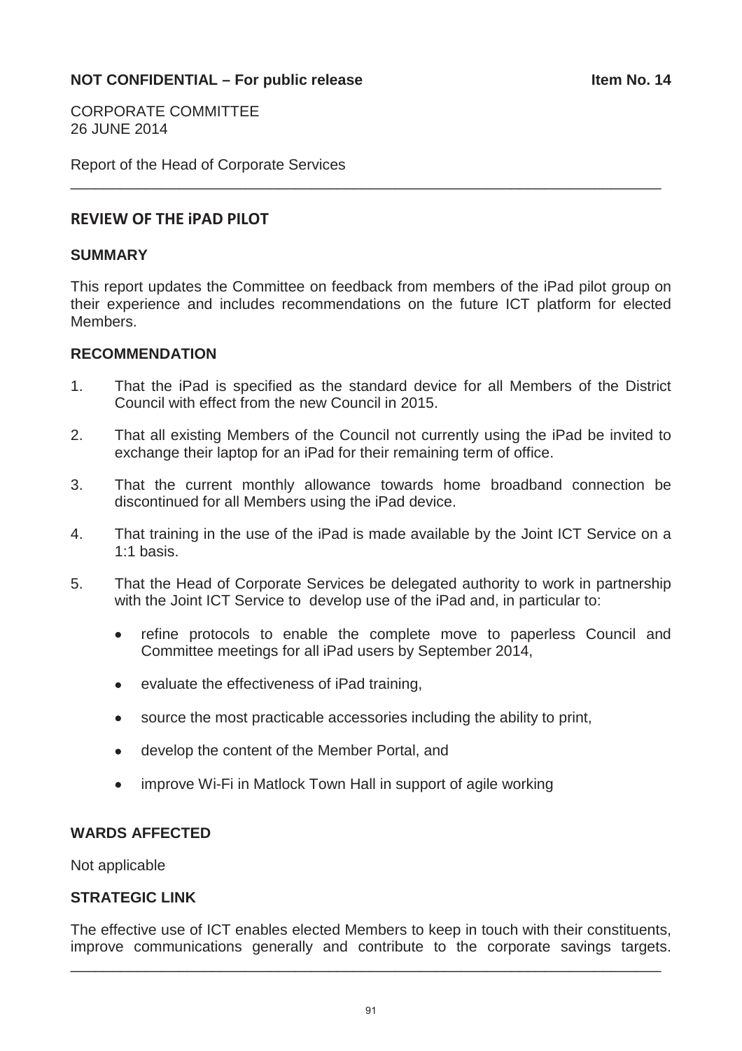**NOT CONFIDENTIAL – For public release** **Item No. 14**

CORPORATE COMMITTEE
26 JUNE 2014

Report of the Head of Corporate Services

---

## REVIEW OF THE iPAD PILOT

### SUMMARY

This report updates the Committee on feedback from members of the iPad pilot group on their experience and includes recommendations on the future ICT platform for elected Members.

### RECOMMENDATION

1. That the iPad is specified as the standard device for all Members of the District Council with effect from the new Council in 2015.

2. That all existing Members of the Council not currently using the iPad be invited to exchange their laptop for an iPad for their remaining term of office.

3. That the current monthly allowance towards home broadband connection be discontinued for all Members using the iPad device.

4. That training in the use of the iPad is made available by the Joint ICT Service on a 1:1 basis.

5. That the Head of Corporate Services be delegated authority to work in partnership with the Joint ICT Service to develop use of the iPad and, in particular to:

   - refine protocols to enable the complete move to paperless Council and Committee meetings for all iPad users by September 2014,
   - evaluate the effectiveness of iPad training,
   - source the most practicable accessories including the ability to print,
   - develop the content of the Member Portal, and
   - improve Wi-Fi in Matlock Town Hall in support of agile working

### WARDS AFFECTED

Not applicable

### STRATEGIC LINK

The effective use of ICT enables elected Members to keep in touch with their constituents, improve communications generally and contribute to the corporate savings targets.

---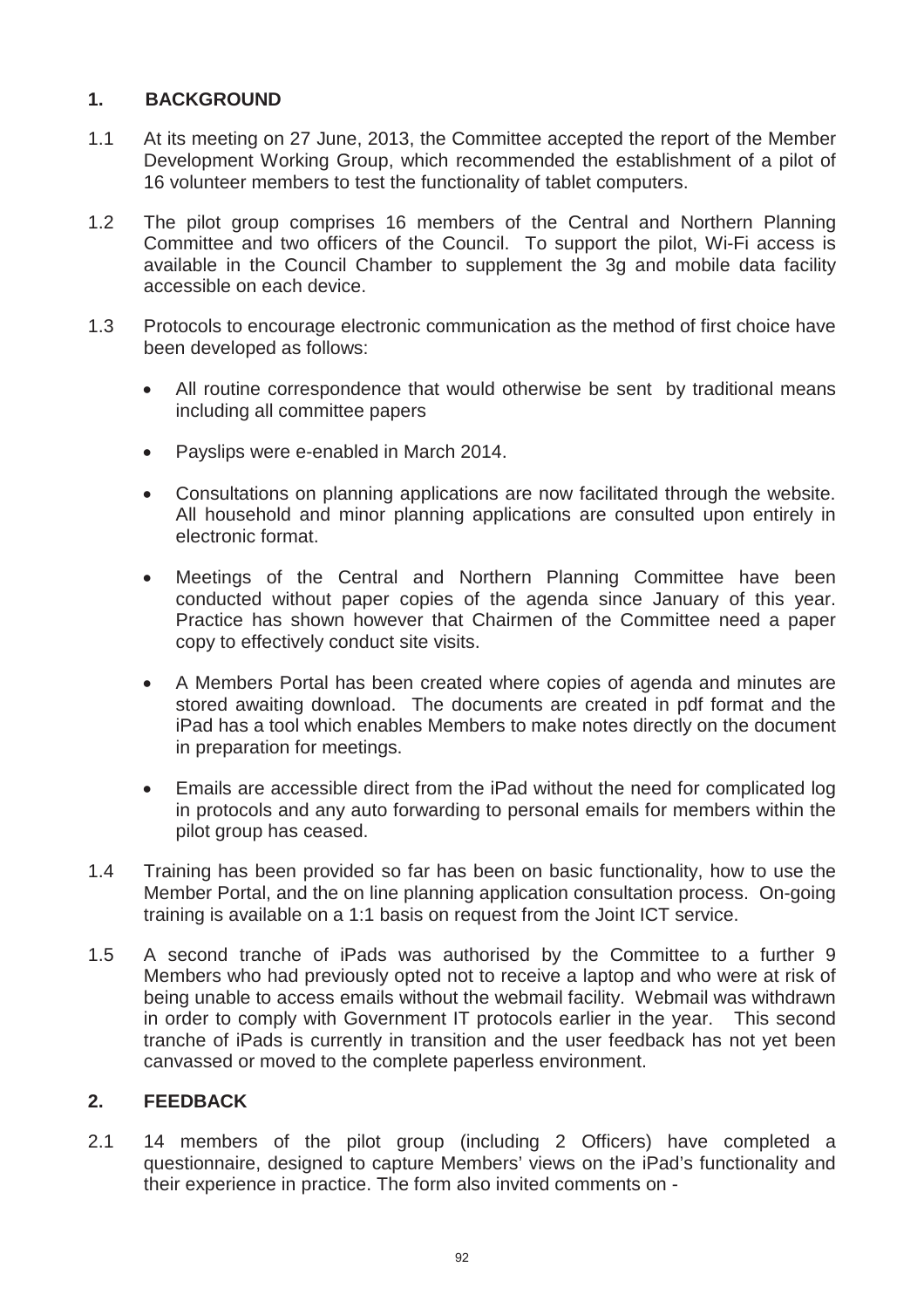## 1. BACKGROUND

1.1 At its meeting on 27 June, 2013, the Committee accepted the report of the Member Development Working Group, which recommended the establishment of a pilot of 16 volunteer members to test the functionality of tablet computers.

1.2 The pilot group comprises 16 members of the Central and Northern Planning Committee and two officers of the Council. To support the pilot, Wi-Fi access is available in the Council Chamber to supplement the 3g and mobile data facility accessible on each device.

1.3 Protocols to encourage electronic communication as the method of first choice have been developed as follows:

- All routine correspondence that would otherwise be sent by traditional means including all committee papers
- Payslips were e-enabled in March 2014.
- Consultations on planning applications are now facilitated through the website. All household and minor planning applications are consulted upon entirely in electronic format.
- Meetings of the Central and Northern Planning Committee have been conducted without paper copies of the agenda since January of this year. Practice has shown however that Chairmen of the Committee need a paper copy to effectively conduct site visits.
- A Members Portal has been created where copies of agenda and minutes are stored awaiting download. The documents are created in pdf format and the iPad has a tool which enables Members to make notes directly on the document in preparation for meetings.
- Emails are accessible direct from the iPad without the need for complicated log in protocols and any auto forwarding to personal emails for members within the pilot group has ceased.

1.4 Training has been provided so far has been on basic functionality, how to use the Member Portal, and the on line planning application consultation process. On-going training is available on a 1:1 basis on request from the Joint ICT service.

1.5 A second tranche of iPads was authorised by the Committee to a further 9 Members who had previously opted not to receive a laptop and who were at risk of being unable to access emails without the webmail facility. Webmail was withdrawn in order to comply with Government IT protocols earlier in the year. This second tranche of iPads is currently in transition and the user feedback has not yet been canvassed or moved to the complete paperless environment.

## 2. FEEDBACK

2.1 14 members of the pilot group (including 2 Officers) have completed a questionnaire, designed to capture Members' views on the iPad's functionality and their experience in practice. The form also invited comments on -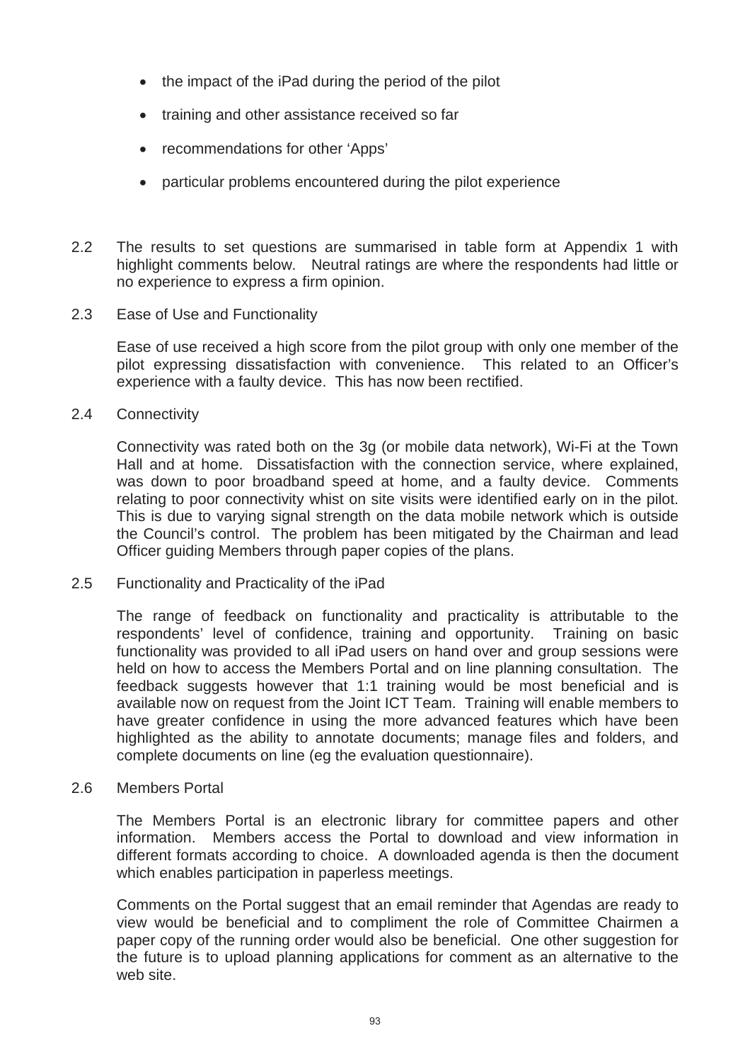- the impact of the iPad during the period of the pilot
- training and other assistance received so far
- recommendations for other 'Apps'
- particular problems encountered during the pilot experience

2.2 The results to set questions are summarised in table form at Appendix 1 with highlight comments below. Neutral ratings are where the respondents had little or no experience to express a firm opinion.

2.3 Ease of Use and Functionality

Ease of use received a high score from the pilot group with only one member of the pilot expressing dissatisfaction with convenience. This related to an Officer's experience with a faulty device. This has now been rectified.

2.4 Connectivity

Connectivity was rated both on the 3g (or mobile data network), Wi-Fi at the Town Hall and at home. Dissatisfaction with the connection service, where explained, was down to poor broadband speed at home, and a faulty device. Comments relating to poor connectivity whist on site visits were identified early on in the pilot. This is due to varying signal strength on the data mobile network which is outside the Council's control. The problem has been mitigated by the Chairman and lead Officer guiding Members through paper copies of the plans.

2.5 Functionality and Practicality of the iPad

The range of feedback on functionality and practicality is attributable to the respondents' level of confidence, training and opportunity. Training on basic functionality was provided to all iPad users on hand over and group sessions were held on how to access the Members Portal and on line planning consultation. The feedback suggests however that 1:1 training would be most beneficial and is available now on request from the Joint ICT Team. Training will enable members to have greater confidence in using the more advanced features which have been highlighted as the ability to annotate documents; manage files and folders, and complete documents on line (eg the evaluation questionnaire).

2.6 Members Portal

The Members Portal is an electronic library for committee papers and other information. Members access the Portal to download and view information in different formats according to choice. A downloaded agenda is then the document which enables participation in paperless meetings.

Comments on the Portal suggest that an email reminder that Agendas are ready to view would be beneficial and to compliment the role of Committee Chairmen a paper copy of the running order would also be beneficial. One other suggestion for the future is to upload planning applications for comment as an alternative to the web site.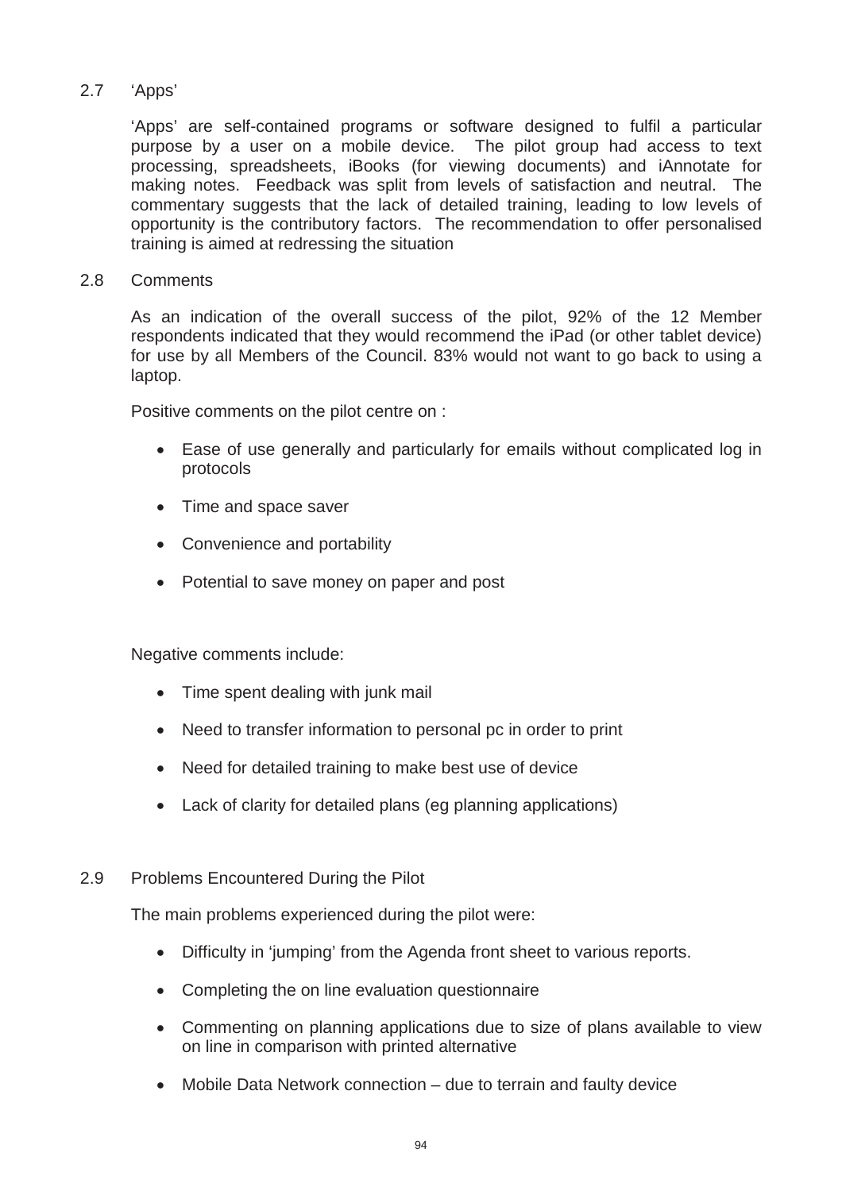## 2.7 'Apps'

'Apps' are self-contained programs or software designed to fulfil a particular purpose by a user on a mobile device. The pilot group had access to text processing, spreadsheets, iBooks (for viewing documents) and iAnnotate for making notes. Feedback was split from levels of satisfaction and neutral. The commentary suggests that the lack of detailed training, leading to low levels of opportunity is the contributory factors. The recommendation to offer personalised training is aimed at redressing the situation

## 2.8 Comments

As an indication of the overall success of the pilot, 92% of the 12 Member respondents indicated that they would recommend the iPad (or other tablet device) for use by all Members of the Council. 83% would not want to go back to using a laptop.

Positive comments on the pilot centre on :

- Ease of use generally and particularly for emails without complicated log in protocols
- Time and space saver
- Convenience and portability
- Potential to save money on paper and post

Negative comments include:

- Time spent dealing with junk mail
- Need to transfer information to personal pc in order to print
- Need for detailed training to make best use of device
- Lack of clarity for detailed plans (eg planning applications)

## 2.9 Problems Encountered During the Pilot

The main problems experienced during the pilot were:

- Difficulty in 'jumping' from the Agenda front sheet to various reports.
- Completing the on line evaluation questionnaire
- Commenting on planning applications due to size of plans available to view on line in comparison with printed alternative
- Mobile Data Network connection – due to terrain and faulty device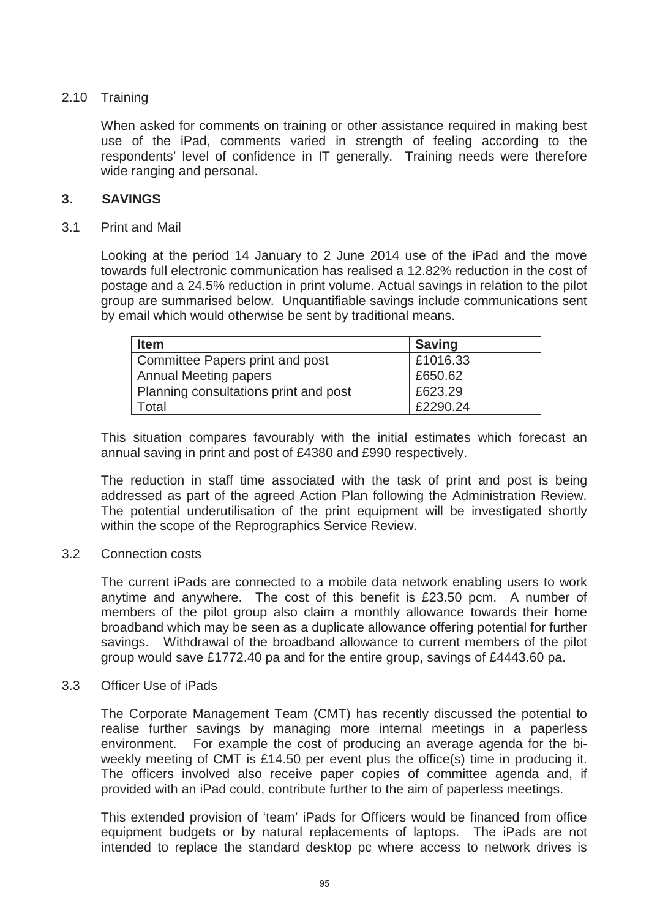2.10 Training

When asked for comments on training or other assistance required in making best use of the iPad, comments varied in strength of feeling according to the respondents' level of confidence in IT generally. Training needs were therefore wide ranging and personal.

## 3. SAVINGS

3.1 Print and Mail

Looking at the period 14 January to 2 June 2014 use of the iPad and the move towards full electronic communication has realised a 12.82% reduction in the cost of postage and a 24.5% reduction in print volume. Actual savings in relation to the pilot group are summarised below. Unquantifiable savings include communications sent by email which would otherwise be sent by traditional means.

| Item | Saving |
|---|---|
| Committee Papers print and post | £1016.33 |
| Annual Meeting papers | £650.62 |
| Planning consultations print and post | £623.29 |
| Total | £2290.24 |

This situation compares favourably with the initial estimates which forecast an annual saving in print and post of £4380 and £990 respectively.

The reduction in staff time associated with the task of print and post is being addressed as part of the agreed Action Plan following the Administration Review. The potential underutilisation of the print equipment will be investigated shortly within the scope of the Reprographics Service Review.

3.2 Connection costs

The current iPads are connected to a mobile data network enabling users to work anytime and anywhere. The cost of this benefit is £23.50 pcm. A number of members of the pilot group also claim a monthly allowance towards their home broadband which may be seen as a duplicate allowance offering potential for further savings. Withdrawal of the broadband allowance to current members of the pilot group would save £1772.40 pa and for the entire group, savings of £4443.60 pa.

3.3 Officer Use of iPads

The Corporate Management Team (CMT) has recently discussed the potential to realise further savings by managing more internal meetings in a paperless environment. For example the cost of producing an average agenda for the bi-weekly meeting of CMT is £14.50 per event plus the office(s) time in producing it. The officers involved also receive paper copies of committee agenda and, if provided with an iPad could, contribute further to the aim of paperless meetings.

This extended provision of 'team' iPads for Officers would be financed from office equipment budgets or by natural replacements of laptops. The iPads are not intended to replace the standard desktop pc where access to network drives is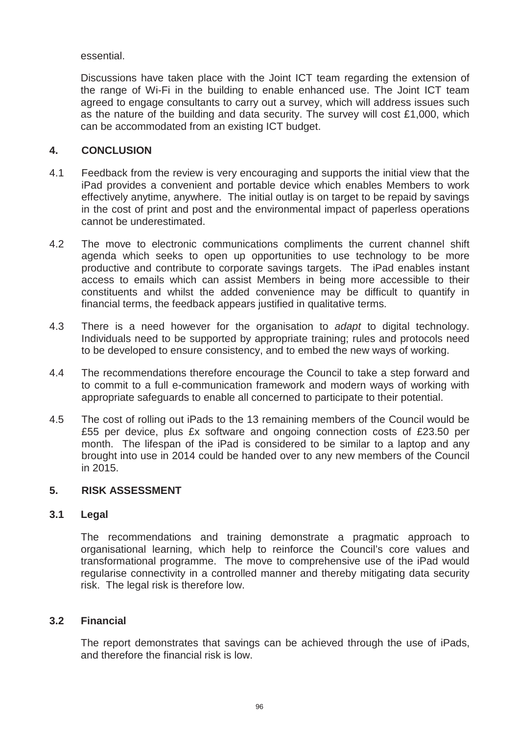essential.

Discussions have taken place with the Joint ICT team regarding the extension of the range of Wi-Fi in the building to enable enhanced use. The Joint ICT team agreed to engage consultants to carry out a survey, which will address issues such as the nature of the building and data security. The survey will cost £1,000, which can be accommodated from an existing ICT budget.

## 4. CONCLUSION

4.1 Feedback from the review is very encouraging and supports the initial view that the iPad provides a convenient and portable device which enables Members to work effectively anytime, anywhere. The initial outlay is on target to be repaid by savings in the cost of print and post and the environmental impact of paperless operations cannot be underestimated.

4.2 The move to electronic communications compliments the current channel shift agenda which seeks to open up opportunities to use technology to be more productive and contribute to corporate savings targets. The iPad enables instant access to emails which can assist Members in being more accessible to their constituents and whilst the added convenience may be difficult to quantify in financial terms, the feedback appears justified in qualitative terms.

4.3 There is a need however for the organisation to *adapt* to digital technology. Individuals need to be supported by appropriate training; rules and protocols need to be developed to ensure consistency, and to embed the new ways of working.

4.4 The recommendations therefore encourage the Council to take a step forward and to commit to a full e-communication framework and modern ways of working with appropriate safeguards to enable all concerned to participate to their potential.

4.5 The cost of rolling out iPads to the 13 remaining members of the Council would be £55 per device, plus £x software and ongoing connection costs of £23.50 per month. The lifespan of the iPad is considered to be similar to a laptop and any brought into use in 2014 could be handed over to any new members of the Council in 2015.

## 5. RISK ASSESSMENT

### 3.1 Legal

The recommendations and training demonstrate a pragmatic approach to organisational learning, which help to reinforce the Council's core values and transformational programme. The move to comprehensive use of the iPad would regularise connectivity in a controlled manner and thereby mitigating data security risk. The legal risk is therefore low.

### 3.2 Financial

The report demonstrates that savings can be achieved through the use of iPads, and therefore the financial risk is low.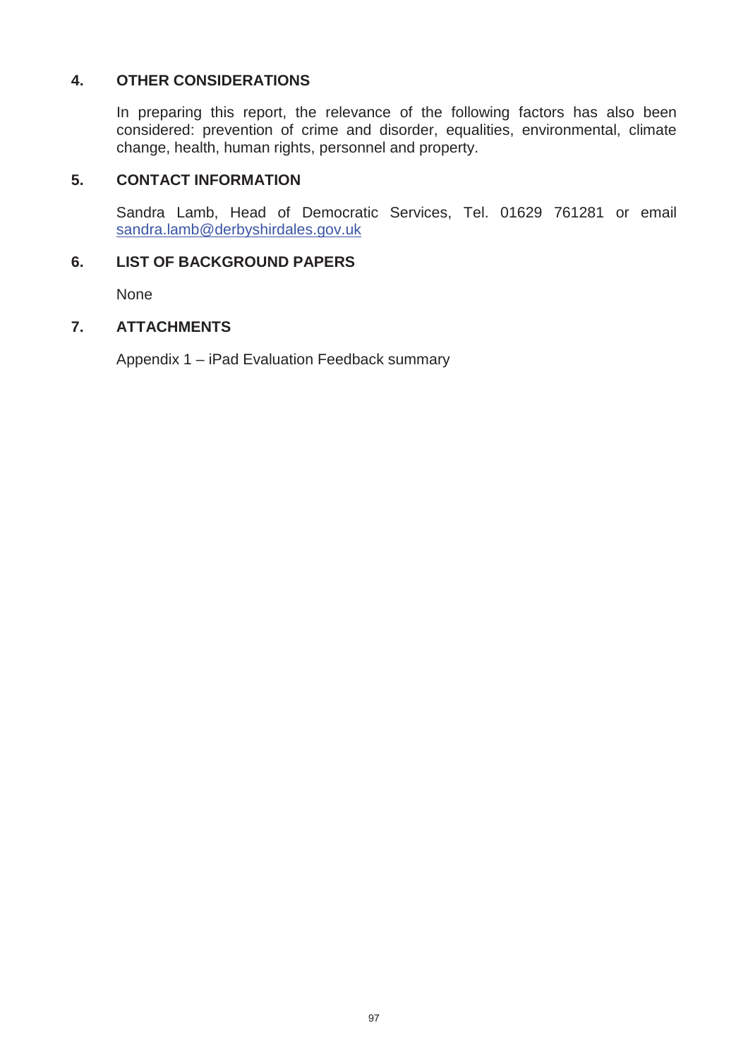## 4. OTHER CONSIDERATIONS

In preparing this report, the relevance of the following factors has also been considered: prevention of crime and disorder, equalities, environmental, climate change, health, human rights, personnel and property.

## 5. CONTACT INFORMATION

Sandra Lamb, Head of Democratic Services, Tel. 01629 761281 or email sandra.lamb@derbyshirdales.gov.uk

## 6. LIST OF BACKGROUND PAPERS

None

## 7. ATTACHMENTS

Appendix 1 – iPad Evaluation Feedback summary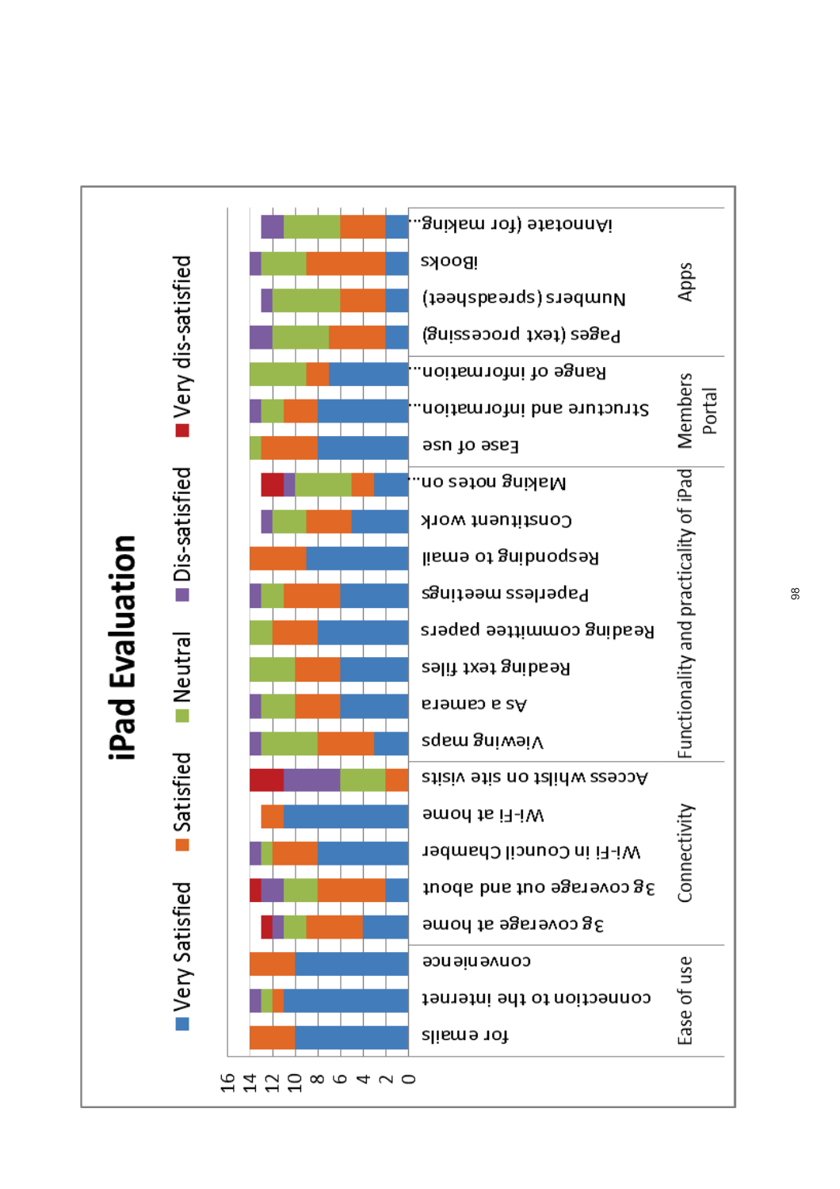# iPad Evaluation

Very Satisfied
Satisfied
Neutral
Dis-satisfied
Very dis-satisfied

16
14
12
10
8
6
4
2
0

Ease of use
for emails
connection to the internet
convenience

Connectivity
3g coverage at home
3g coverage out and about
Wi-Fi in Council Chamber
Wi-Fi at home
Access whilst on site visits

Functionality and practicality of iPad
Viewing maps
As a camera
Reading text files
Reading committee papers
Paperless meetings
Responding to email
Constituent work
Making notes on...

Members Portal
Ease of use
Structure and information...
Range of information...

Apps
Pages (text processing)
Numbers (spreadsheet)
iBooks
iAnnotate (for making...